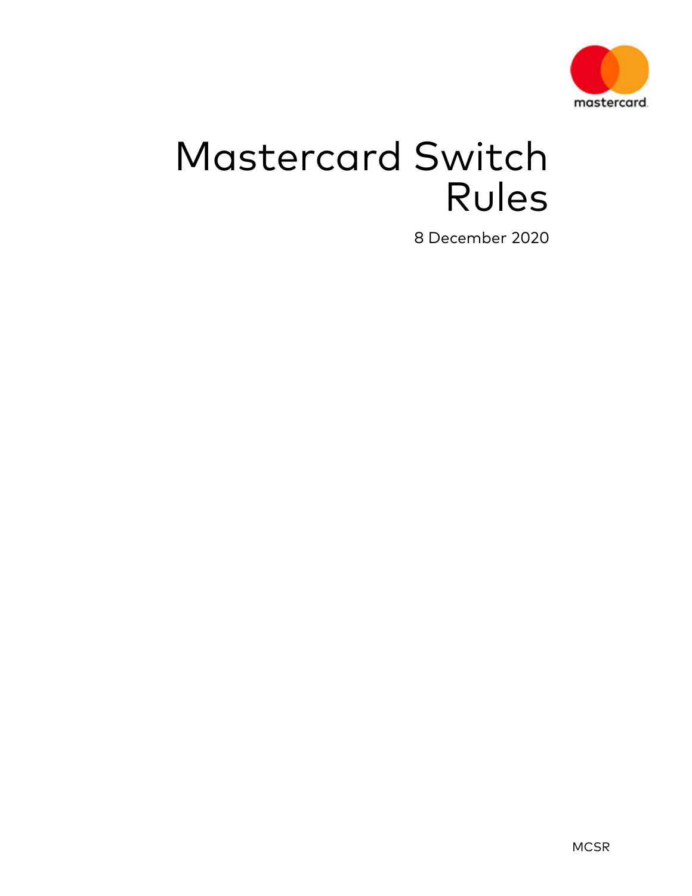# Mastercard Switch Rules

8 December 2020

MCSR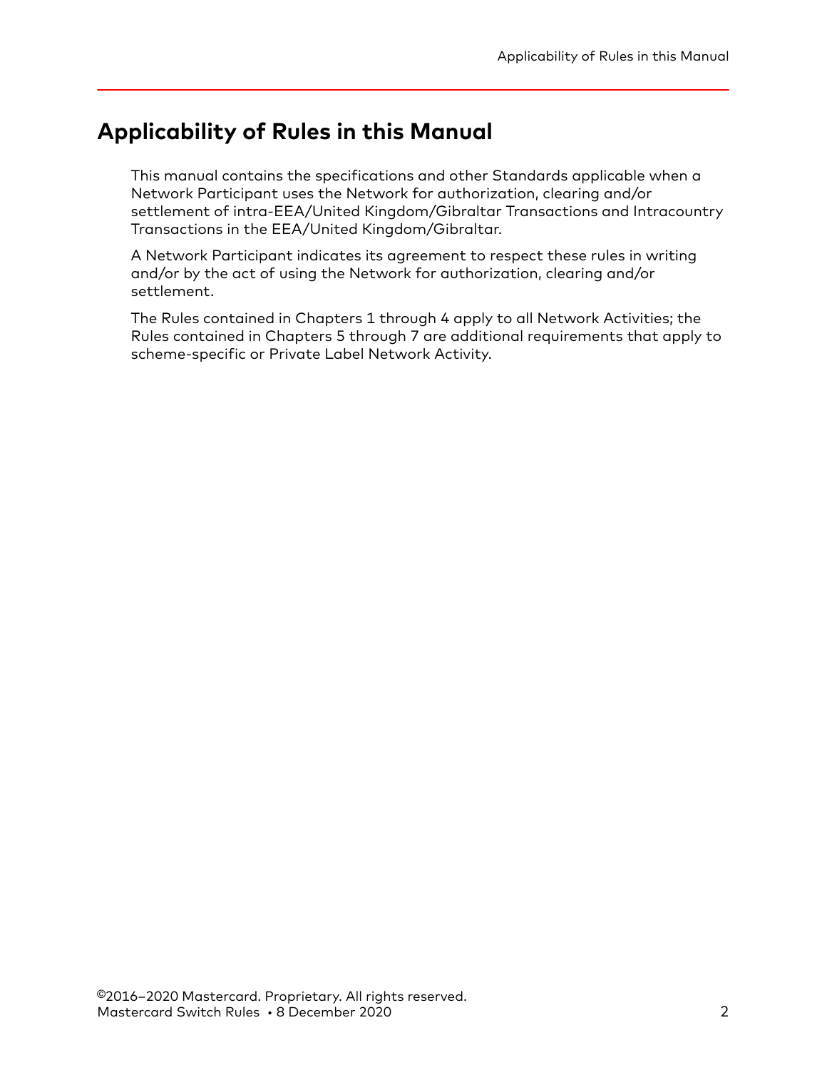# Applicability of Rules in this Manual

This manual contains the specifications and other Standards applicable when a Network Participant uses the Network for authorization, clearing and/or settlement of intra-EEA/United Kingdom/Gibraltar Transactions and Intracountry Transactions in the EEA/United Kingdom/Gibraltar.

A Network Participant indicates its agreement to respect these rules in writing and/or by the act of using the Network for authorization, clearing and/or settlement.

The Rules contained in Chapters 1 through 4 apply to all Network Activities; the Rules contained in Chapters 5 through 7 are additional requirements that apply to scheme-specific or Private Label Network Activity.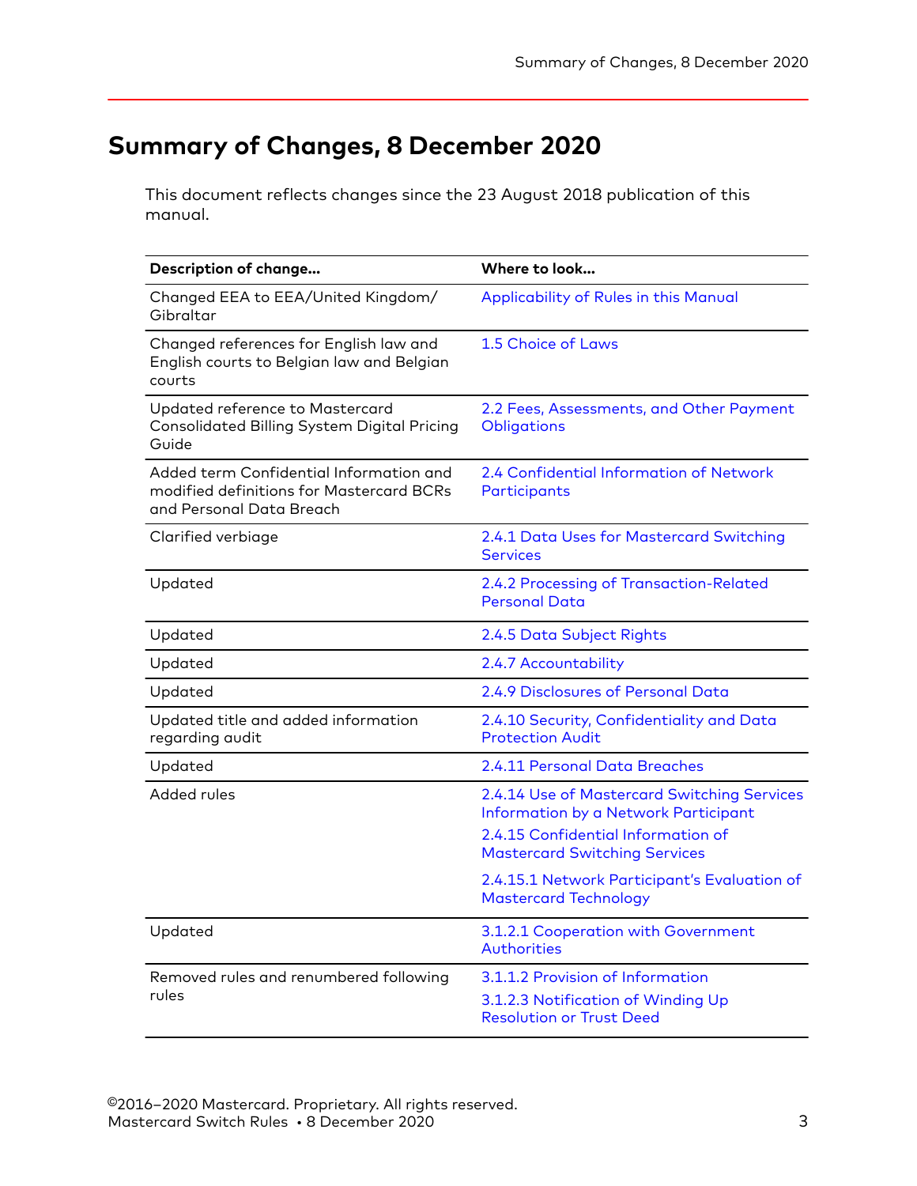# Summary of Changes, 8 December 2020

This document reflects changes since the 23 August 2018 publication of this manual.

| Description of change... | Where to look... |
| --- | --- |
| Changed EEA to EEA/United Kingdom/ Gibraltar | Applicability of Rules in this Manual |
| Changed references for English law and English courts to Belgian law and Belgian courts | 1.5 Choice of Laws |
| Updated reference to Mastercard Consolidated Billing System Digital Pricing Guide | 2.2 Fees, Assessments, and Other Payment Obligations |
| Added term Confidential Information and modified definitions for Mastercard BCRs and Personal Data Breach | 2.4 Confidential Information of Network Participants |
| Clarified verbiage | 2.4.1 Data Uses for Mastercard Switching Services |
| Updated | 2.4.2 Processing of Transaction-Related Personal Data |
| Updated | 2.4.5 Data Subject Rights |
| Updated | 2.4.7 Accountability |
| Updated | 2.4.9 Disclosures of Personal Data |
| Updated title and added information regarding audit | 2.4.10 Security, Confidentiality and Data Protection Audit |
| Updated | 2.4.11 Personal Data Breaches |
| Added rules | 2.4.14 Use of Mastercard Switching Services Information by a Network Participant<br>2.4.15 Confidential Information of Mastercard Switching Services<br>2.4.15.1 Network Participant's Evaluation of Mastercard Technology |
| Updated | 3.1.2.1 Cooperation with Government Authorities |
| Removed rules and renumbered following rules | 3.1.1.2 Provision of Information<br>3.1.2.3 Notification of Winding Up Resolution or Trust Deed |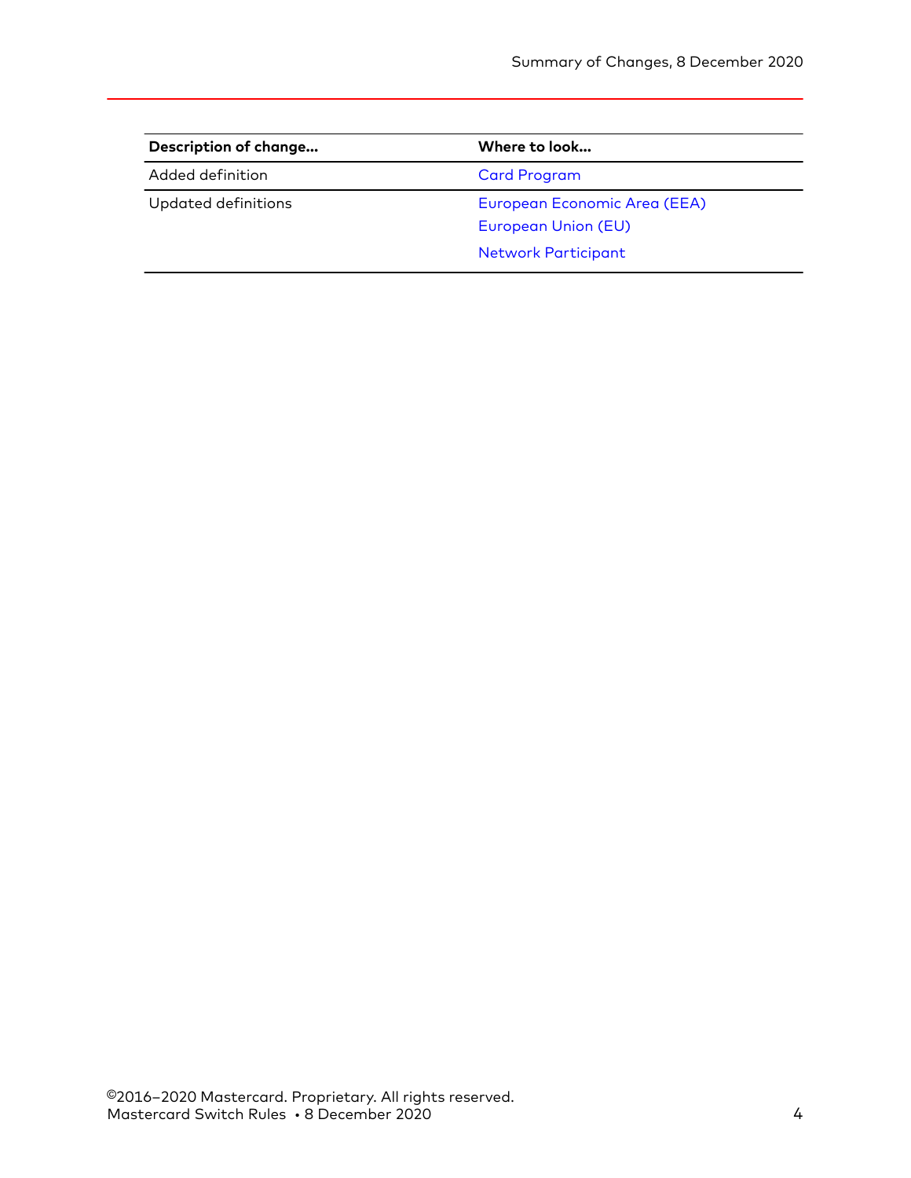| Description of change... | Where to look... |
| --- | --- |
| Added definition | Card Program |
| Updated definitions | European Economic Area (EEA)<br>European Union (EU)<br>Network Participant |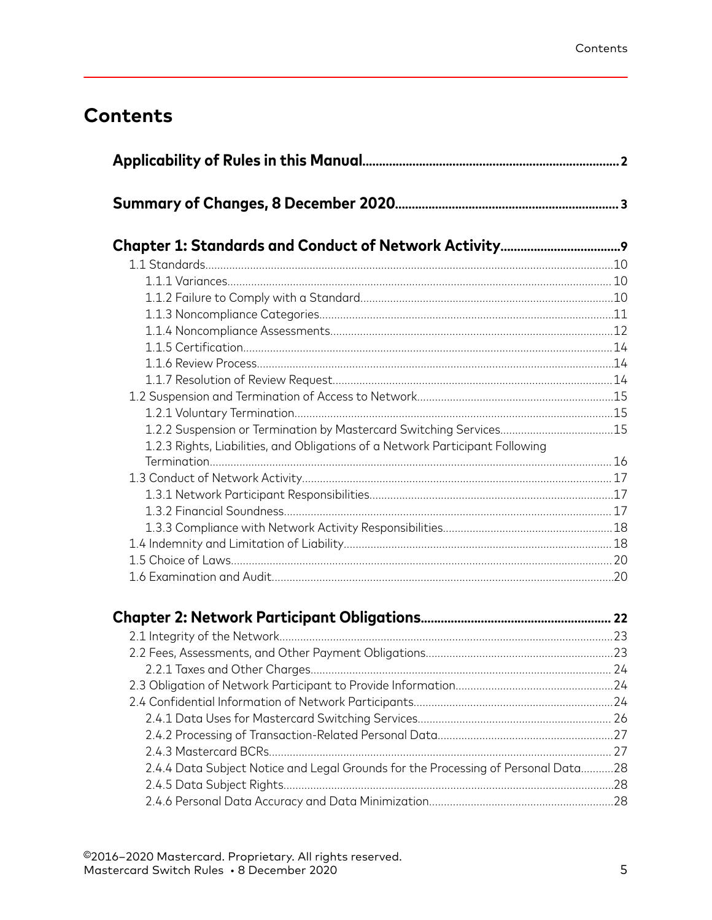# Contents

**Applicability of Rules in this Manual** .......... 2

**Summary of Changes, 8 December 2020** .......... 3

**Chapter 1: Standards and Conduct of Network Activity** .......... 9

- 1.1 Standards .......... 10
  - 1.1.1 Variances .......... 10
  - 1.1.2 Failure to Comply with a Standard .......... 10
  - 1.1.3 Noncompliance Categories .......... 11
  - 1.1.4 Noncompliance Assessments .......... 12
  - 1.1.5 Certification .......... 14
  - 1.1.6 Review Process .......... 14
  - 1.1.7 Resolution of Review Request .......... 14
- 1.2 Suspension and Termination of Access to Network .......... 15
  - 1.2.1 Voluntary Termination .......... 15
  - 1.2.2 Suspension or Termination by Mastercard Switching Services .......... 15
  - 1.2.3 Rights, Liabilities, and Obligations of a Network Participant Following Termination .......... 16
- 1.3 Conduct of Network Activity .......... 17
  - 1.3.1 Network Participant Responsibilities .......... 17
  - 1.3.2 Financial Soundness .......... 17
  - 1.3.3 Compliance with Network Activity Responsibilities .......... 18
- 1.4 Indemnity and Limitation of Liability .......... 18
- 1.5 Choice of Laws .......... 20
- 1.6 Examination and Audit .......... 20

**Chapter 2: Network Participant Obligations** .......... 22

- 2.1 Integrity of the Network .......... 23
- 2.2 Fees, Assessments, and Other Payment Obligations .......... 23
  - 2.2.1 Taxes and Other Charges .......... 24
- 2.3 Obligation of Network Participant to Provide Information .......... 24
- 2.4 Confidential Information of Network Participants .......... 24
  - 2.4.1 Data Uses for Mastercard Switching Services .......... 26
  - 2.4.2 Processing of Transaction-Related Personal Data .......... 27
  - 2.4.3 Mastercard BCRs .......... 27
  - 2.4.4 Data Subject Notice and Legal Grounds for the Processing of Personal Data .......... 28
  - 2.4.5 Data Subject Rights .......... 28
  - 2.4.6 Personal Data Accuracy and Data Minimization .......... 28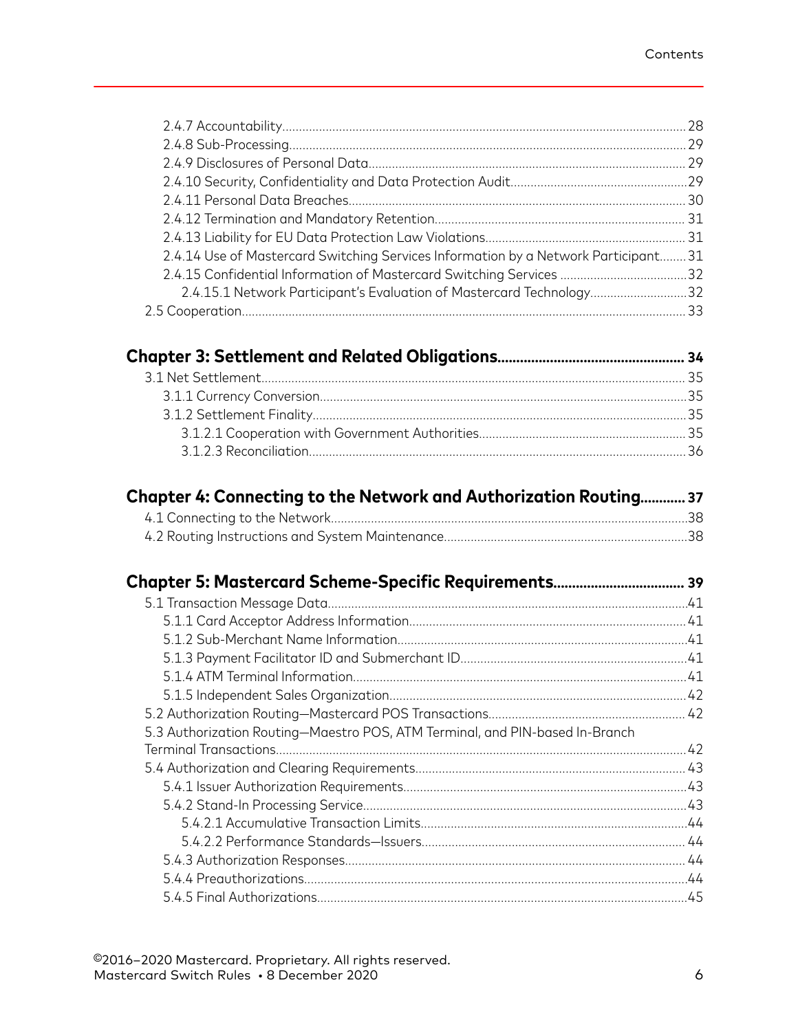2.4.7 Accountability........................................................................................................................28
2.4.8 Sub-Processing......................................................................................................................29
2.4.9 Disclosures of Personal Data..............................................................................................29
2.4.10 Security, Confidentiality and Data Protection Audit.....................................................29
2.4.11 Personal Data Breaches....................................................................................................30
2.4.12 Termination and Mandatory Retention..........................................................................31
2.4.13 Liability for EU Data Protection Law Violations............................................................31
2.4.14 Use of Mastercard Switching Services Information by a Network Participant........31
2.4.15 Confidential Information of Mastercard Switching Services ......................................32
2.4.15.1 Network Participant's Evaluation of Mastercard Technology.............................32
2.5 Cooperation....................................................................................................................................33

**Chapter 3: Settlement and Related Obligations.................................................34**

3.1 Net Settlement..............................................................................................................................35
3.1.1 Currency Conversion.............................................................................................................35
3.1.2 Settlement Finality...............................................................................................................35
3.1.2.1 Cooperation with Government Authorities.............................................................35
3.1.2.3 Reconciliation................................................................................................................36

**Chapter 4: Connecting to the Network and Authorization Routing............37**

4.1 Connecting to the Network..........................................................................................................38
4.2 Routing Instructions and System Maintenance........................................................................38

**Chapter 5: Mastercard Scheme-Specific Requirements..................................39**

5.1 Transaction Message Data...........................................................................................................41
5.1.1 Card Acceptor Address Information..................................................................................41
5.1.2 Sub-Merchant Name Information......................................................................................41
5.1.3 Payment Facilitator ID and Submerchant ID...................................................................41
5.1.4 ATM Terminal Information...................................................................................................41
5.1.5 Independent Sales Organization........................................................................................42
5.2 Authorization Routing—Mastercard POS Transactions..........................................................42
5.3 Authorization Routing—Maestro POS, ATM Terminal, and PIN-based In-Branch Terminal Transactions..........................................................................................................................42
5.4 Authorization and Clearing Requirements................................................................................43
5.4.1 Issuer Authorization Requirements....................................................................................43
5.4.2 Stand-In Processing Service................................................................................................43
5.4.2.1 Accumulative Transaction Limits...............................................................................44
5.4.2.2 Performance Standards—Issuers..............................................................................44
5.4.3 Authorization Responses.....................................................................................................44
5.4.4 Preauthorizations..................................................................................................................44
5.4.5 Final Authorizations..............................................................................................................45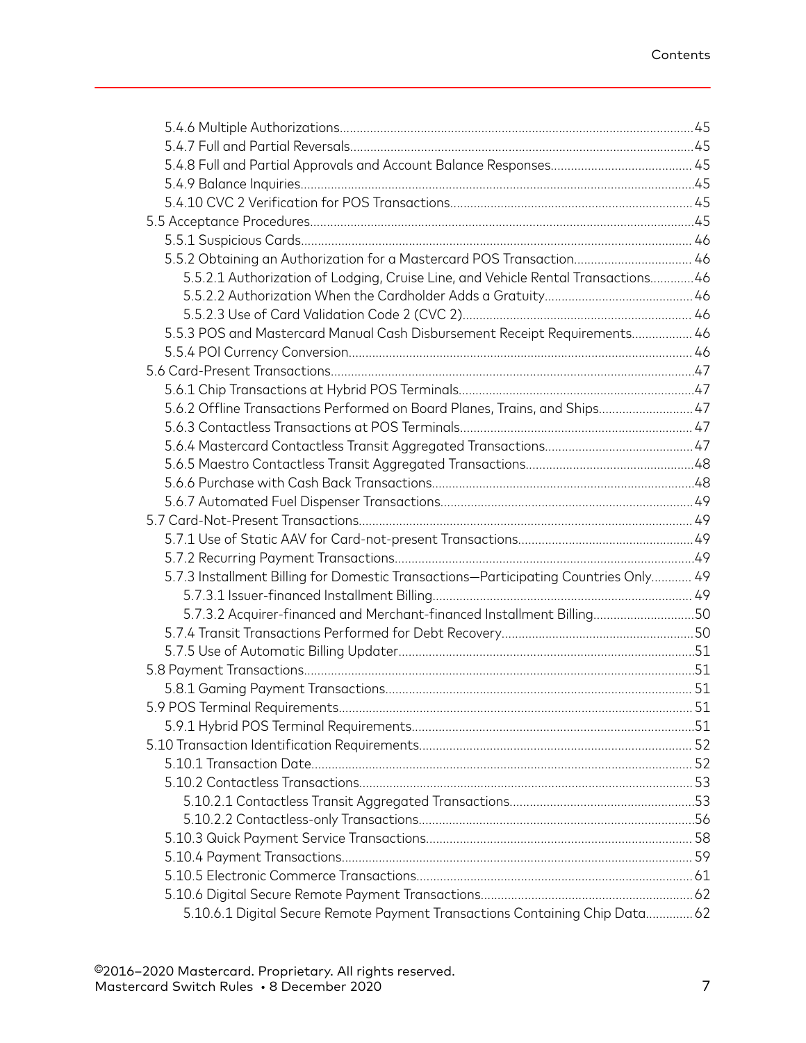- 5.4.6 Multiple Authorizations....45
- 5.4.7 Full and Partial Reversals....45
- 5.4.8 Full and Partial Approvals and Account Balance Responses....45
- 5.4.9 Balance Inquiries....45
- 5.4.10 CVC 2 Verification for POS Transactions....45

5.5 Acceptance Procedures....45

- 5.5.1 Suspicious Cards....46
- 5.5.2 Obtaining an Authorization for a Mastercard POS Transaction....46
  - 5.5.2.1 Authorization of Lodging, Cruise Line, and Vehicle Rental Transactions....46
  - 5.5.2.2 Authorization When the Cardholder Adds a Gratuity....46
  - 5.5.2.3 Use of Card Validation Code 2 (CVC 2)....46
- 5.5.3 POS and Mastercard Manual Cash Disbursement Receipt Requirements....46
- 5.5.4 POI Currency Conversion....46

5.6 Card-Present Transactions....47

- 5.6.1 Chip Transactions at Hybrid POS Terminals....47
- 5.6.2 Offline Transactions Performed on Board Planes, Trains, and Ships....47
- 5.6.3 Contactless Transactions at POS Terminals....47
- 5.6.4 Mastercard Contactless Transit Aggregated Transactions....47
- 5.6.5 Maestro Contactless Transit Aggregated Transactions....48
- 5.6.6 Purchase with Cash Back Transactions....48
- 5.6.7 Automated Fuel Dispenser Transactions....49

5.7 Card-Not-Present Transactions....49

- 5.7.1 Use of Static AAV for Card-not-present Transactions....49
- 5.7.2 Recurring Payment Transactions....49
- 5.7.3 Installment Billing for Domestic Transactions—Participating Countries Only....49
  - 5.7.3.1 Issuer-financed Installment Billing....49
  - 5.7.3.2 Acquirer-financed and Merchant-financed Installment Billing....50
- 5.7.4 Transit Transactions Performed for Debt Recovery....50
- 5.7.5 Use of Automatic Billing Updater....51

5.8 Payment Transactions....51

- 5.8.1 Gaming Payment Transactions....51

5.9 POS Terminal Requirements....51

- 5.9.1 Hybrid POS Terminal Requirements....51

5.10 Transaction Identification Requirements....52

- 5.10.1 Transaction Date....52
- 5.10.2 Contactless Transactions....53
  - 5.10.2.1 Contactless Transit Aggregated Transactions....53
  - 5.10.2.2 Contactless-only Transactions....56
- 5.10.3 Quick Payment Service Transactions....58
- 5.10.4 Payment Transactions....59
- 5.10.5 Electronic Commerce Transactions....61
- 5.10.6 Digital Secure Remote Payment Transactions....62
  - 5.10.6.1 Digital Secure Remote Payment Transactions Containing Chip Data....62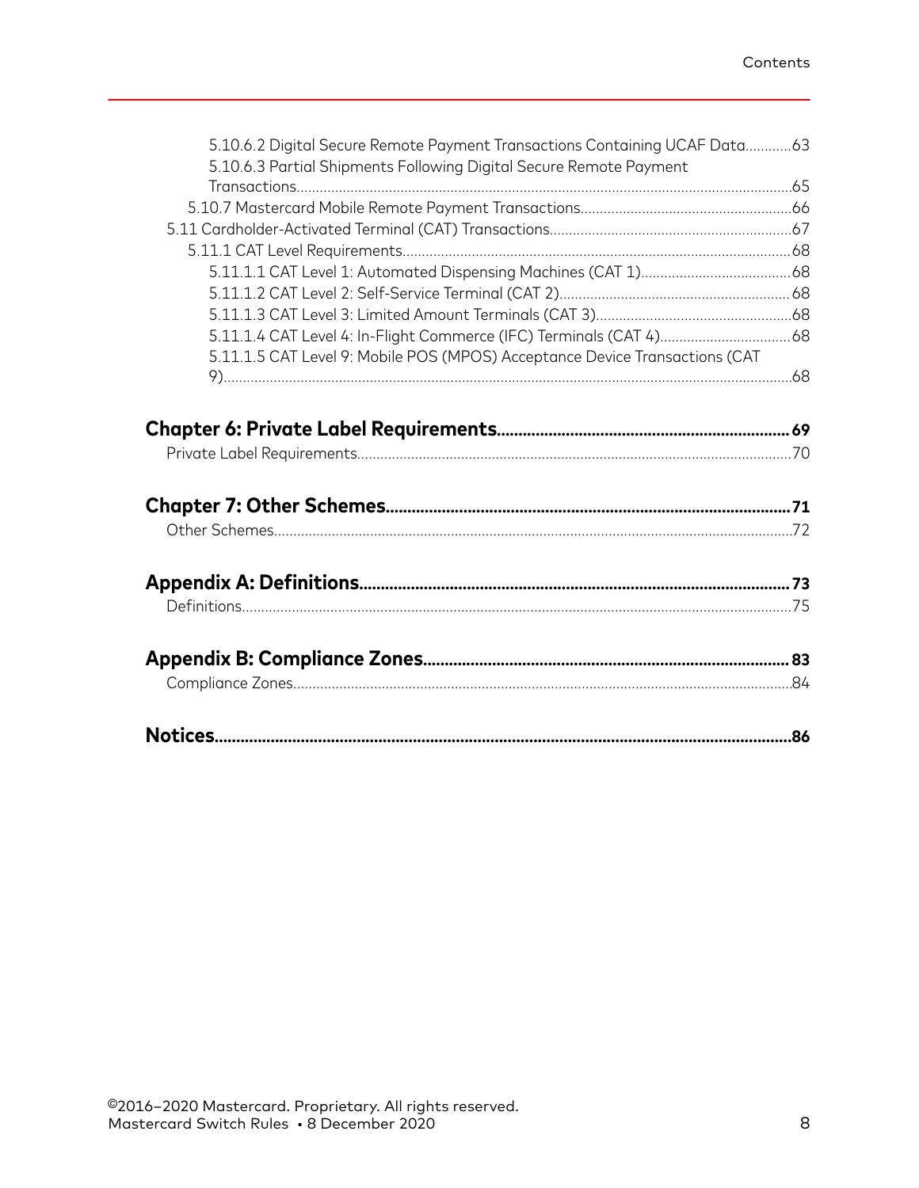5.10.6.2 Digital Secure Remote Payment Transactions Containing UCAF Data............63

5.10.6.3 Partial Shipments Following Digital Secure Remote Payment Transactions................................................................................................................................65

5.10.7 Mastercard Mobile Remote Payment Transactions......................................................66

5.11 Cardholder-Activated Terminal (CAT) Transactions..............................................................67

5.11.1 CAT Level Requirements....................................................................................................68

5.11.1.1 CAT Level 1: Automated Dispensing Machines (CAT 1).......................................68

5.11.1.2 CAT Level 2: Self-Service Terminal (CAT 2)...........................................................68

5.11.1.3 CAT Level 3: Limited Amount Terminals (CAT 3)..................................................68

5.11.1.4 CAT Level 4: In-Flight Commerce (IFC) Terminals (CAT 4)..................................68

5.11.1.5 CAT Level 9: Mobile POS (MPOS) Acceptance Device Transactions (CAT 9)...................................................................................................................................68

**Chapter 6: Private Label Requirements..................................................................69**

Private Label Requirements................................................................................................70

**Chapter 7: Other Schemes.............................................................................................71**

Other Schemes......................................................................................................................72

**Appendix A: Definitions...................................................................................................73**

Definitions.............................................................................................................................75

**Appendix B: Compliance Zones....................................................................................83**

Compliance Zones................................................................................................................84

**Notices....................................................................................................................................86**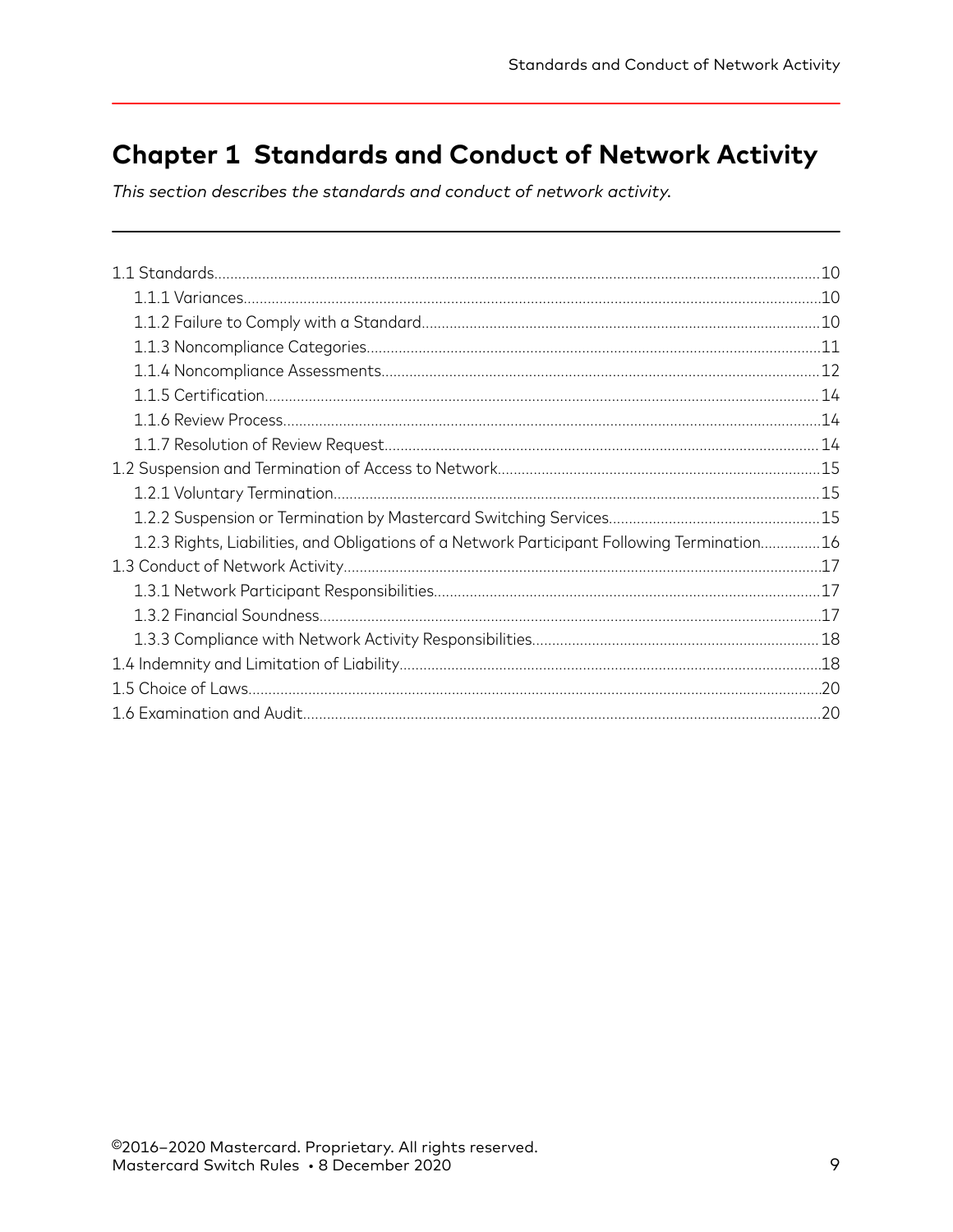# Chapter 1 Standards and Conduct of Network Activity

*This section describes the standards and conduct of network activity.*

- 1.1 Standards....10
  - 1.1.1 Variances....10
  - 1.1.2 Failure to Comply with a Standard....10
  - 1.1.3 Noncompliance Categories....11
  - 1.1.4 Noncompliance Assessments....12
  - 1.1.5 Certification....14
  - 1.1.6 Review Process....14
  - 1.1.7 Resolution of Review Request....14
- 1.2 Suspension and Termination of Access to Network....15
  - 1.2.1 Voluntary Termination....15
  - 1.2.2 Suspension or Termination by Mastercard Switching Services....15
  - 1.2.3 Rights, Liabilities, and Obligations of a Network Participant Following Termination....16
- 1.3 Conduct of Network Activity....17
  - 1.3.1 Network Participant Responsibilities....17
  - 1.3.2 Financial Soundness....17
  - 1.3.3 Compliance with Network Activity Responsibilities....18
- 1.4 Indemnity and Limitation of Liability....18
- 1.5 Choice of Laws....20
- 1.6 Examination and Audit....20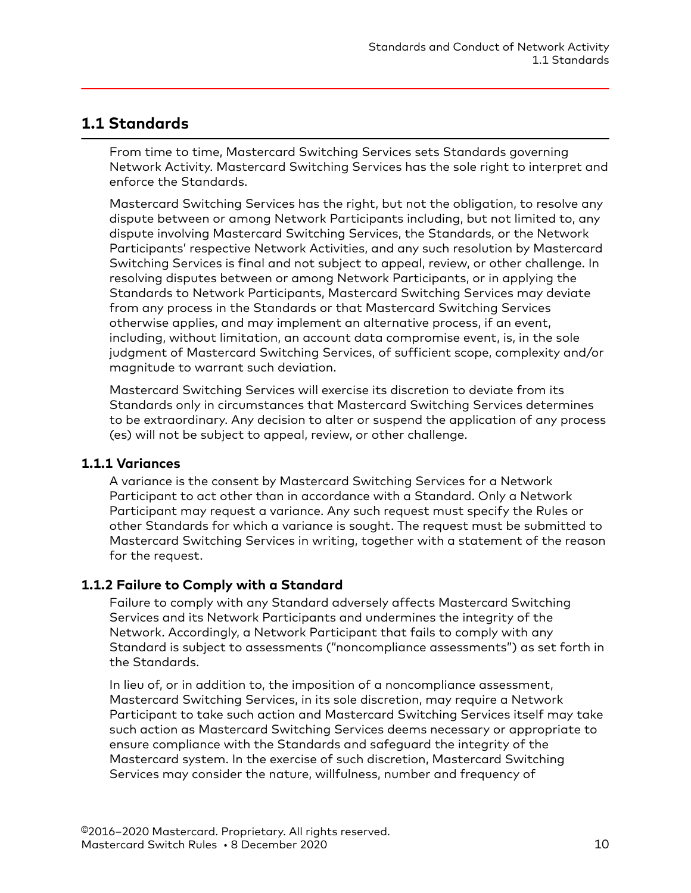## 1.1 Standards

From time to time, Mastercard Switching Services sets Standards governing Network Activity. Mastercard Switching Services has the sole right to interpret and enforce the Standards.

Mastercard Switching Services has the right, but not the obligation, to resolve any dispute between or among Network Participants including, but not limited to, any dispute involving Mastercard Switching Services, the Standards, or the Network Participants' respective Network Activities, and any such resolution by Mastercard Switching Services is final and not subject to appeal, review, or other challenge. In resolving disputes between or among Network Participants, or in applying the Standards to Network Participants, Mastercard Switching Services may deviate from any process in the Standards or that Mastercard Switching Services otherwise applies, and may implement an alternative process, if an event, including, without limitation, an account data compromise event, is, in the sole judgment of Mastercard Switching Services, of sufficient scope, complexity and/or magnitude to warrant such deviation.

Mastercard Switching Services will exercise its discretion to deviate from its Standards only in circumstances that Mastercard Switching Services determines to be extraordinary. Any decision to alter or suspend the application of any process (es) will not be subject to appeal, review, or other challenge.

### 1.1.1 Variances

A variance is the consent by Mastercard Switching Services for a Network Participant to act other than in accordance with a Standard. Only a Network Participant may request a variance. Any such request must specify the Rules or other Standards for which a variance is sought. The request must be submitted to Mastercard Switching Services in writing, together with a statement of the reason for the request.

### 1.1.2 Failure to Comply with a Standard

Failure to comply with any Standard adversely affects Mastercard Switching Services and its Network Participants and undermines the integrity of the Network. Accordingly, a Network Participant that fails to comply with any Standard is subject to assessments ("noncompliance assessments") as set forth in the Standards.

In lieu of, or in addition to, the imposition of a noncompliance assessment, Mastercard Switching Services, in its sole discretion, may require a Network Participant to take such action and Mastercard Switching Services itself may take such action as Mastercard Switching Services deems necessary or appropriate to ensure compliance with the Standards and safeguard the integrity of the Mastercard system. In the exercise of such discretion, Mastercard Switching Services may consider the nature, willfulness, number and frequency of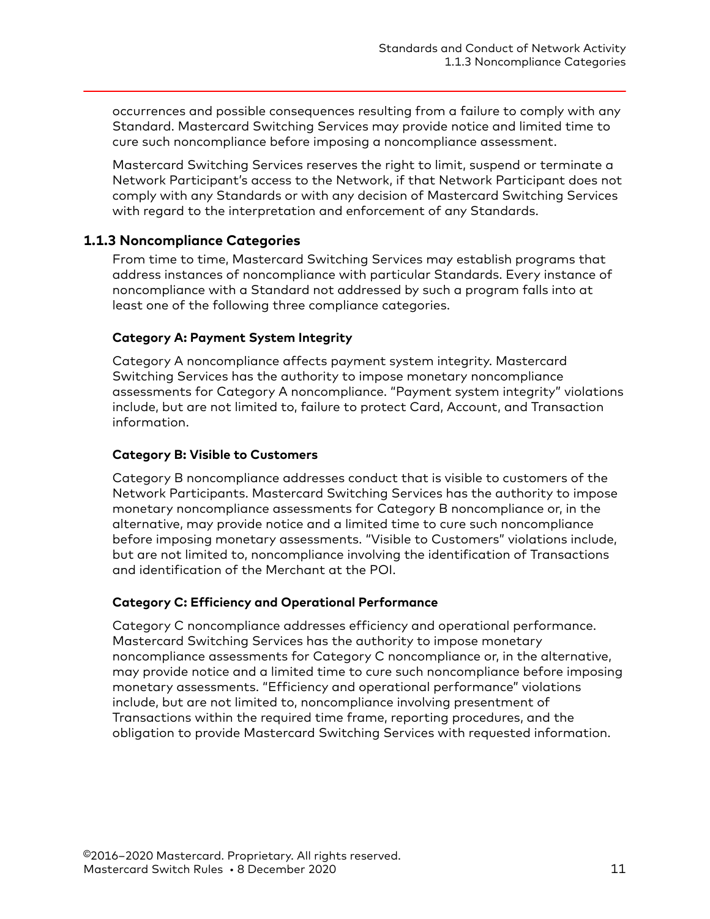occurrences and possible consequences resulting from a failure to comply with any Standard. Mastercard Switching Services may provide notice and limited time to cure such noncompliance before imposing a noncompliance assessment.

Mastercard Switching Services reserves the right to limit, suspend or terminate a Network Participant's access to the Network, if that Network Participant does not comply with any Standards or with any decision of Mastercard Switching Services with regard to the interpretation and enforcement of any Standards.

### 1.1.3 Noncompliance Categories

From time to time, Mastercard Switching Services may establish programs that address instances of noncompliance with particular Standards. Every instance of noncompliance with a Standard not addressed by such a program falls into at least one of the following three compliance categories.

#### Category A: Payment System Integrity

Category A noncompliance affects payment system integrity. Mastercard Switching Services has the authority to impose monetary noncompliance assessments for Category A noncompliance. "Payment system integrity" violations include, but are not limited to, failure to protect Card, Account, and Transaction information.

#### Category B: Visible to Customers

Category B noncompliance addresses conduct that is visible to customers of the Network Participants. Mastercard Switching Services has the authority to impose monetary noncompliance assessments for Category B noncompliance or, in the alternative, may provide notice and a limited time to cure such noncompliance before imposing monetary assessments. "Visible to Customers" violations include, but are not limited to, noncompliance involving the identification of Transactions and identification of the Merchant at the POI.

#### Category C: Efficiency and Operational Performance

Category C noncompliance addresses efficiency and operational performance. Mastercard Switching Services has the authority to impose monetary noncompliance assessments for Category C noncompliance or, in the alternative, may provide notice and a limited time to cure such noncompliance before imposing monetary assessments. "Efficiency and operational performance" violations include, but are not limited to, noncompliance involving presentment of Transactions within the required time frame, reporting procedures, and the obligation to provide Mastercard Switching Services with requested information.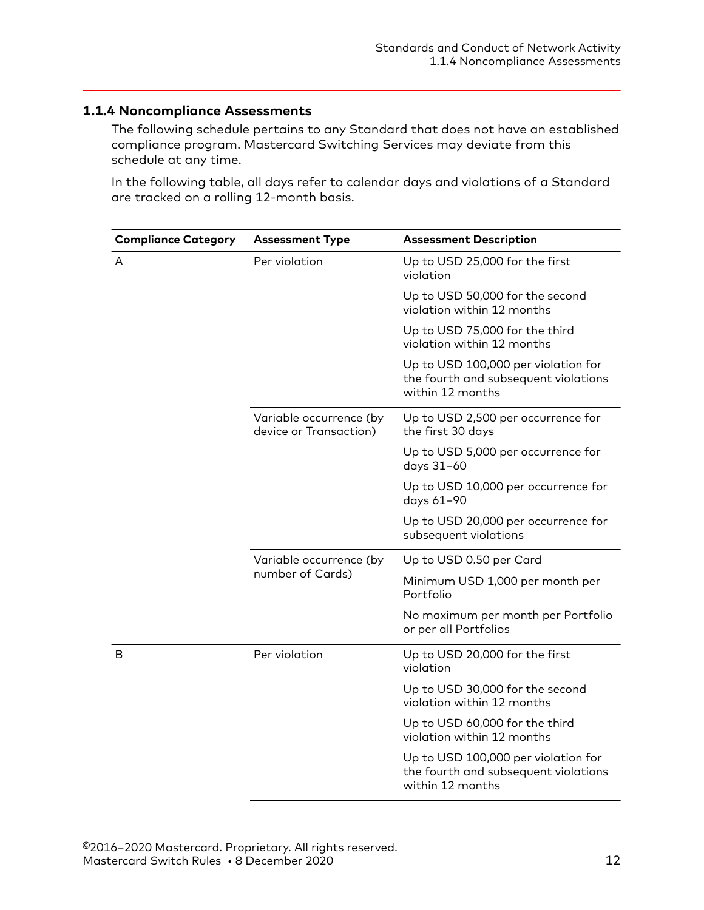### 1.1.4 Noncompliance Assessments

The following schedule pertains to any Standard that does not have an established compliance program. Mastercard Switching Services may deviate from this schedule at any time.

In the following table, all days refer to calendar days and violations of a Standard are tracked on a rolling 12-month basis.

| Compliance Category | Assessment Type | Assessment Description |
| --- | --- | --- |
| A | Per violation | Up to USD 25,000 for the first violation |
| | | Up to USD 50,000 for the second violation within 12 months |
| | | Up to USD 75,000 for the third violation within 12 months |
| | | Up to USD 100,000 per violation for the fourth and subsequent violations within 12 months |
| | Variable occurrence (by device or Transaction) | Up to USD 2,500 per occurrence for the first 30 days |
| | | Up to USD 5,000 per occurrence for days 31–60 |
| | | Up to USD 10,000 per occurrence for days 61–90 |
| | | Up to USD 20,000 per occurrence for subsequent violations |
| | Variable occurrence (by number of Cards) | Up to USD 0.50 per Card |
| | | Minimum USD 1,000 per month per Portfolio |
| | | No maximum per month per Portfolio or per all Portfolios |
| B | Per violation | Up to USD 20,000 for the first violation |
| | | Up to USD 30,000 for the second violation within 12 months |
| | | Up to USD 60,000 for the third violation within 12 months |
| | | Up to USD 100,000 per violation for the fourth and subsequent violations within 12 months |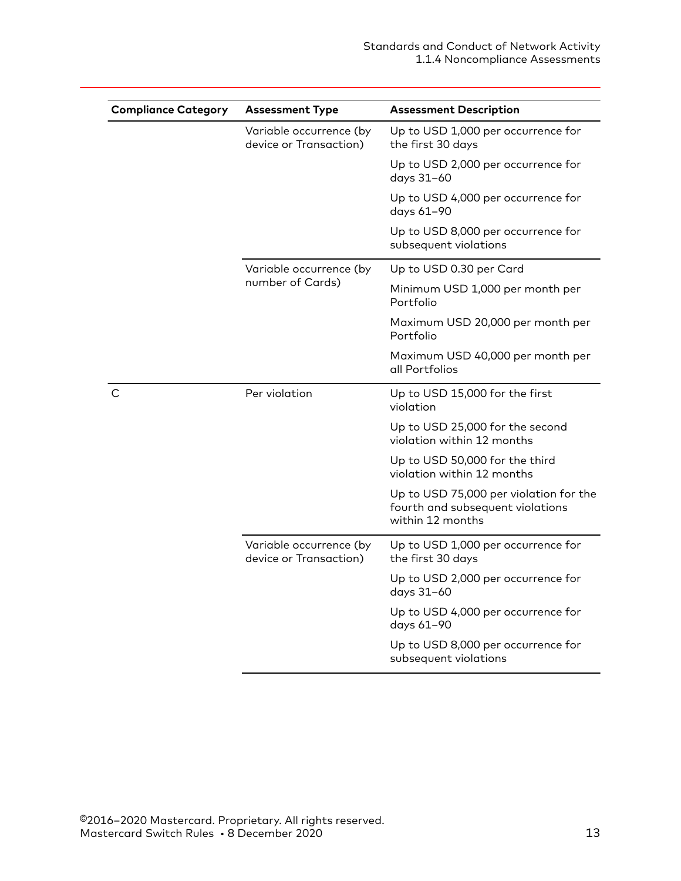| Compliance Category | Assessment Type | Assessment Description |
|---|---|---|
| | Variable occurrence (by device or Transaction) | Up to USD 1,000 per occurrence for the first 30 days |
| | | Up to USD 2,000 per occurrence for days 31–60 |
| | | Up to USD 4,000 per occurrence for days 61–90 |
| | | Up to USD 8,000 per occurrence for subsequent violations |
| | Variable occurrence (by number of Cards) | Up to USD 0.30 per Card |
| | | Minimum USD 1,000 per month per Portfolio |
| | | Maximum USD 20,000 per month per Portfolio |
| | | Maximum USD 40,000 per month per all Portfolios |
| C | Per violation | Up to USD 15,000 for the first violation |
| | | Up to USD 25,000 for the second violation within 12 months |
| | | Up to USD 50,000 for the third violation within 12 months |
| | | Up to USD 75,000 per violation for the fourth and subsequent violations within 12 months |
| | Variable occurrence (by device or Transaction) | Up to USD 1,000 per occurrence for the first 30 days |
| | | Up to USD 2,000 per occurrence for days 31–60 |
| | | Up to USD 4,000 per occurrence for days 61–90 |
| | | Up to USD 8,000 per occurrence for subsequent violations |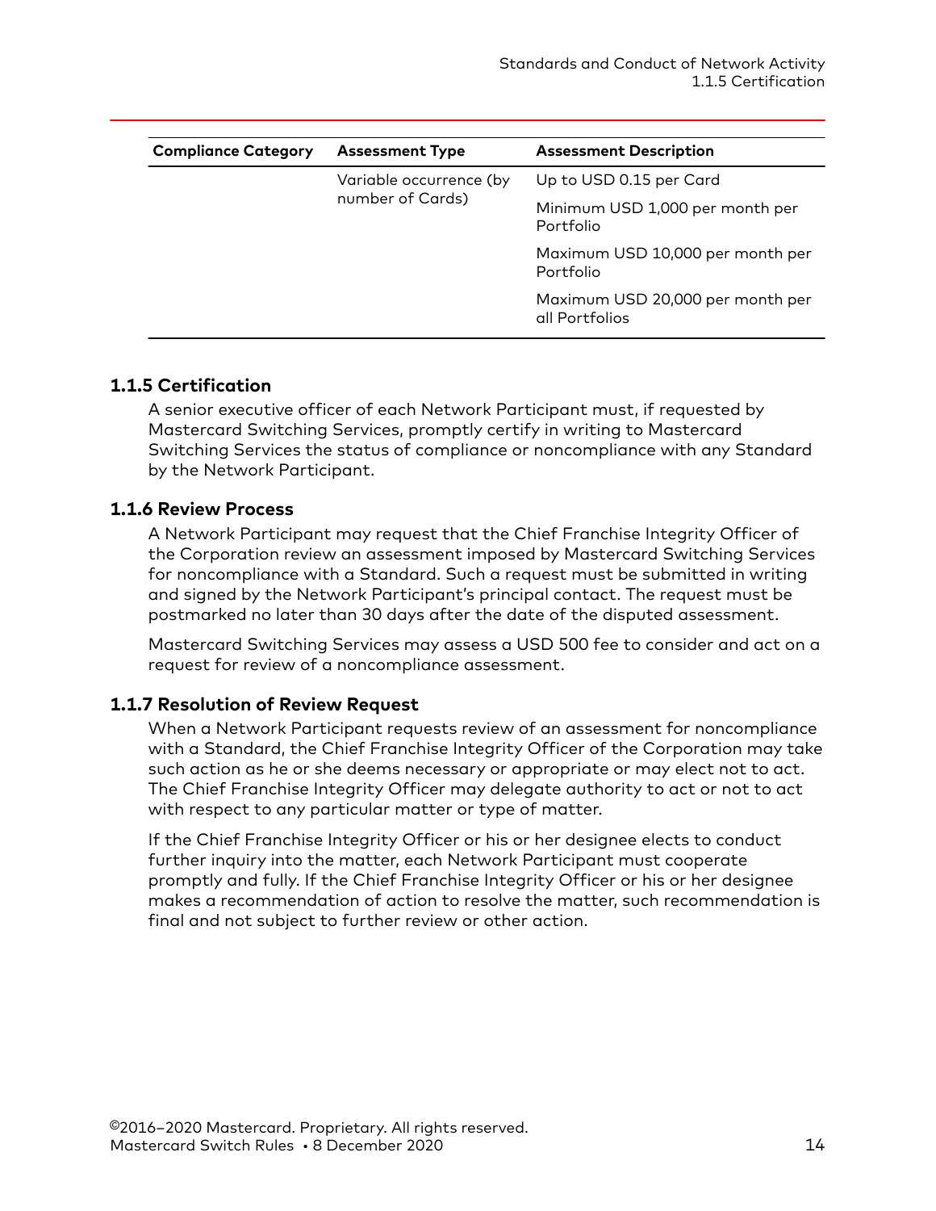| Compliance Category | Assessment Type | Assessment Description |
|---|---|---|
| | Variable occurrence (by number of Cards) | Up to USD 0.15 per Card |
| | | Minimum USD 1,000 per month per Portfolio |
| | | Maximum USD 10,000 per month per Portfolio |
| | | Maximum USD 20,000 per month per all Portfolios |

### 1.1.5 Certification

A senior executive officer of each Network Participant must, if requested by Mastercard Switching Services, promptly certify in writing to Mastercard Switching Services the status of compliance or noncompliance with any Standard by the Network Participant.

### 1.1.6 Review Process

A Network Participant may request that the Chief Franchise Integrity Officer of the Corporation review an assessment imposed by Mastercard Switching Services for noncompliance with a Standard. Such a request must be submitted in writing and signed by the Network Participant's principal contact. The request must be postmarked no later than 30 days after the date of the disputed assessment.

Mastercard Switching Services may assess a USD 500 fee to consider and act on a request for review of a noncompliance assessment.

### 1.1.7 Resolution of Review Request

When a Network Participant requests review of an assessment for noncompliance with a Standard, the Chief Franchise Integrity Officer of the Corporation may take such action as he or she deems necessary or appropriate or may elect not to act. The Chief Franchise Integrity Officer may delegate authority to act or not to act with respect to any particular matter or type of matter.

If the Chief Franchise Integrity Officer or his or her designee elects to conduct further inquiry into the matter, each Network Participant must cooperate promptly and fully. If the Chief Franchise Integrity Officer or his or her designee makes a recommendation of action to resolve the matter, such recommendation is final and not subject to further review or other action.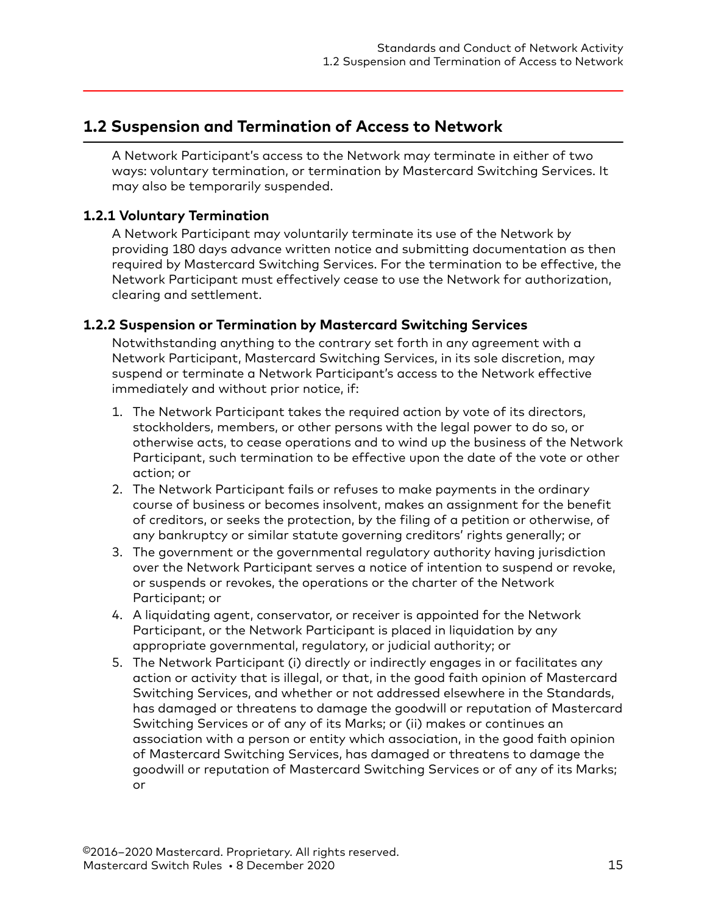## 1.2 Suspension and Termination of Access to Network

A Network Participant's access to the Network may terminate in either of two ways: voluntary termination, or termination by Mastercard Switching Services. It may also be temporarily suspended.

### 1.2.1 Voluntary Termination

A Network Participant may voluntarily terminate its use of the Network by providing 180 days advance written notice and submitting documentation as then required by Mastercard Switching Services. For the termination to be effective, the Network Participant must effectively cease to use the Network for authorization, clearing and settlement.

### 1.2.2 Suspension or Termination by Mastercard Switching Services

Notwithstanding anything to the contrary set forth in any agreement with a Network Participant, Mastercard Switching Services, in its sole discretion, may suspend or terminate a Network Participant's access to the Network effective immediately and without prior notice, if:

1. The Network Participant takes the required action by vote of its directors, stockholders, members, or other persons with the legal power to do so, or otherwise acts, to cease operations and to wind up the business of the Network Participant, such termination to be effective upon the date of the vote or other action; or
2. The Network Participant fails or refuses to make payments in the ordinary course of business or becomes insolvent, makes an assignment for the benefit of creditors, or seeks the protection, by the filing of a petition or otherwise, of any bankruptcy or similar statute governing creditors' rights generally; or
3. The government or the governmental regulatory authority having jurisdiction over the Network Participant serves a notice of intention to suspend or revoke, or suspends or revokes, the operations or the charter of the Network Participant; or
4. A liquidating agent, conservator, or receiver is appointed for the Network Participant, or the Network Participant is placed in liquidation by any appropriate governmental, regulatory, or judicial authority; or
5. The Network Participant (i) directly or indirectly engages in or facilitates any action or activity that is illegal, or that, in the good faith opinion of Mastercard Switching Services, and whether or not addressed elsewhere in the Standards, has damaged or threatens to damage the goodwill or reputation of Mastercard Switching Services or of any of its Marks; or (ii) makes or continues an association with a person or entity which association, in the good faith opinion of Mastercard Switching Services, has damaged or threatens to damage the goodwill or reputation of Mastercard Switching Services or of any of its Marks; or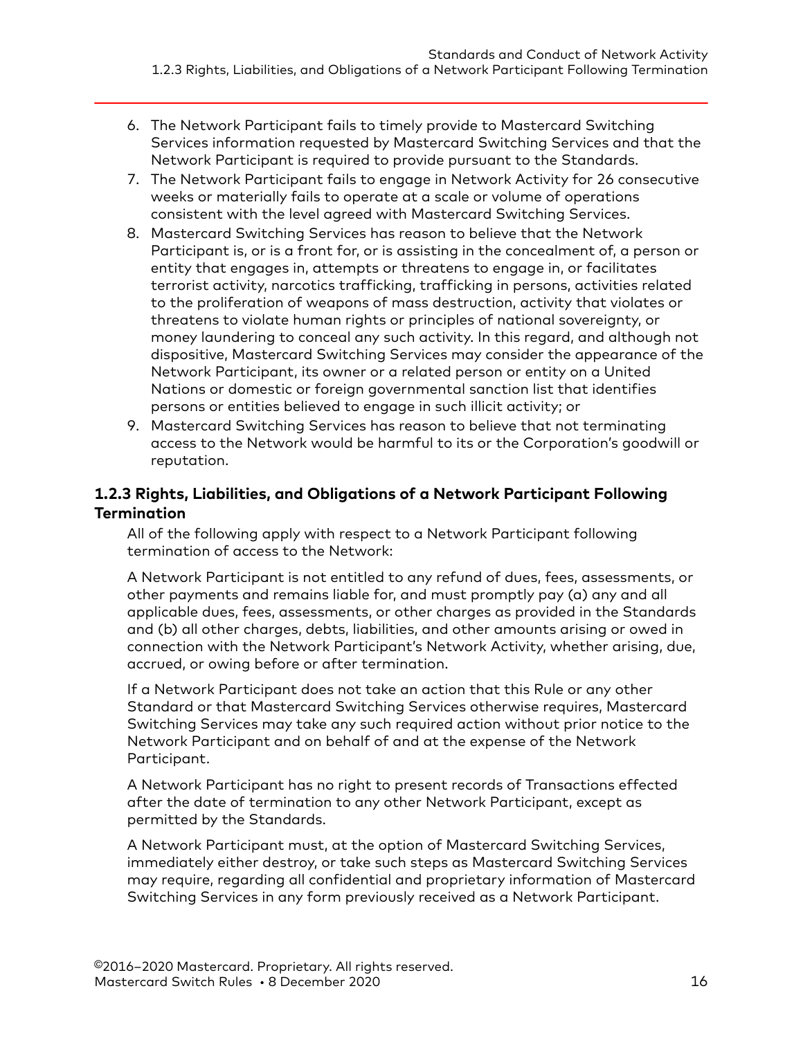6. The Network Participant fails to timely provide to Mastercard Switching Services information requested by Mastercard Switching Services and that the Network Participant is required to provide pursuant to the Standards.
7. The Network Participant fails to engage in Network Activity for 26 consecutive weeks or materially fails to operate at a scale or volume of operations consistent with the level agreed with Mastercard Switching Services.
8. Mastercard Switching Services has reason to believe that the Network Participant is, or is a front for, or is assisting in the concealment of, a person or entity that engages in, attempts or threatens to engage in, or facilitates terrorist activity, narcotics trafficking, trafficking in persons, activities related to the proliferation of weapons of mass destruction, activity that violates or threatens to violate human rights or principles of national sovereignty, or money laundering to conceal any such activity. In this regard, and although not dispositive, Mastercard Switching Services may consider the appearance of the Network Participant, its owner or a related person or entity on a United Nations or domestic or foreign governmental sanction list that identifies persons or entities believed to engage in such illicit activity; or
9. Mastercard Switching Services has reason to believe that not terminating access to the Network would be harmful to its or the Corporation's goodwill or reputation.

### 1.2.3 Rights, Liabilities, and Obligations of a Network Participant Following Termination

All of the following apply with respect to a Network Participant following termination of access to the Network:

A Network Participant is not entitled to any refund of dues, fees, assessments, or other payments and remains liable for, and must promptly pay (a) any and all applicable dues, fees, assessments, or other charges as provided in the Standards and (b) all other charges, debts, liabilities, and other amounts arising or owed in connection with the Network Participant's Network Activity, whether arising, due, accrued, or owing before or after termination.

If a Network Participant does not take an action that this Rule or any other Standard or that Mastercard Switching Services otherwise requires, Mastercard Switching Services may take any such required action without prior notice to the Network Participant and on behalf of and at the expense of the Network Participant.

A Network Participant has no right to present records of Transactions effected after the date of termination to any other Network Participant, except as permitted by the Standards.

A Network Participant must, at the option of Mastercard Switching Services, immediately either destroy, or take such steps as Mastercard Switching Services may require, regarding all confidential and proprietary information of Mastercard Switching Services in any form previously received as a Network Participant.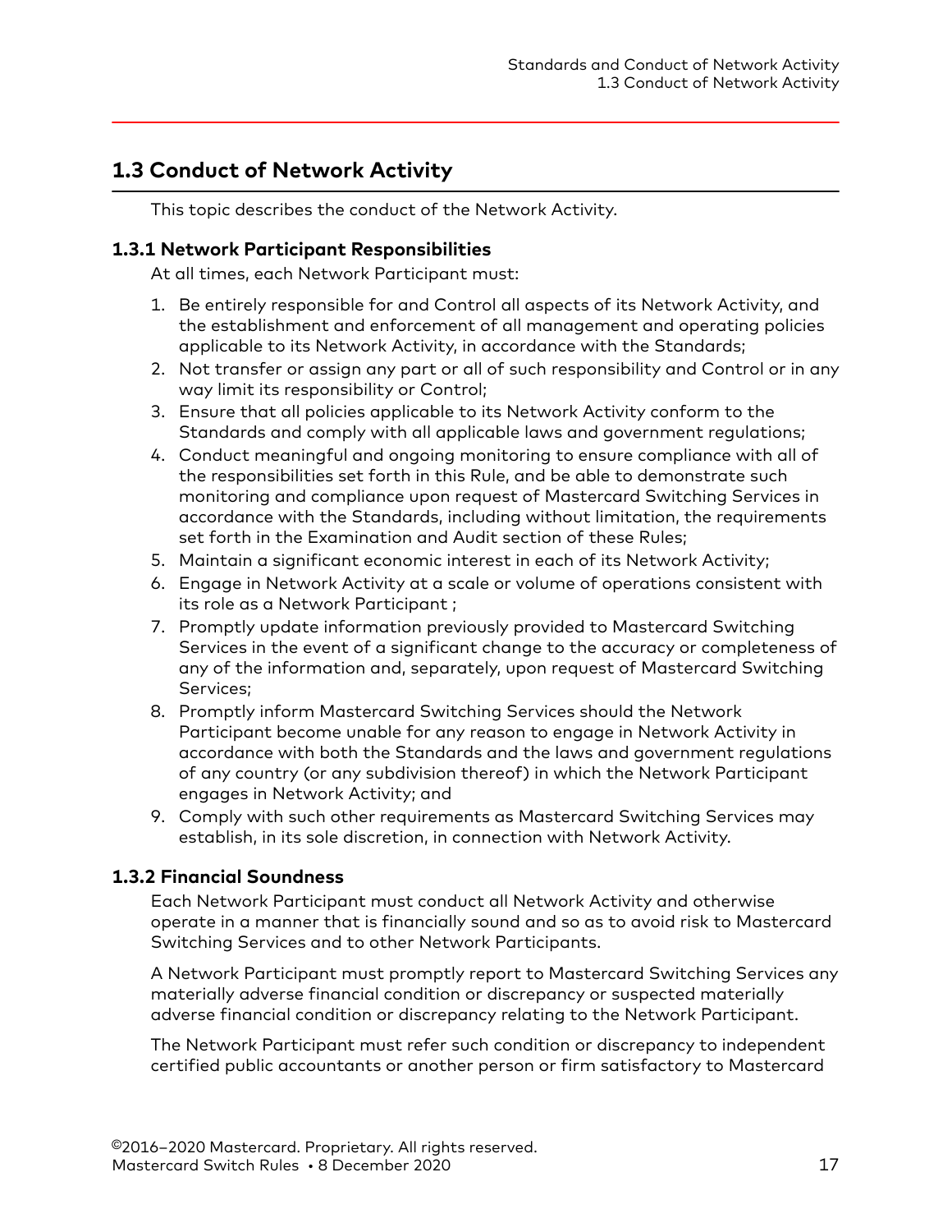## 1.3 Conduct of Network Activity

This topic describes the conduct of the Network Activity.

### 1.3.1 Network Participant Responsibilities

At all times, each Network Participant must:

1. Be entirely responsible for and Control all aspects of its Network Activity, and the establishment and enforcement of all management and operating policies applicable to its Network Activity, in accordance with the Standards;
2. Not transfer or assign any part or all of such responsibility and Control or in any way limit its responsibility or Control;
3. Ensure that all policies applicable to its Network Activity conform to the Standards and comply with all applicable laws and government regulations;
4. Conduct meaningful and ongoing monitoring to ensure compliance with all of the responsibilities set forth in this Rule, and be able to demonstrate such monitoring and compliance upon request of Mastercard Switching Services in accordance with the Standards, including without limitation, the requirements set forth in the Examination and Audit section of these Rules;
5. Maintain a significant economic interest in each of its Network Activity;
6. Engage in Network Activity at a scale or volume of operations consistent with its role as a Network Participant ;
7. Promptly update information previously provided to Mastercard Switching Services in the event of a significant change to the accuracy or completeness of any of the information and, separately, upon request of Mastercard Switching Services;
8. Promptly inform Mastercard Switching Services should the Network Participant become unable for any reason to engage in Network Activity in accordance with both the Standards and the laws and government regulations of any country (or any subdivision thereof) in which the Network Participant engages in Network Activity; and
9. Comply with such other requirements as Mastercard Switching Services may establish, in its sole discretion, in connection with Network Activity.

### 1.3.2 Financial Soundness

Each Network Participant must conduct all Network Activity and otherwise operate in a manner that is financially sound and so as to avoid risk to Mastercard Switching Services and to other Network Participants.

A Network Participant must promptly report to Mastercard Switching Services any materially adverse financial condition or discrepancy or suspected materially adverse financial condition or discrepancy relating to the Network Participant.

The Network Participant must refer such condition or discrepancy to independent certified public accountants or another person or firm satisfactory to Mastercard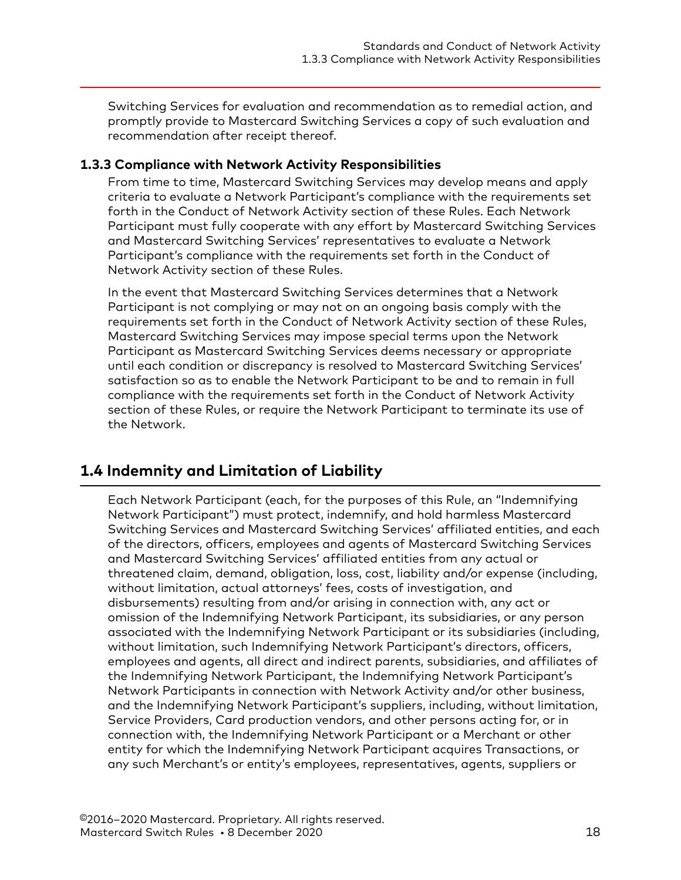Switching Services for evaluation and recommendation as to remedial action, and promptly provide to Mastercard Switching Services a copy of such evaluation and recommendation after receipt thereof.

### 1.3.3 Compliance with Network Activity Responsibilities

From time to time, Mastercard Switching Services may develop means and apply criteria to evaluate a Network Participant's compliance with the requirements set forth in the Conduct of Network Activity section of these Rules. Each Network Participant must fully cooperate with any effort by Mastercard Switching Services and Mastercard Switching Services' representatives to evaluate a Network Participant's compliance with the requirements set forth in the Conduct of Network Activity section of these Rules.

In the event that Mastercard Switching Services determines that a Network Participant is not complying or may not on an ongoing basis comply with the requirements set forth in the Conduct of Network Activity section of these Rules, Mastercard Switching Services may impose special terms upon the Network Participant as Mastercard Switching Services deems necessary or appropriate until each condition or discrepancy is resolved to Mastercard Switching Services' satisfaction so as to enable the Network Participant to be and to remain in full compliance with the requirements set forth in the Conduct of Network Activity section of these Rules, or require the Network Participant to terminate its use of the Network.

## 1.4 Indemnity and Limitation of Liability

Each Network Participant (each, for the purposes of this Rule, an "Indemnifying Network Participant") must protect, indemnify, and hold harmless Mastercard Switching Services and Mastercard Switching Services' affiliated entities, and each of the directors, officers, employees and agents of Mastercard Switching Services and Mastercard Switching Services' affiliated entities from any actual or threatened claim, demand, obligation, loss, cost, liability and/or expense (including, without limitation, actual attorneys' fees, costs of investigation, and disbursements) resulting from and/or arising in connection with, any act or omission of the Indemnifying Network Participant, its subsidiaries, or any person associated with the Indemnifying Network Participant or its subsidiaries (including, without limitation, such Indemnifying Network Participant's directors, officers, employees and agents, all direct and indirect parents, subsidiaries, and affiliates of the Indemnifying Network Participant, the Indemnifying Network Participant's Network Participants in connection with Network Activity and/or other business, and the Indemnifying Network Participant's suppliers, including, without limitation, Service Providers, Card production vendors, and other persons acting for, or in connection with, the Indemnifying Network Participant or a Merchant or other entity for which the Indemnifying Network Participant acquires Transactions, or any such Merchant's or entity's employees, representatives, agents, suppliers or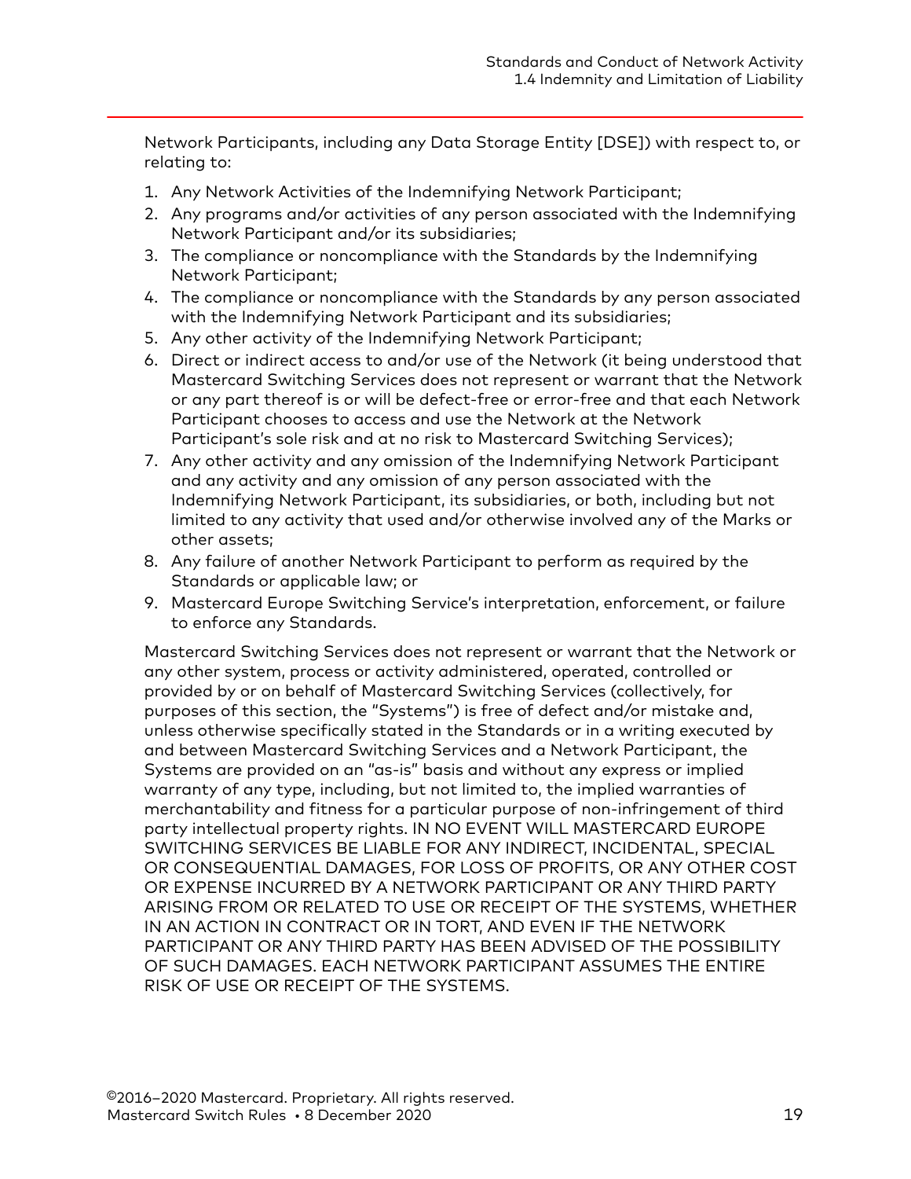Network Participants, including any Data Storage Entity [DSE]) with respect to, or relating to:

1. Any Network Activities of the Indemnifying Network Participant;
2. Any programs and/or activities of any person associated with the Indemnifying Network Participant and/or its subsidiaries;
3. The compliance or noncompliance with the Standards by the Indemnifying Network Participant;
4. The compliance or noncompliance with the Standards by any person associated with the Indemnifying Network Participant and its subsidiaries;
5. Any other activity of the Indemnifying Network Participant;
6. Direct or indirect access to and/or use of the Network (it being understood that Mastercard Switching Services does not represent or warrant that the Network or any part thereof is or will be defect-free or error-free and that each Network Participant chooses to access and use the Network at the Network Participant's sole risk and at no risk to Mastercard Switching Services);
7. Any other activity and any omission of the Indemnifying Network Participant and any activity and any omission of any person associated with the Indemnifying Network Participant, its subsidiaries, or both, including but not limited to any activity that used and/or otherwise involved any of the Marks or other assets;
8. Any failure of another Network Participant to perform as required by the Standards or applicable law; or
9. Mastercard Europe Switching Service's interpretation, enforcement, or failure to enforce any Standards.

Mastercard Switching Services does not represent or warrant that the Network or any other system, process or activity administered, operated, controlled or provided by or on behalf of Mastercard Switching Services (collectively, for purposes of this section, the "Systems") is free of defect and/or mistake and, unless otherwise specifically stated in the Standards or in a writing executed by and between Mastercard Switching Services and a Network Participant, the Systems are provided on an "as-is" basis and without any express or implied warranty of any type, including, but not limited to, the implied warranties of merchantability and fitness for a particular purpose of non-infringement of third party intellectual property rights. IN NO EVENT WILL MASTERCARD EUROPE SWITCHING SERVICES BE LIABLE FOR ANY INDIRECT, INCIDENTAL, SPECIAL OR CONSEQUENTIAL DAMAGES, FOR LOSS OF PROFITS, OR ANY OTHER COST OR EXPENSE INCURRED BY A NETWORK PARTICIPANT OR ANY THIRD PARTY ARISING FROM OR RELATED TO USE OR RECEIPT OF THE SYSTEMS, WHETHER IN AN ACTION IN CONTRACT OR IN TORT, AND EVEN IF THE NETWORK PARTICIPANT OR ANY THIRD PARTY HAS BEEN ADVISED OF THE POSSIBILITY OF SUCH DAMAGES. EACH NETWORK PARTICIPANT ASSUMES THE ENTIRE RISK OF USE OR RECEIPT OF THE SYSTEMS.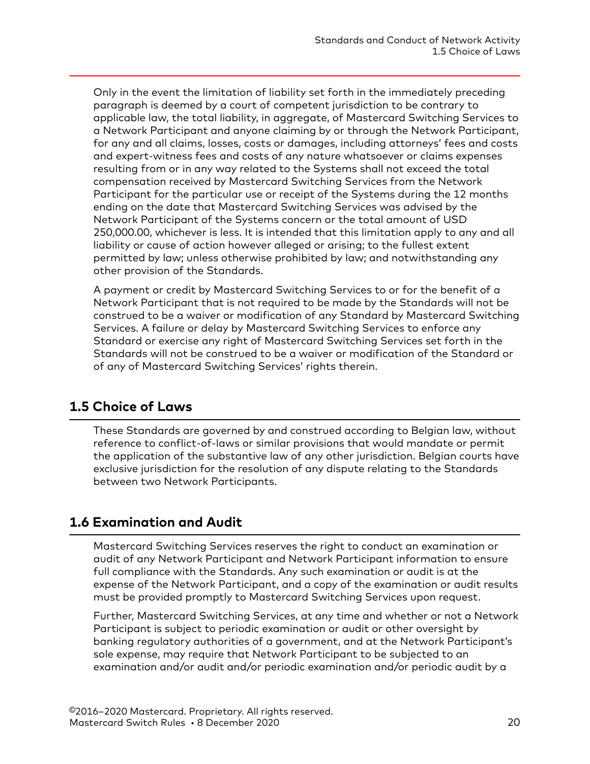Only in the event the limitation of liability set forth in the immediately preceding paragraph is deemed by a court of competent jurisdiction to be contrary to applicable law, the total liability, in aggregate, of Mastercard Switching Services to a Network Participant and anyone claiming by or through the Network Participant, for any and all claims, losses, costs or damages, including attorneys' fees and costs and expert-witness fees and costs of any nature whatsoever or claims expenses resulting from or in any way related to the Systems shall not exceed the total compensation received by Mastercard Switching Services from the Network Participant for the particular use or receipt of the Systems during the 12 months ending on the date that Mastercard Switching Services was advised by the Network Participant of the Systems concern or the total amount of USD 250,000.00, whichever is less. It is intended that this limitation apply to any and all liability or cause of action however alleged or arising; to the fullest extent permitted by law; unless otherwise prohibited by law; and notwithstanding any other provision of the Standards.

A payment or credit by Mastercard Switching Services to or for the benefit of a Network Participant that is not required to be made by the Standards will not be construed to be a waiver or modification of any Standard by Mastercard Switching Services. A failure or delay by Mastercard Switching Services to enforce any Standard or exercise any right of Mastercard Switching Services set forth in the Standards will not be construed to be a waiver or modification of the Standard or of any of Mastercard Switching Services' rights therein.

## 1.5 Choice of Laws

These Standards are governed by and construed according to Belgian law, without reference to conflict-of-laws or similar provisions that would mandate or permit the application of the substantive law of any other jurisdiction. Belgian courts have exclusive jurisdiction for the resolution of any dispute relating to the Standards between two Network Participants.

## 1.6 Examination and Audit

Mastercard Switching Services reserves the right to conduct an examination or audit of any Network Participant and Network Participant information to ensure full compliance with the Standards. Any such examination or audit is at the expense of the Network Participant, and a copy of the examination or audit results must be provided promptly to Mastercard Switching Services upon request.

Further, Mastercard Switching Services, at any time and whether or not a Network Participant is subject to periodic examination or audit or other oversight by banking regulatory authorities of a government, and at the Network Participant's sole expense, may require that Network Participant to be subjected to an examination and/or audit and/or periodic examination and/or periodic audit by a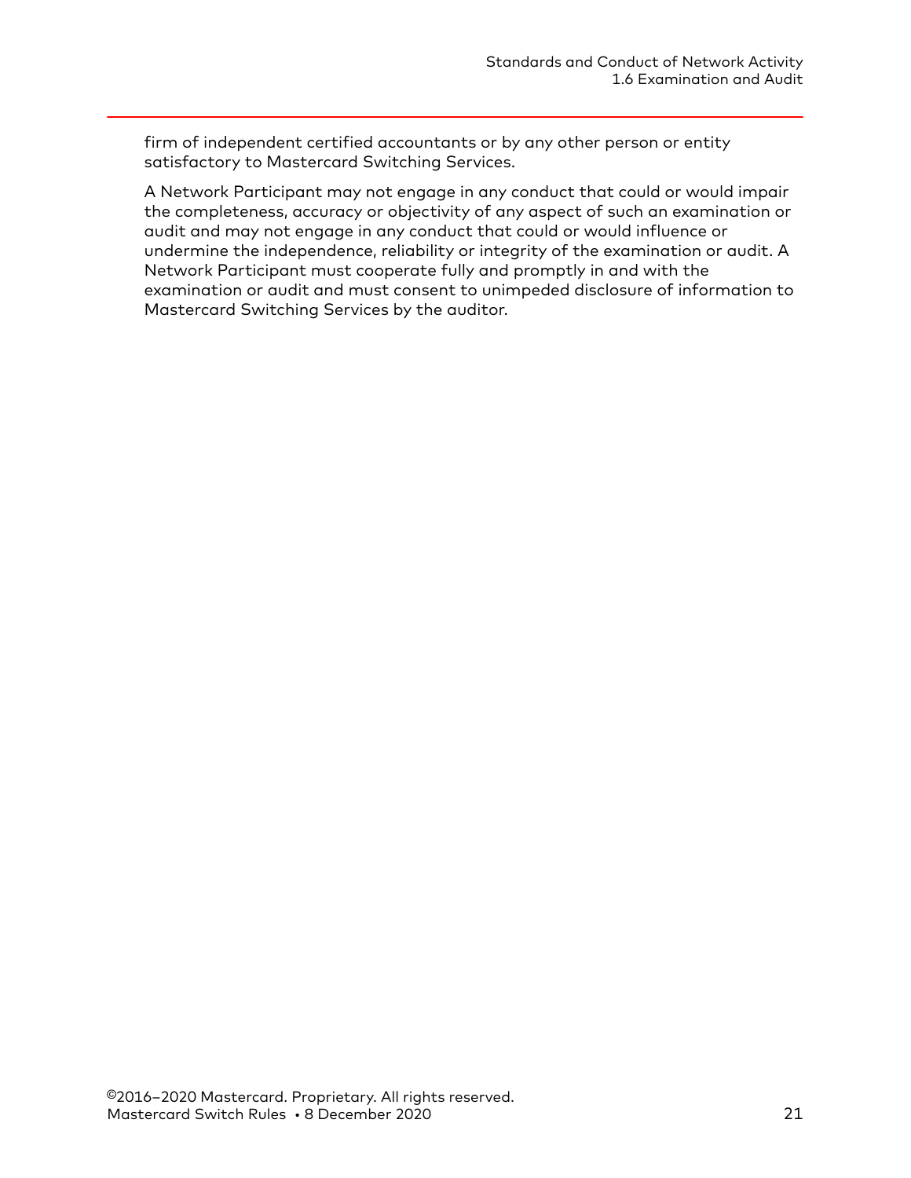firm of independent certified accountants or by any other person or entity satisfactory to Mastercard Switching Services.

A Network Participant may not engage in any conduct that could or would impair the completeness, accuracy or objectivity of any aspect of such an examination or audit and may not engage in any conduct that could or would influence or undermine the independence, reliability or integrity of the examination or audit. A Network Participant must cooperate fully and promptly in and with the examination or audit and must consent to unimpeded disclosure of information to Mastercard Switching Services by the auditor.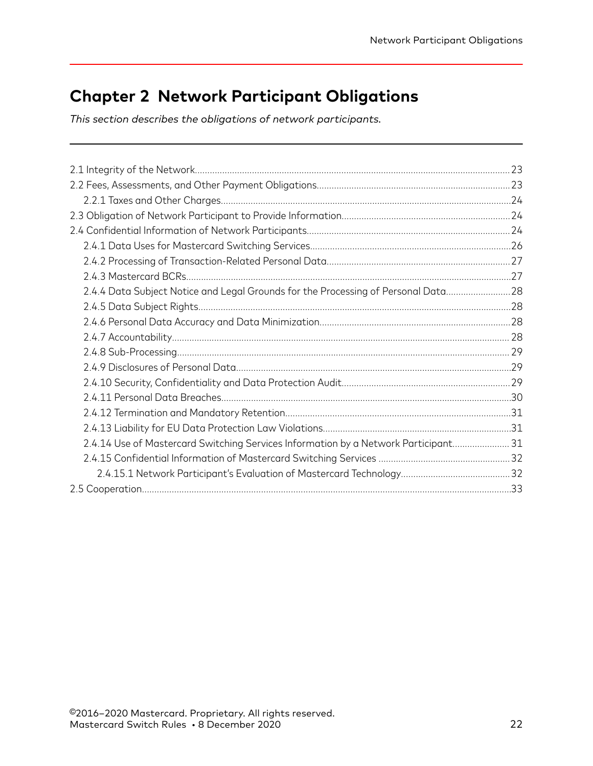# Chapter 2 Network Participant Obligations

*This section describes the obligations of network participants.*

- 2.1 Integrity of the Network....23
- 2.2 Fees, Assessments, and Other Payment Obligations....23
  - 2.2.1 Taxes and Other Charges....24
- 2.3 Obligation of Network Participant to Provide Information....24
- 2.4 Confidential Information of Network Participants....24
  - 2.4.1 Data Uses for Mastercard Switching Services....26
  - 2.4.2 Processing of Transaction-Related Personal Data....27
  - 2.4.3 Mastercard BCRs....27
  - 2.4.4 Data Subject Notice and Legal Grounds for the Processing of Personal Data....28
  - 2.4.5 Data Subject Rights....28
  - 2.4.6 Personal Data Accuracy and Data Minimization....28
  - 2.4.7 Accountability....28
  - 2.4.8 Sub-Processing....29
  - 2.4.9 Disclosures of Personal Data....29
  - 2.4.10 Security, Confidentiality and Data Protection Audit....29
  - 2.4.11 Personal Data Breaches....30
  - 2.4.12 Termination and Mandatory Retention....31
  - 2.4.13 Liability for EU Data Protection Law Violations....31
  - 2.4.14 Use of Mastercard Switching Services Information by a Network Participant....31
  - 2.4.15 Confidential Information of Mastercard Switching Services....32
    - 2.4.15.1 Network Participant's Evaluation of Mastercard Technology....32
- 2.5 Cooperation....33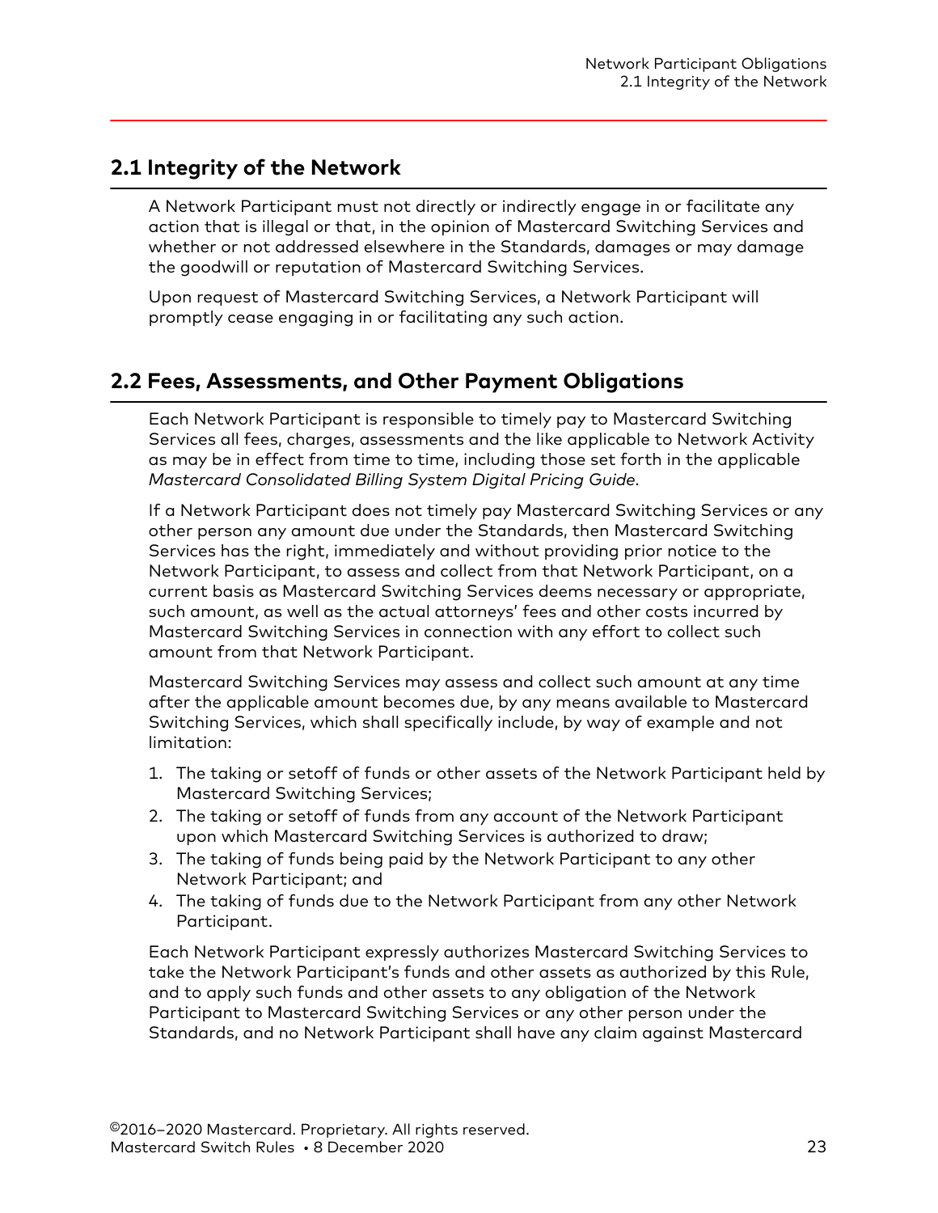## 2.1 Integrity of the Network

A Network Participant must not directly or indirectly engage in or facilitate any action that is illegal or that, in the opinion of Mastercard Switching Services and whether or not addressed elsewhere in the Standards, damages or may damage the goodwill or reputation of Mastercard Switching Services.

Upon request of Mastercard Switching Services, a Network Participant will promptly cease engaging in or facilitating any such action.

## 2.2 Fees, Assessments, and Other Payment Obligations

Each Network Participant is responsible to timely pay to Mastercard Switching Services all fees, charges, assessments and the like applicable to Network Activity as may be in effect from time to time, including those set forth in the applicable *Mastercard Consolidated Billing System Digital Pricing Guide*.

If a Network Participant does not timely pay Mastercard Switching Services or any other person any amount due under the Standards, then Mastercard Switching Services has the right, immediately and without providing prior notice to the Network Participant, to assess and collect from that Network Participant, on a current basis as Mastercard Switching Services deems necessary or appropriate, such amount, as well as the actual attorneys' fees and other costs incurred by Mastercard Switching Services in connection with any effort to collect such amount from that Network Participant.

Mastercard Switching Services may assess and collect such amount at any time after the applicable amount becomes due, by any means available to Mastercard Switching Services, which shall specifically include, by way of example and not limitation:

1. The taking or setoff of funds or other assets of the Network Participant held by Mastercard Switching Services;
2. The taking or setoff of funds from any account of the Network Participant upon which Mastercard Switching Services is authorized to draw;
3. The taking of funds being paid by the Network Participant to any other Network Participant; and
4. The taking of funds due to the Network Participant from any other Network Participant.

Each Network Participant expressly authorizes Mastercard Switching Services to take the Network Participant's funds and other assets as authorized by this Rule, and to apply such funds and other assets to any obligation of the Network Participant to Mastercard Switching Services or any other person under the Standards, and no Network Participant shall have any claim against Mastercard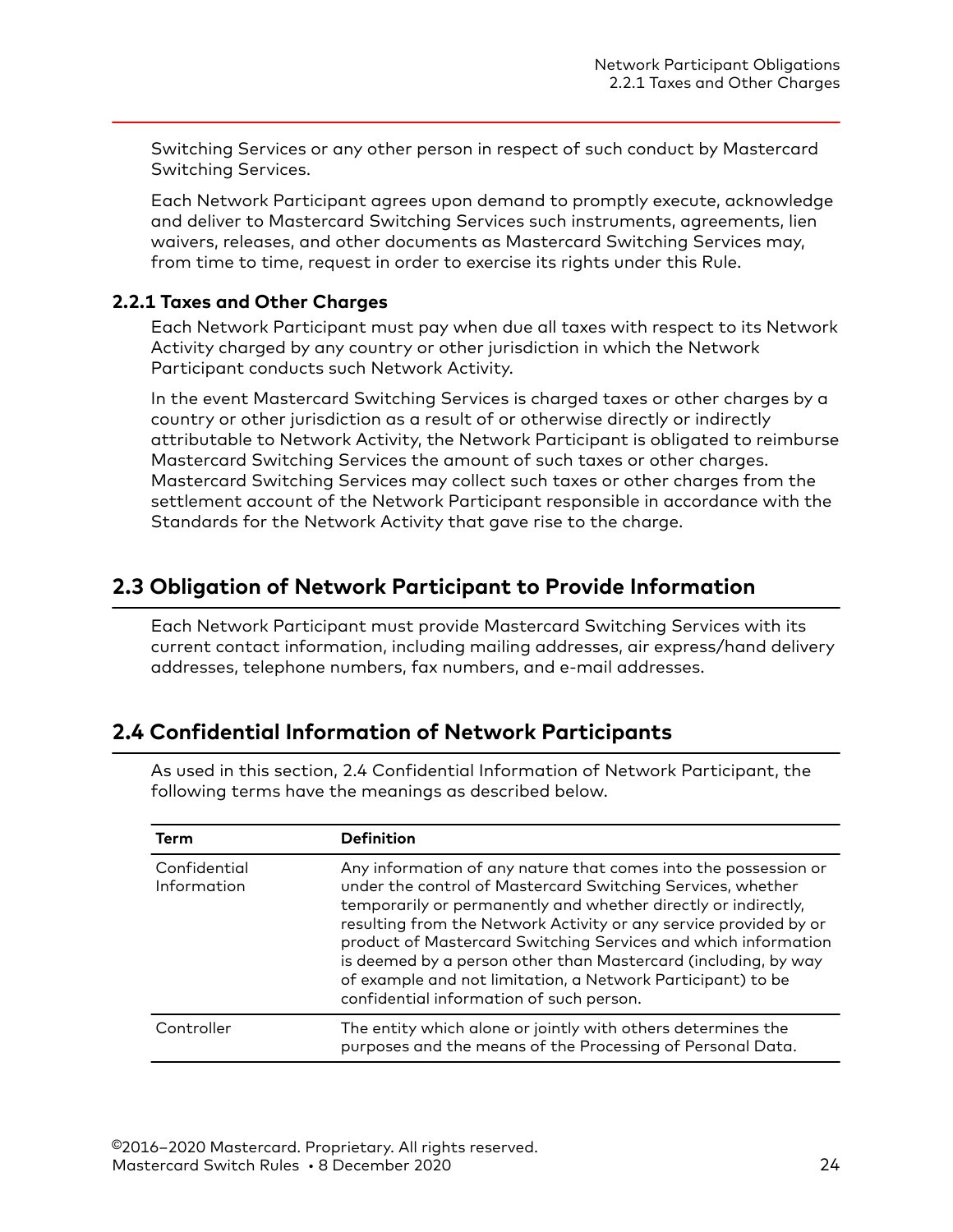Switching Services or any other person in respect of such conduct by Mastercard Switching Services.

Each Network Participant agrees upon demand to promptly execute, acknowledge and deliver to Mastercard Switching Services such instruments, agreements, lien waivers, releases, and other documents as Mastercard Switching Services may, from time to time, request in order to exercise its rights under this Rule.

### 2.2.1 Taxes and Other Charges

Each Network Participant must pay when due all taxes with respect to its Network Activity charged by any country or other jurisdiction in which the Network Participant conducts such Network Activity.

In the event Mastercard Switching Services is charged taxes or other charges by a country or other jurisdiction as a result of or otherwise directly or indirectly attributable to Network Activity, the Network Participant is obligated to reimburse Mastercard Switching Services the amount of such taxes or other charges. Mastercard Switching Services may collect such taxes or other charges from the settlement account of the Network Participant responsible in accordance with the Standards for the Network Activity that gave rise to the charge.

## 2.3 Obligation of Network Participant to Provide Information

Each Network Participant must provide Mastercard Switching Services with its current contact information, including mailing addresses, air express/hand delivery addresses, telephone numbers, fax numbers, and e-mail addresses.

## 2.4 Confidential Information of Network Participants

As used in this section, 2.4 Confidential Information of Network Participant, the following terms have the meanings as described below.

| Term | Definition |
|---|---|
| Confidential Information | Any information of any nature that comes into the possession or under the control of Mastercard Switching Services, whether temporarily or permanently and whether directly or indirectly, resulting from the Network Activity or any service provided by or product of Mastercard Switching Services and which information is deemed by a person other than Mastercard (including, by way of example and not limitation, a Network Participant) to be confidential information of such person. |
| Controller | The entity which alone or jointly with others determines the purposes and the means of the Processing of Personal Data. |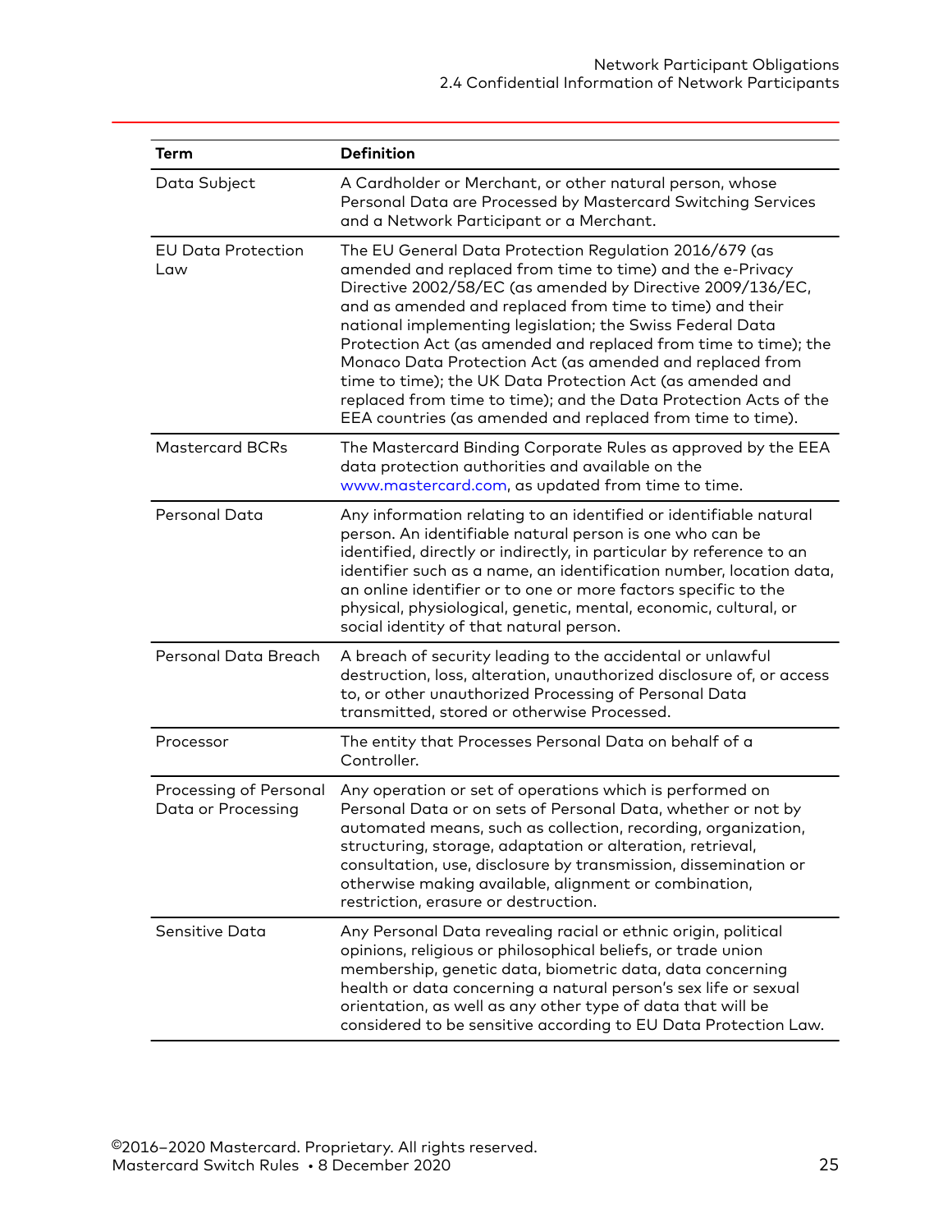| Term | Definition |
|---|---|
| Data Subject | A Cardholder or Merchant, or other natural person, whose Personal Data are Processed by Mastercard Switching Services and a Network Participant or a Merchant. |
| EU Data Protection Law | The EU General Data Protection Regulation 2016/679 (as amended and replaced from time to time) and the e-Privacy Directive 2002/58/EC (as amended by Directive 2009/136/EC, and as amended and replaced from time to time) and their national implementing legislation; the Swiss Federal Data Protection Act (as amended and replaced from time to time); the Monaco Data Protection Act (as amended and replaced from time to time); the UK Data Protection Act (as amended and replaced from time to time); and the Data Protection Acts of the EEA countries (as amended and replaced from time to time). |
| Mastercard BCRs | The Mastercard Binding Corporate Rules as approved by the EEA data protection authorities and available on the www.mastercard.com, as updated from time to time. |
| Personal Data | Any information relating to an identified or identifiable natural person. An identifiable natural person is one who can be identified, directly or indirectly, in particular by reference to an identifier such as a name, an identification number, location data, an online identifier or to one or more factors specific to the physical, physiological, genetic, mental, economic, cultural, or social identity of that natural person. |
| Personal Data Breach | A breach of security leading to the accidental or unlawful destruction, loss, alteration, unauthorized disclosure of, or access to, or other unauthorized Processing of Personal Data transmitted, stored or otherwise Processed. |
| Processor | The entity that Processes Personal Data on behalf of a Controller. |
| Processing of Personal Data or Processing | Any operation or set of operations which is performed on Personal Data or on sets of Personal Data, whether or not by automated means, such as collection, recording, organization, structuring, storage, adaptation or alteration, retrieval, consultation, use, disclosure by transmission, dissemination or otherwise making available, alignment or combination, restriction, erasure or destruction. |
| Sensitive Data | Any Personal Data revealing racial or ethnic origin, political opinions, religious or philosophical beliefs, or trade union membership, genetic data, biometric data, data concerning health or data concerning a natural person's sex life or sexual orientation, as well as any other type of data that will be considered to be sensitive according to EU Data Protection Law. |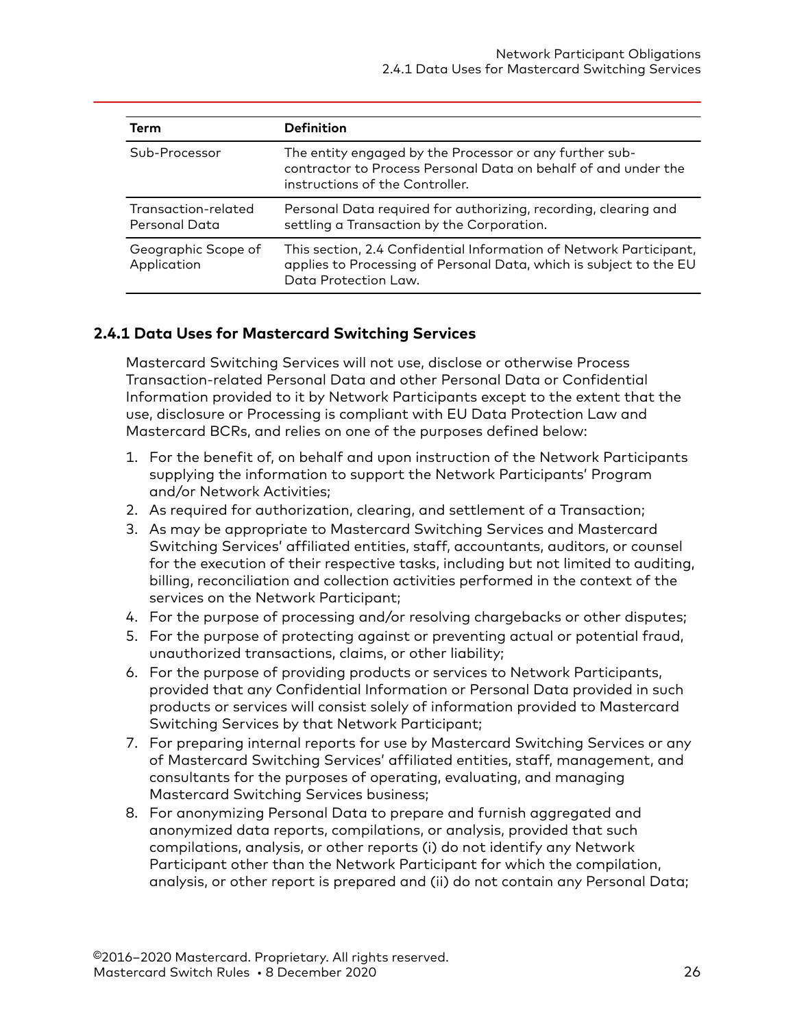| Term | Definition |
|---|---|
| Sub-Processor | The entity engaged by the Processor or any further sub-contractor to Process Personal Data on behalf of and under the instructions of the Controller. |
| Transaction-related Personal Data | Personal Data required for authorizing, recording, clearing and settling a Transaction by the Corporation. |
| Geographic Scope of Application | This section, 2.4 Confidential Information of Network Participant, applies to Processing of Personal Data, which is subject to the EU Data Protection Law. |

### 2.4.1 Data Uses for Mastercard Switching Services

Mastercard Switching Services will not use, disclose or otherwise Process Transaction-related Personal Data and other Personal Data or Confidential Information provided to it by Network Participants except to the extent that the use, disclosure or Processing is compliant with EU Data Protection Law and Mastercard BCRs, and relies on one of the purposes defined below:

1. For the benefit of, on behalf and upon instruction of the Network Participants supplying the information to support the Network Participants' Program and/or Network Activities;
2. As required for authorization, clearing, and settlement of a Transaction;
3. As may be appropriate to Mastercard Switching Services and Mastercard Switching Services' affiliated entities, staff, accountants, auditors, or counsel for the execution of their respective tasks, including but not limited to auditing, billing, reconciliation and collection activities performed in the context of the services on the Network Participant;
4. For the purpose of processing and/or resolving chargebacks or other disputes;
5. For the purpose of protecting against or preventing actual or potential fraud, unauthorized transactions, claims, or other liability;
6. For the purpose of providing products or services to Network Participants, provided that any Confidential Information or Personal Data provided in such products or services will consist solely of information provided to Mastercard Switching Services by that Network Participant;
7. For preparing internal reports for use by Mastercard Switching Services or any of Mastercard Switching Services' affiliated entities, staff, management, and consultants for the purposes of operating, evaluating, and managing Mastercard Switching Services business;
8. For anonymizing Personal Data to prepare and furnish aggregated and anonymized data reports, compilations, or analysis, provided that such compilations, analysis, or other reports (i) do not identify any Network Participant other than the Network Participant for which the compilation, analysis, or other report is prepared and (ii) do not contain any Personal Data;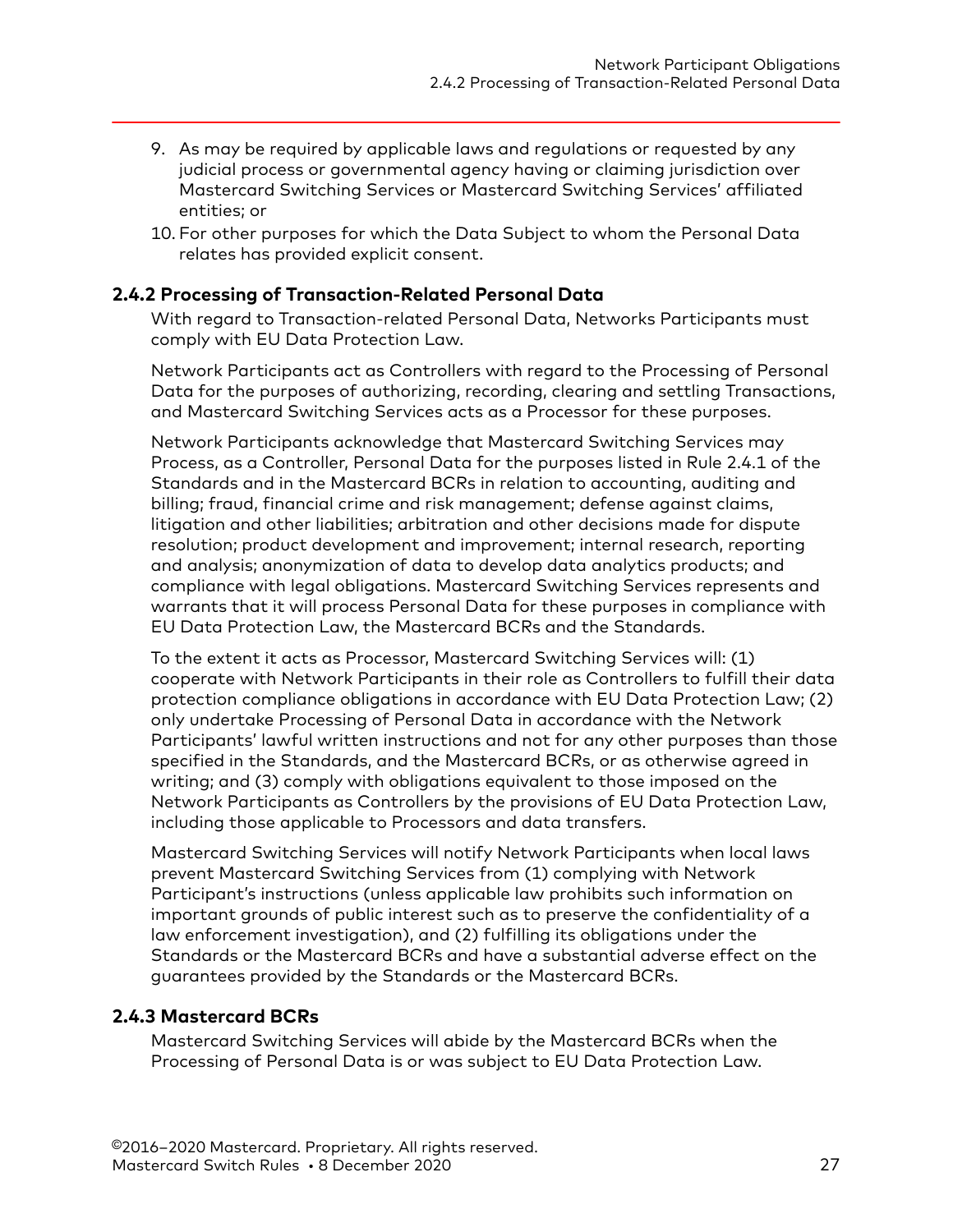9. As may be required by applicable laws and regulations or requested by any judicial process or governmental agency having or claiming jurisdiction over Mastercard Switching Services or Mastercard Switching Services' affiliated entities; or
10. For other purposes for which the Data Subject to whom the Personal Data relates has provided explicit consent.

### 2.4.2 Processing of Transaction-Related Personal Data

With regard to Transaction-related Personal Data, Networks Participants must comply with EU Data Protection Law.

Network Participants act as Controllers with regard to the Processing of Personal Data for the purposes of authorizing, recording, clearing and settling Transactions, and Mastercard Switching Services acts as a Processor for these purposes.

Network Participants acknowledge that Mastercard Switching Services may Process, as a Controller, Personal Data for the purposes listed in Rule 2.4.1 of the Standards and in the Mastercard BCRs in relation to accounting, auditing and billing; fraud, financial crime and risk management; defense against claims, litigation and other liabilities; arbitration and other decisions made for dispute resolution; product development and improvement; internal research, reporting and analysis; anonymization of data to develop data analytics products; and compliance with legal obligations. Mastercard Switching Services represents and warrants that it will process Personal Data for these purposes in compliance with EU Data Protection Law, the Mastercard BCRs and the Standards.

To the extent it acts as Processor, Mastercard Switching Services will: (1) cooperate with Network Participants in their role as Controllers to fulfill their data protection compliance obligations in accordance with EU Data Protection Law; (2) only undertake Processing of Personal Data in accordance with the Network Participants' lawful written instructions and not for any other purposes than those specified in the Standards, and the Mastercard BCRs, or as otherwise agreed in writing; and (3) comply with obligations equivalent to those imposed on the Network Participants as Controllers by the provisions of EU Data Protection Law, including those applicable to Processors and data transfers.

Mastercard Switching Services will notify Network Participants when local laws prevent Mastercard Switching Services from (1) complying with Network Participant's instructions (unless applicable law prohibits such information on important grounds of public interest such as to preserve the confidentiality of a law enforcement investigation), and (2) fulfilling its obligations under the Standards or the Mastercard BCRs and have a substantial adverse effect on the guarantees provided by the Standards or the Mastercard BCRs.

### 2.4.3 Mastercard BCRs

Mastercard Switching Services will abide by the Mastercard BCRs when the Processing of Personal Data is or was subject to EU Data Protection Law.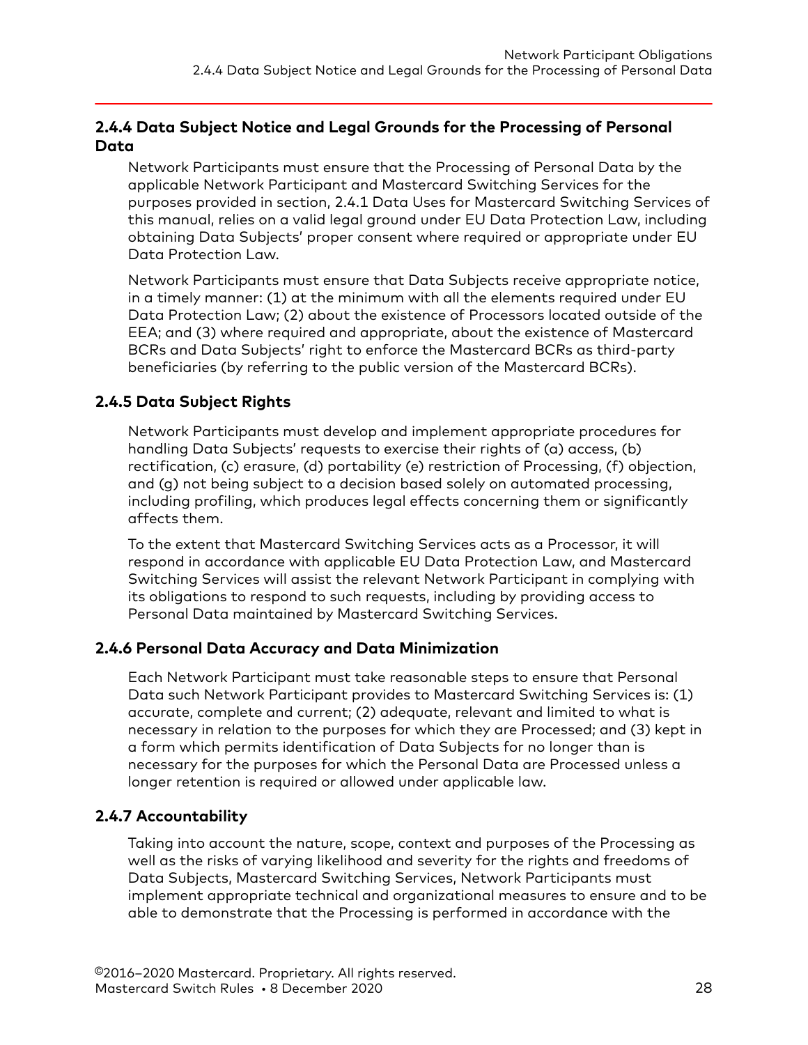## 2.4.4 Data Subject Notice and Legal Grounds for the Processing of Personal Data

Network Participants must ensure that the Processing of Personal Data by the applicable Network Participant and Mastercard Switching Services for the purposes provided in section, 2.4.1 Data Uses for Mastercard Switching Services of this manual, relies on a valid legal ground under EU Data Protection Law, including obtaining Data Subjects' proper consent where required or appropriate under EU Data Protection Law.

Network Participants must ensure that Data Subjects receive appropriate notice, in a timely manner: (1) at the minimum with all the elements required under EU Data Protection Law; (2) about the existence of Processors located outside of the EEA; and (3) where required and appropriate, about the existence of Mastercard BCRs and Data Subjects' right to enforce the Mastercard BCRs as third-party beneficiaries (by referring to the public version of the Mastercard BCRs).

## 2.4.5 Data Subject Rights

Network Participants must develop and implement appropriate procedures for handling Data Subjects' requests to exercise their rights of (a) access, (b) rectification, (c) erasure, (d) portability (e) restriction of Processing, (f) objection, and (g) not being subject to a decision based solely on automated processing, including profiling, which produces legal effects concerning them or significantly affects them.

To the extent that Mastercard Switching Services acts as a Processor, it will respond in accordance with applicable EU Data Protection Law, and Mastercard Switching Services will assist the relevant Network Participant in complying with its obligations to respond to such requests, including by providing access to Personal Data maintained by Mastercard Switching Services.

## 2.4.6 Personal Data Accuracy and Data Minimization

Each Network Participant must take reasonable steps to ensure that Personal Data such Network Participant provides to Mastercard Switching Services is: (1) accurate, complete and current; (2) adequate, relevant and limited to what is necessary in relation to the purposes for which they are Processed; and (3) kept in a form which permits identification of Data Subjects for no longer than is necessary for the purposes for which the Personal Data are Processed unless a longer retention is required or allowed under applicable law.

## 2.4.7 Accountability

Taking into account the nature, scope, context and purposes of the Processing as well as the risks of varying likelihood and severity for the rights and freedoms of Data Subjects, Mastercard Switching Services, Network Participants must implement appropriate technical and organizational measures to ensure and to be able to demonstrate that the Processing is performed in accordance with the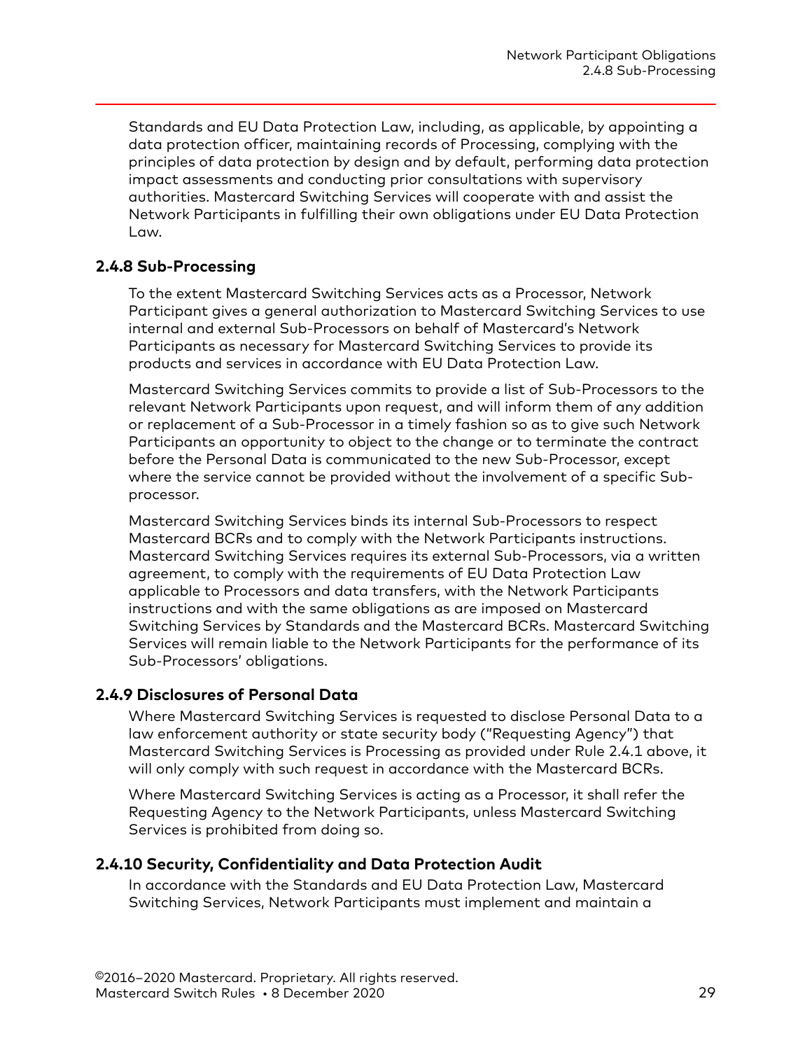Standards and EU Data Protection Law, including, as applicable, by appointing a data protection officer, maintaining records of Processing, complying with the principles of data protection by design and by default, performing data protection impact assessments and conducting prior consultations with supervisory authorities. Mastercard Switching Services will cooperate with and assist the Network Participants in fulfilling their own obligations under EU Data Protection Law.

### 2.4.8 Sub-Processing

To the extent Mastercard Switching Services acts as a Processor, Network Participant gives a general authorization to Mastercard Switching Services to use internal and external Sub-Processors on behalf of Mastercard's Network Participants as necessary for Mastercard Switching Services to provide its products and services in accordance with EU Data Protection Law.

Mastercard Switching Services commits to provide a list of Sub-Processors to the relevant Network Participants upon request, and will inform them of any addition or replacement of a Sub-Processor in a timely fashion so as to give such Network Participants an opportunity to object to the change or to terminate the contract before the Personal Data is communicated to the new Sub-Processor, except where the service cannot be provided without the involvement of a specific Sub-processor.

Mastercard Switching Services binds its internal Sub-Processors to respect Mastercard BCRs and to comply with the Network Participants instructions. Mastercard Switching Services requires its external Sub-Processors, via a written agreement, to comply with the requirements of EU Data Protection Law applicable to Processors and data transfers, with the Network Participants instructions and with the same obligations as are imposed on Mastercard Switching Services by Standards and the Mastercard BCRs. Mastercard Switching Services will remain liable to the Network Participants for the performance of its Sub-Processors' obligations.

### 2.4.9 Disclosures of Personal Data

Where Mastercard Switching Services is requested to disclose Personal Data to a law enforcement authority or state security body ("Requesting Agency") that Mastercard Switching Services is Processing as provided under Rule 2.4.1 above, it will only comply with such request in accordance with the Mastercard BCRs.

Where Mastercard Switching Services is acting as a Processor, it shall refer the Requesting Agency to the Network Participants, unless Mastercard Switching Services is prohibited from doing so.

### 2.4.10 Security, Confidentiality and Data Protection Audit

In accordance with the Standards and EU Data Protection Law, Mastercard Switching Services, Network Participants must implement and maintain a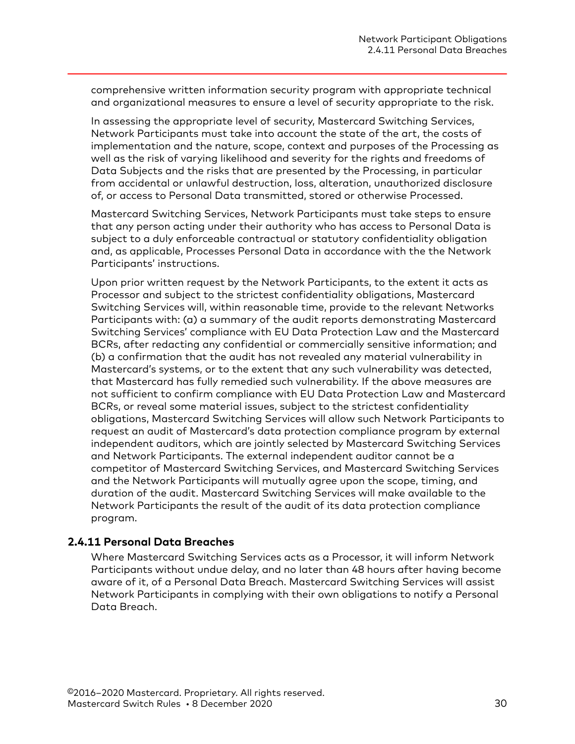comprehensive written information security program with appropriate technical and organizational measures to ensure a level of security appropriate to the risk.

In assessing the appropriate level of security, Mastercard Switching Services, Network Participants must take into account the state of the art, the costs of implementation and the nature, scope, context and purposes of the Processing as well as the risk of varying likelihood and severity for the rights and freedoms of Data Subjects and the risks that are presented by the Processing, in particular from accidental or unlawful destruction, loss, alteration, unauthorized disclosure of, or access to Personal Data transmitted, stored or otherwise Processed.

Mastercard Switching Services, Network Participants must take steps to ensure that any person acting under their authority who has access to Personal Data is subject to a duly enforceable contractual or statutory confidentiality obligation and, as applicable, Processes Personal Data in accordance with the the Network Participants' instructions.

Upon prior written request by the Network Participants, to the extent it acts as Processor and subject to the strictest confidentiality obligations, Mastercard Switching Services will, within reasonable time, provide to the relevant Networks Participants with: (a) a summary of the audit reports demonstrating Mastercard Switching Services' compliance with EU Data Protection Law and the Mastercard BCRs, after redacting any confidential or commercially sensitive information; and (b) a confirmation that the audit has not revealed any material vulnerability in Mastercard's systems, or to the extent that any such vulnerability was detected, that Mastercard has fully remedied such vulnerability. If the above measures are not sufficient to confirm compliance with EU Data Protection Law and Mastercard BCRs, or reveal some material issues, subject to the strictest confidentiality obligations, Mastercard Switching Services will allow such Network Participants to request an audit of Mastercard's data protection compliance program by external independent auditors, which are jointly selected by Mastercard Switching Services and Network Participants. The external independent auditor cannot be a competitor of Mastercard Switching Services, and Mastercard Switching Services and the Network Participants will mutually agree upon the scope, timing, and duration of the audit. Mastercard Switching Services will make available to the Network Participants the result of the audit of its data protection compliance program.

### 2.4.11 Personal Data Breaches

Where Mastercard Switching Services acts as a Processor, it will inform Network Participants without undue delay, and no later than 48 hours after having become aware of it, of a Personal Data Breach. Mastercard Switching Services will assist Network Participants in complying with their own obligations to notify a Personal Data Breach.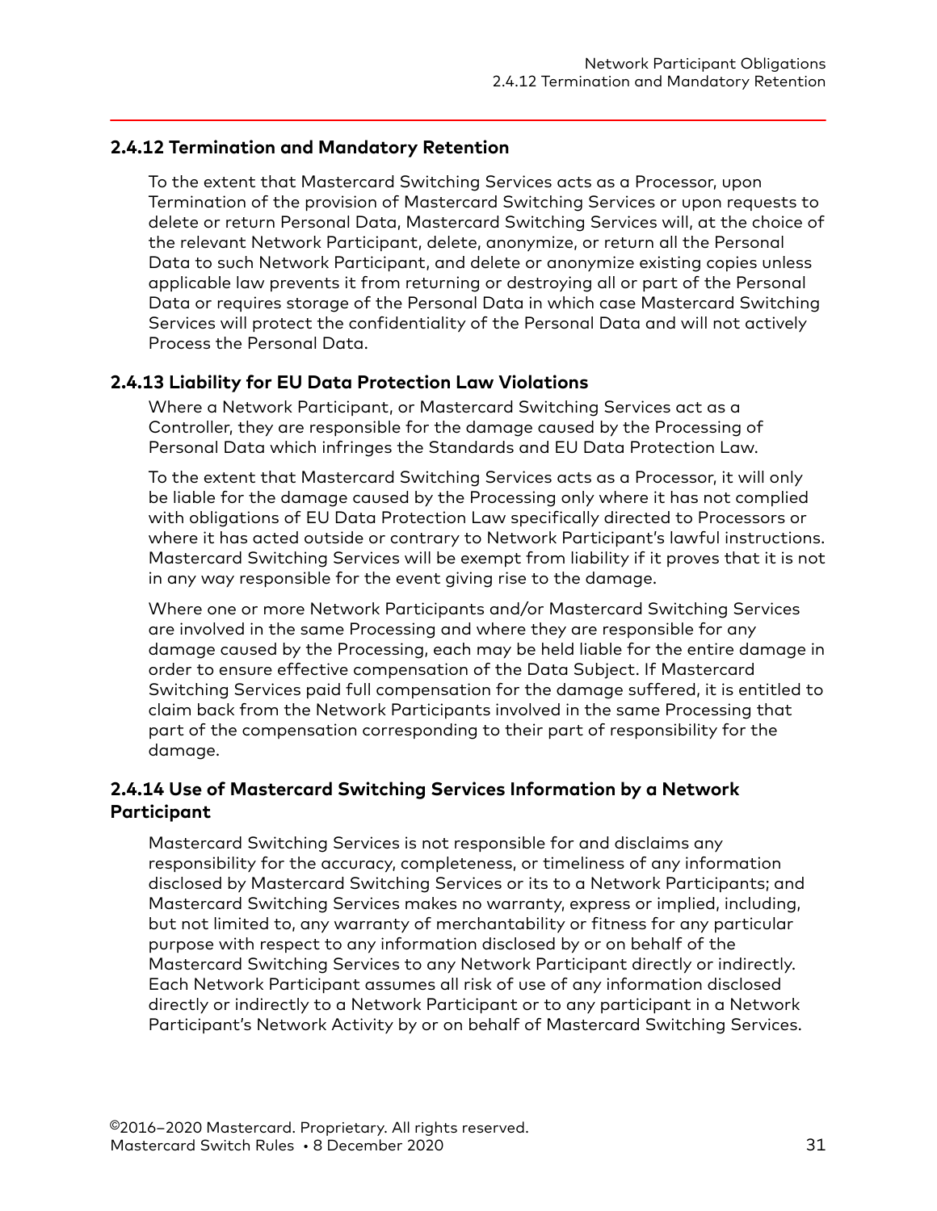### 2.4.12 Termination and Mandatory Retention

To the extent that Mastercard Switching Services acts as a Processor, upon Termination of the provision of Mastercard Switching Services or upon requests to delete or return Personal Data, Mastercard Switching Services will, at the choice of the relevant Network Participant, delete, anonymize, or return all the Personal Data to such Network Participant, and delete or anonymize existing copies unless applicable law prevents it from returning or destroying all or part of the Personal Data or requires storage of the Personal Data in which case Mastercard Switching Services will protect the confidentiality of the Personal Data and will not actively Process the Personal Data.

### 2.4.13 Liability for EU Data Protection Law Violations

Where a Network Participant, or Mastercard Switching Services act as a Controller, they are responsible for the damage caused by the Processing of Personal Data which infringes the Standards and EU Data Protection Law.

To the extent that Mastercard Switching Services acts as a Processor, it will only be liable for the damage caused by the Processing only where it has not complied with obligations of EU Data Protection Law specifically directed to Processors or where it has acted outside or contrary to Network Participant's lawful instructions. Mastercard Switching Services will be exempt from liability if it proves that it is not in any way responsible for the event giving rise to the damage.

Where one or more Network Participants and/or Mastercard Switching Services are involved in the same Processing and where they are responsible for any damage caused by the Processing, each may be held liable for the entire damage in order to ensure effective compensation of the Data Subject. If Mastercard Switching Services paid full compensation for the damage suffered, it is entitled to claim back from the Network Participants involved in the same Processing that part of the compensation corresponding to their part of responsibility for the damage.

### 2.4.14 Use of Mastercard Switching Services Information by a Network Participant

Mastercard Switching Services is not responsible for and disclaims any responsibility for the accuracy, completeness, or timeliness of any information disclosed by Mastercard Switching Services or its to a Network Participants; and Mastercard Switching Services makes no warranty, express or implied, including, but not limited to, any warranty of merchantability or fitness for any particular purpose with respect to any information disclosed by or on behalf of the Mastercard Switching Services to any Network Participant directly or indirectly. Each Network Participant assumes all risk of use of any information disclosed directly or indirectly to a Network Participant or to any participant in a Network Participant's Network Activity by or on behalf of Mastercard Switching Services.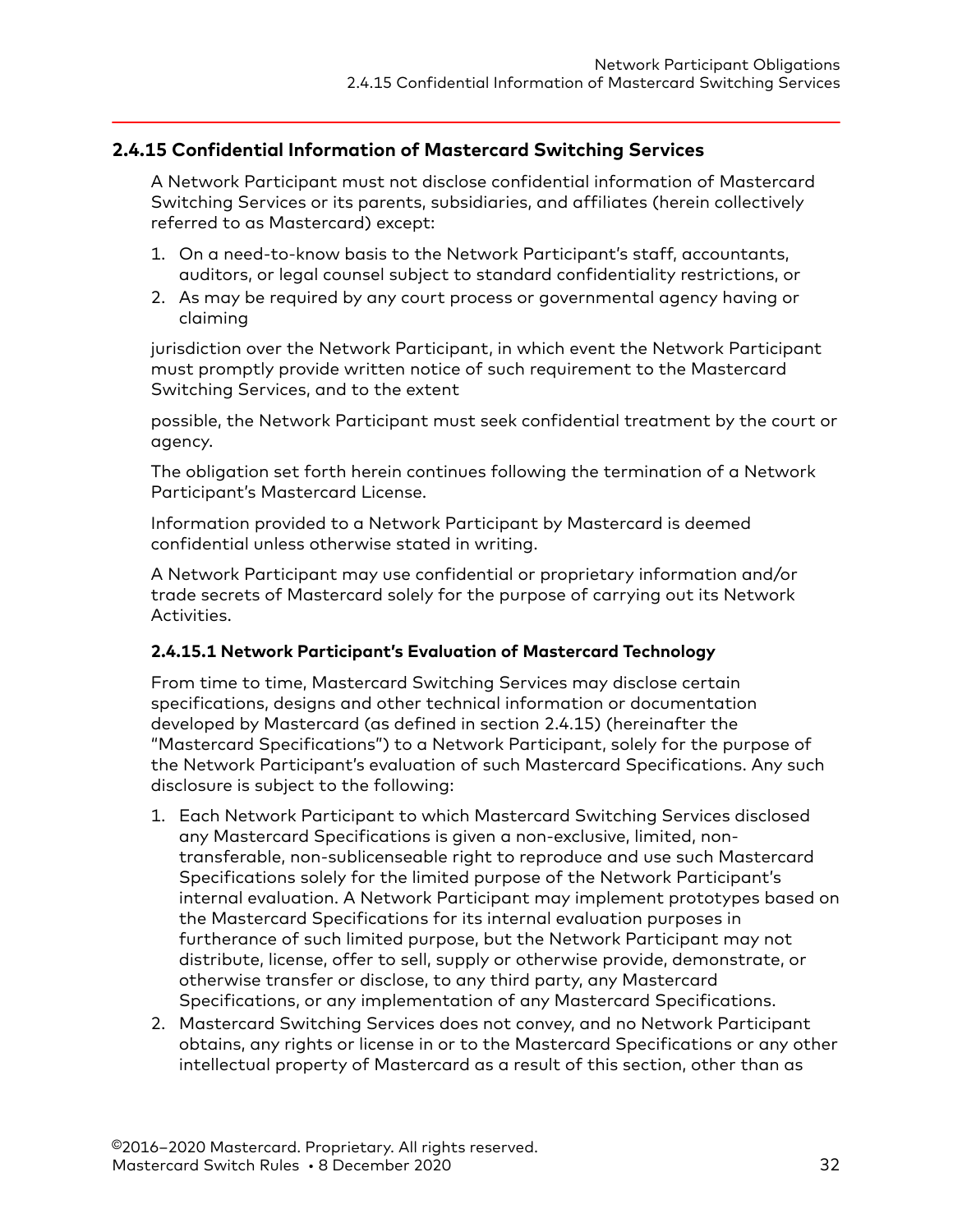## 2.4.15 Confidential Information of Mastercard Switching Services

A Network Participant must not disclose confidential information of Mastercard Switching Services or its parents, subsidiaries, and affiliates (herein collectively referred to as Mastercard) except:

1. On a need-to-know basis to the Network Participant's staff, accountants, auditors, or legal counsel subject to standard confidentiality restrictions, or
2. As may be required by any court process or governmental agency having or claiming

jurisdiction over the Network Participant, in which event the Network Participant must promptly provide written notice of such requirement to the Mastercard Switching Services, and to the extent

possible, the Network Participant must seek confidential treatment by the court or agency.

The obligation set forth herein continues following the termination of a Network Participant's Mastercard License.

Information provided to a Network Participant by Mastercard is deemed confidential unless otherwise stated in writing.

A Network Participant may use confidential or proprietary information and/or trade secrets of Mastercard solely for the purpose of carrying out its Network Activities.

### 2.4.15.1 Network Participant's Evaluation of Mastercard Technology

From time to time, Mastercard Switching Services may disclose certain specifications, designs and other technical information or documentation developed by Mastercard (as defined in section 2.4.15) (hereinafter the "Mastercard Specifications") to a Network Participant, solely for the purpose of the Network Participant's evaluation of such Mastercard Specifications. Any such disclosure is subject to the following:

1. Each Network Participant to which Mastercard Switching Services disclosed any Mastercard Specifications is given a non-exclusive, limited, non-transferable, non-sublicenseable right to reproduce and use such Mastercard Specifications solely for the limited purpose of the Network Participant's internal evaluation. A Network Participant may implement prototypes based on the Mastercard Specifications for its internal evaluation purposes in furtherance of such limited purpose, but the Network Participant may not distribute, license, offer to sell, supply or otherwise provide, demonstrate, or otherwise transfer or disclose, to any third party, any Mastercard Specifications, or any implementation of any Mastercard Specifications.
2. Mastercard Switching Services does not convey, and no Network Participant obtains, any rights or license in or to the Mastercard Specifications or any other intellectual property of Mastercard as a result of this section, other than as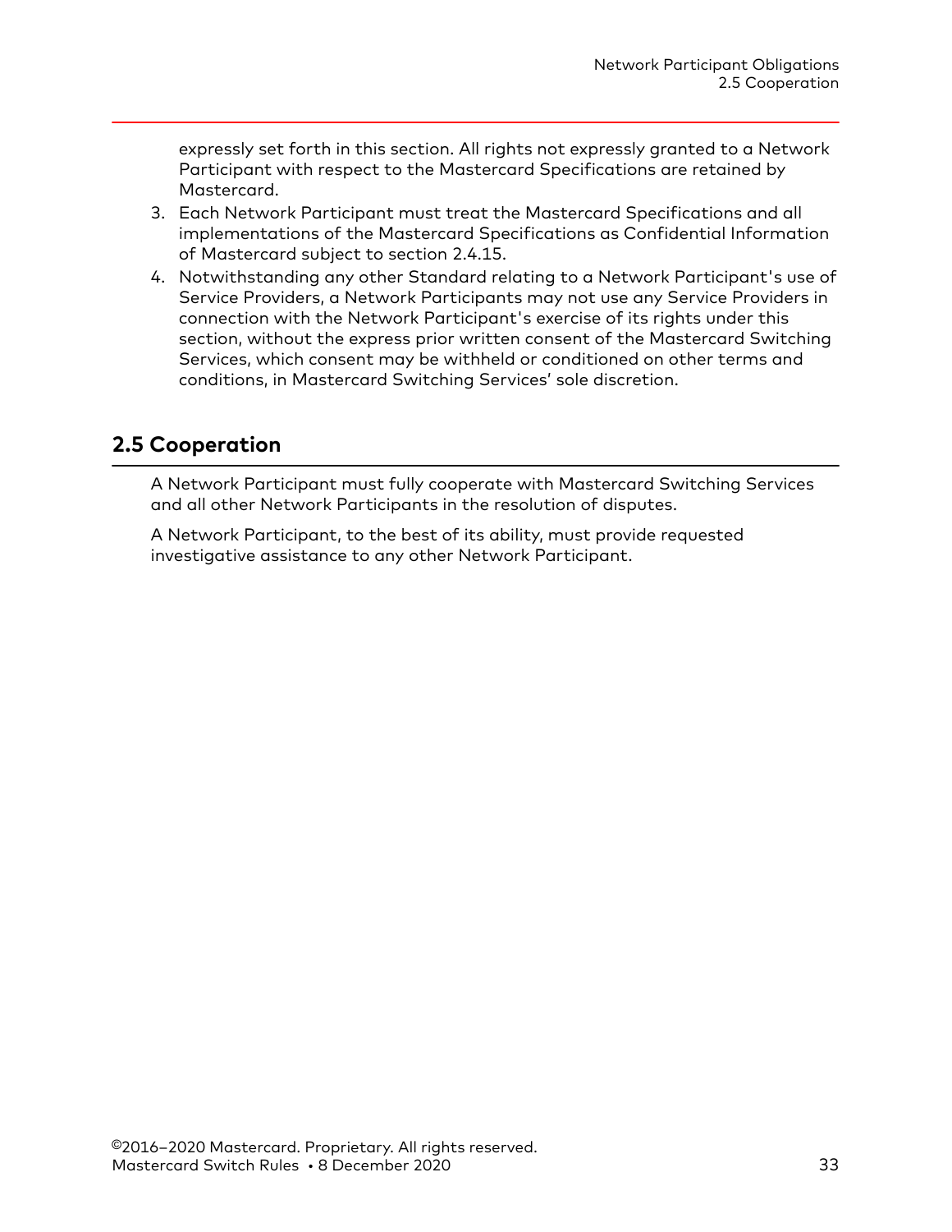expressly set forth in this section. All rights not expressly granted to a Network Participant with respect to the Mastercard Specifications are retained by Mastercard.

3. Each Network Participant must treat the Mastercard Specifications and all implementations of the Mastercard Specifications as Confidential Information of Mastercard subject to section 2.4.15.
4. Notwithstanding any other Standard relating to a Network Participant's use of Service Providers, a Network Participants may not use any Service Providers in connection with the Network Participant's exercise of its rights under this section, without the express prior written consent of the Mastercard Switching Services, which consent may be withheld or conditioned on other terms and conditions, in Mastercard Switching Services' sole discretion.

## 2.5 Cooperation

A Network Participant must fully cooperate with Mastercard Switching Services and all other Network Participants in the resolution of disputes.

A Network Participant, to the best of its ability, must provide requested investigative assistance to any other Network Participant.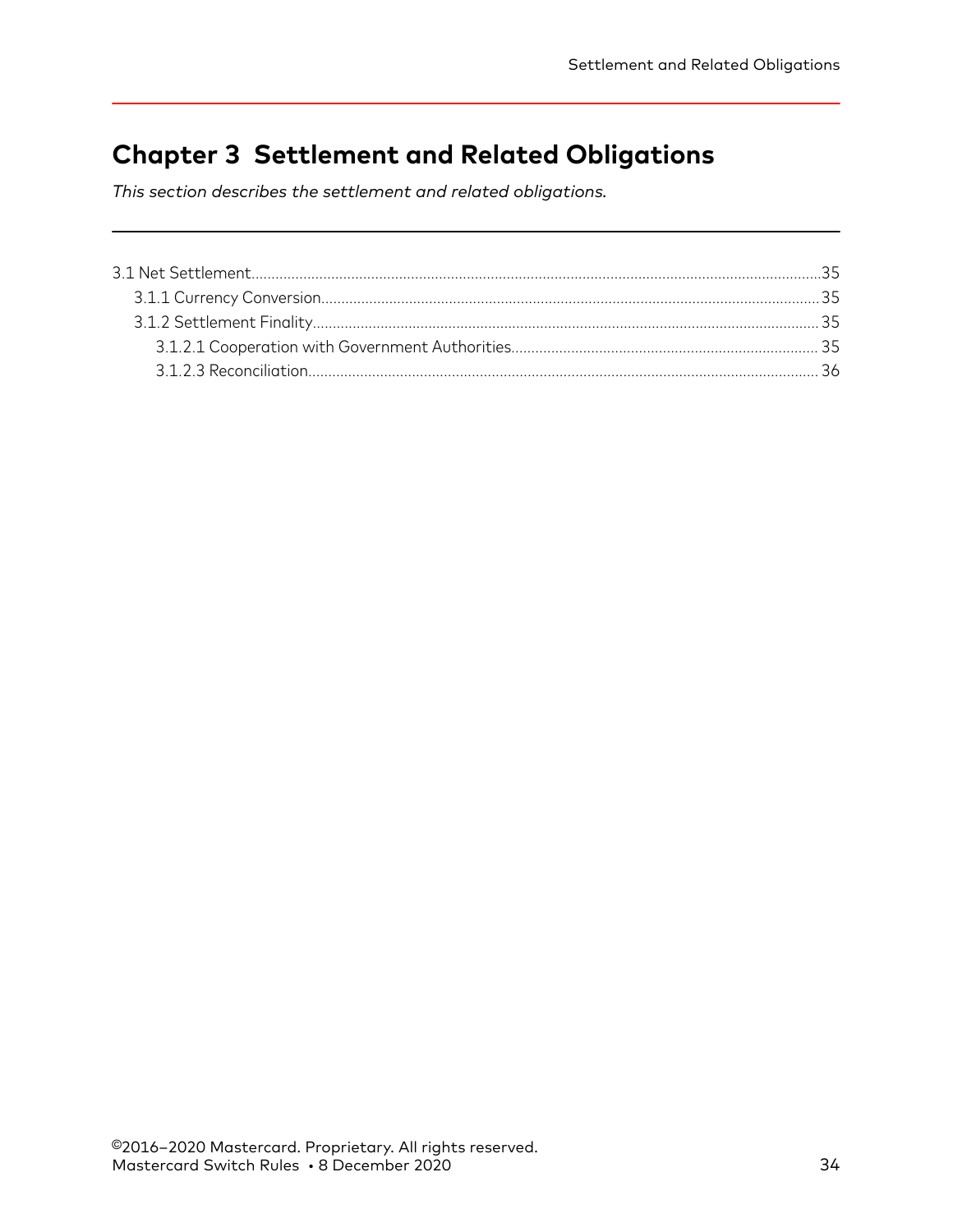# Chapter 3 Settlement and Related Obligations

*This section describes the settlement and related obligations.*

- 3.1 Net Settlement....35
  - 3.1.1 Currency Conversion....35
  - 3.1.2 Settlement Finality....35
    - 3.1.2.1 Cooperation with Government Authorities....35
    - 3.1.2.3 Reconciliation....36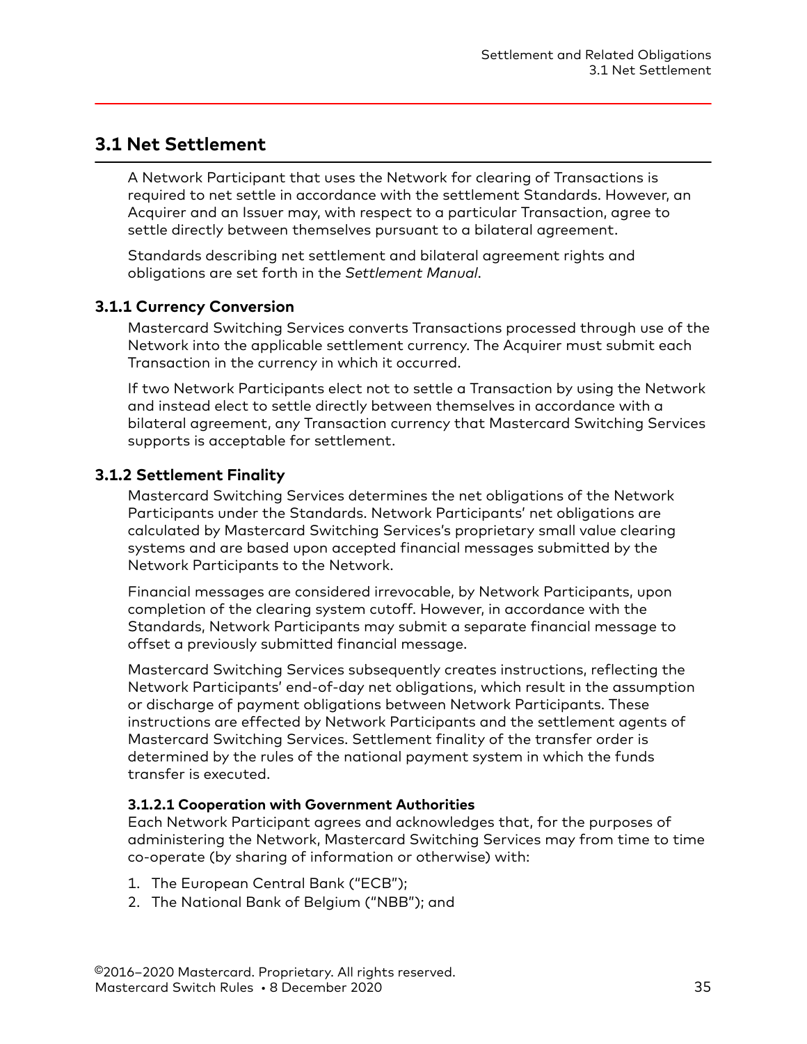## 3.1 Net Settlement

A Network Participant that uses the Network for clearing of Transactions is required to net settle in accordance with the settlement Standards. However, an Acquirer and an Issuer may, with respect to a particular Transaction, agree to settle directly between themselves pursuant to a bilateral agreement.

Standards describing net settlement and bilateral agreement rights and obligations are set forth in the *Settlement Manual*.

### 3.1.1 Currency Conversion

Mastercard Switching Services converts Transactions processed through use of the Network into the applicable settlement currency. The Acquirer must submit each Transaction in the currency in which it occurred.

If two Network Participants elect not to settle a Transaction by using the Network and instead elect to settle directly between themselves in accordance with a bilateral agreement, any Transaction currency that Mastercard Switching Services supports is acceptable for settlement.

### 3.1.2 Settlement Finality

Mastercard Switching Services determines the net obligations of the Network Participants under the Standards. Network Participants' net obligations are calculated by Mastercard Switching Services's proprietary small value clearing systems and are based upon accepted financial messages submitted by the Network Participants to the Network.

Financial messages are considered irrevocable, by Network Participants, upon completion of the clearing system cutoff. However, in accordance with the Standards, Network Participants may submit a separate financial message to offset a previously submitted financial message.

Mastercard Switching Services subsequently creates instructions, reflecting the Network Participants' end-of-day net obligations, which result in the assumption or discharge of payment obligations between Network Participants. These instructions are effected by Network Participants and the settlement agents of Mastercard Switching Services. Settlement finality of the transfer order is determined by the rules of the national payment system in which the funds transfer is executed.

#### 3.1.2.1 Cooperation with Government Authorities

Each Network Participant agrees and acknowledges that, for the purposes of administering the Network, Mastercard Switching Services may from time to time co-operate (by sharing of information or otherwise) with:

1. The European Central Bank ("ECB");
2. The National Bank of Belgium ("NBB"); and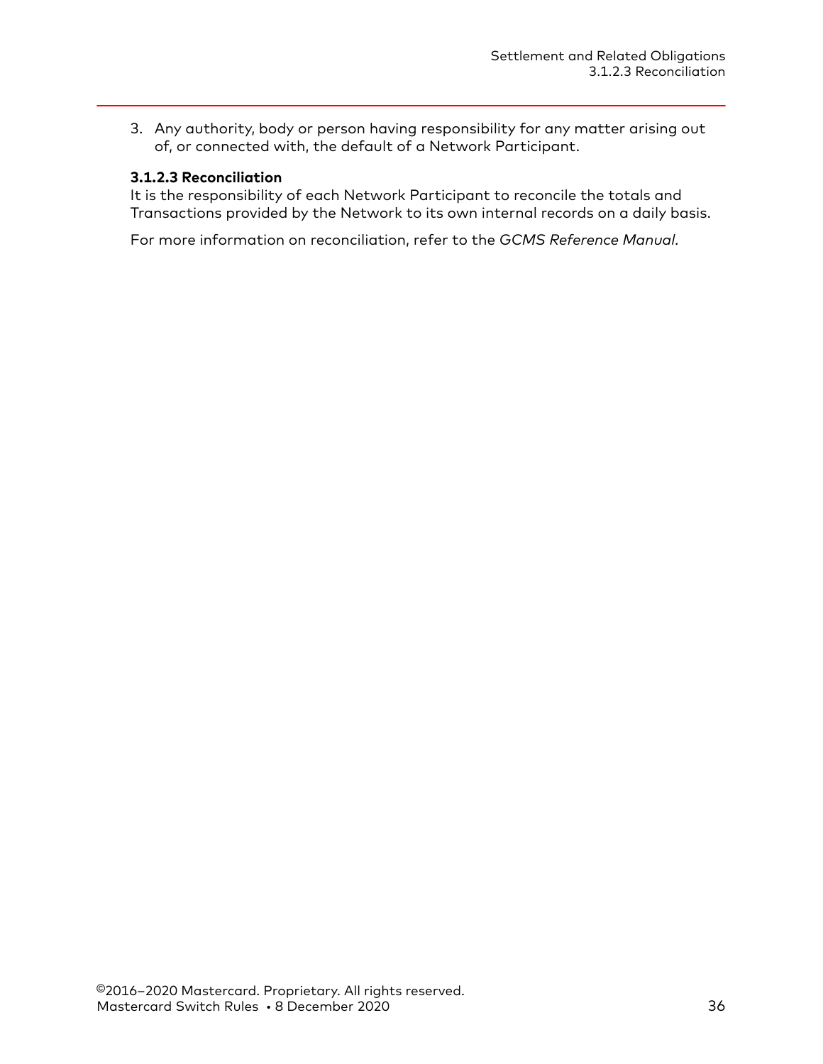3. Any authority, body or person having responsibility for any matter arising out of, or connected with, the default of a Network Participant.

#### 3.1.2.3 Reconciliation

It is the responsibility of each Network Participant to reconcile the totals and Transactions provided by the Network to its own internal records on a daily basis.

For more information on reconciliation, refer to the *GCMS Reference Manual*.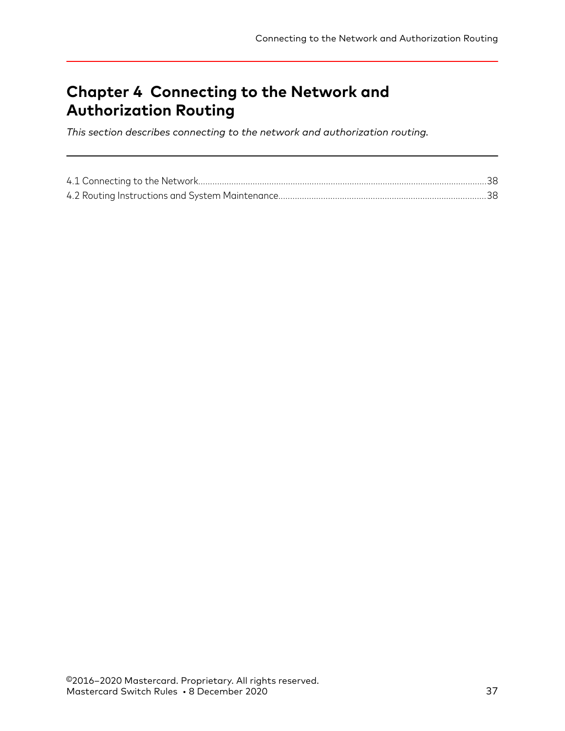# Chapter 4 Connecting to the Network and Authorization Routing

*This section describes connecting to the network and authorization routing.*

4.1 Connecting to the Network....................................................................................38

4.2 Routing Instructions and System Maintenance....................................................38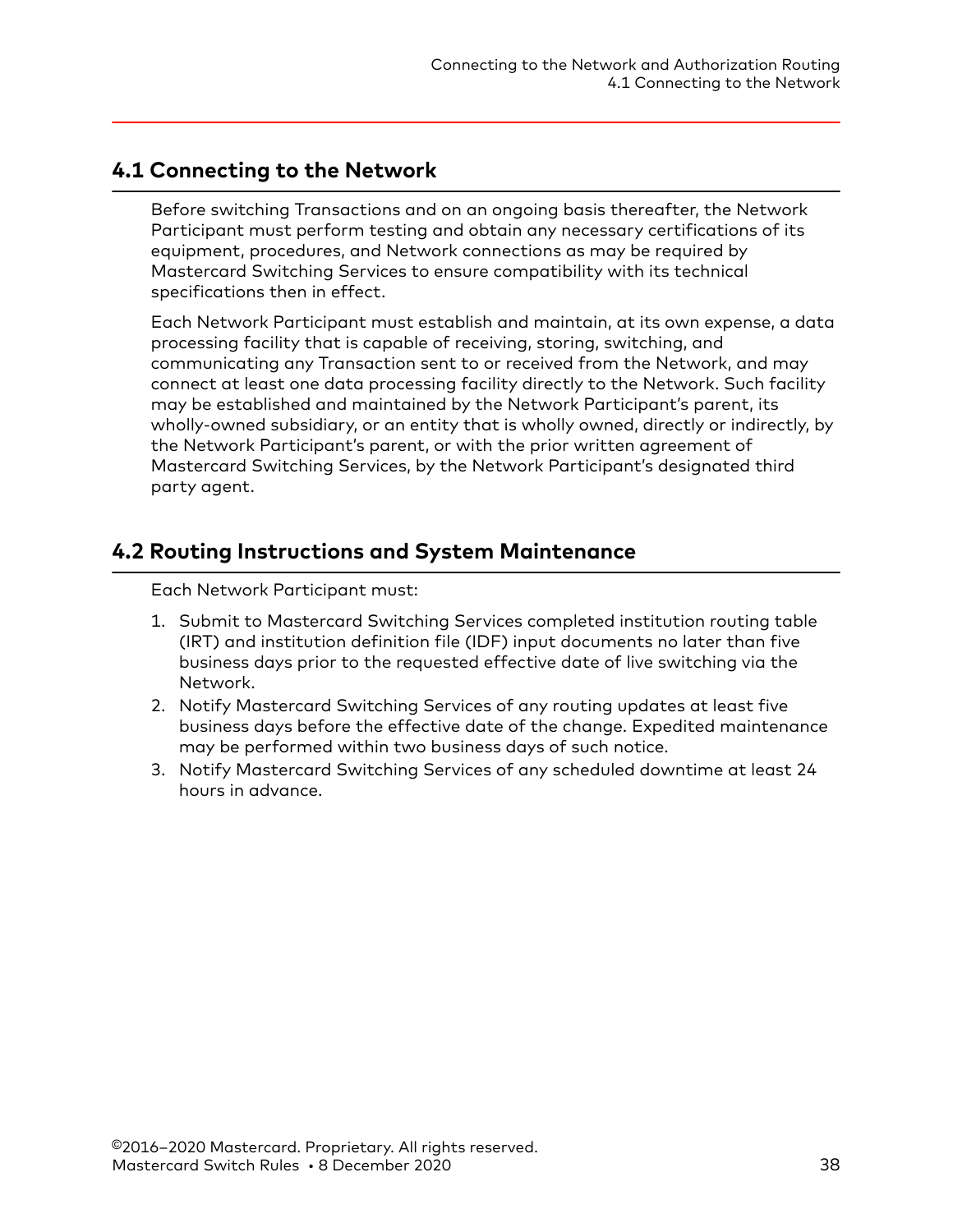## 4.1 Connecting to the Network

Before switching Transactions and on an ongoing basis thereafter, the Network Participant must perform testing and obtain any necessary certifications of its equipment, procedures, and Network connections as may be required by Mastercard Switching Services to ensure compatibility with its technical specifications then in effect.

Each Network Participant must establish and maintain, at its own expense, a data processing facility that is capable of receiving, storing, switching, and communicating any Transaction sent to or received from the Network, and may connect at least one data processing facility directly to the Network. Such facility may be established and maintained by the Network Participant's parent, its wholly-owned subsidiary, or an entity that is wholly owned, directly or indirectly, by the Network Participant's parent, or with the prior written agreement of Mastercard Switching Services, by the Network Participant's designated third party agent.

## 4.2 Routing Instructions and System Maintenance

Each Network Participant must:

1. Submit to Mastercard Switching Services completed institution routing table (IRT) and institution definition file (IDF) input documents no later than five business days prior to the requested effective date of live switching via the Network.
2. Notify Mastercard Switching Services of any routing updates at least five business days before the effective date of the change. Expedited maintenance may be performed within two business days of such notice.
3. Notify Mastercard Switching Services of any scheduled downtime at least 24 hours in advance.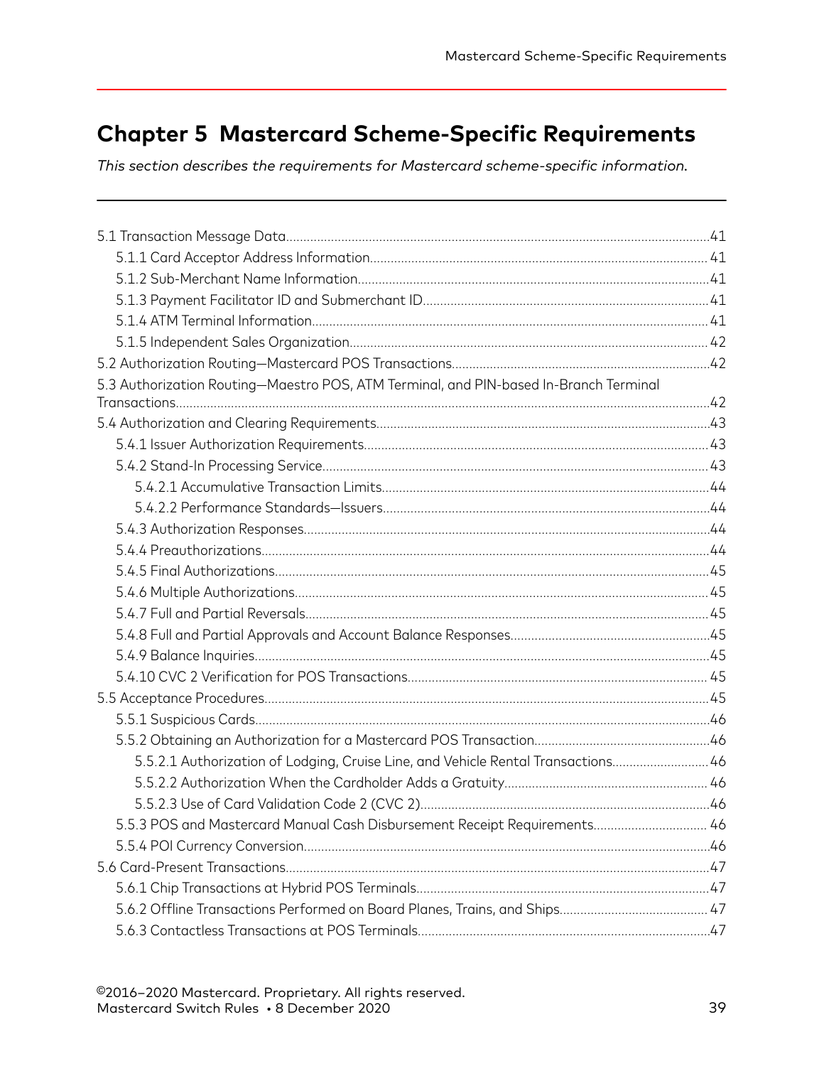# Chapter 5 Mastercard Scheme-Specific Requirements

*This section describes the requirements for Mastercard scheme-specific information.*

- 5.1 Transaction Message Data....41
  - 5.1.1 Card Acceptor Address Information....41
  - 5.1.2 Sub-Merchant Name Information....41
  - 5.1.3 Payment Facilitator ID and Submerchant ID....41
  - 5.1.4 ATM Terminal Information....41
  - 5.1.5 Independent Sales Organization....42
- 5.2 Authorization Routing—Mastercard POS Transactions....42
- 5.3 Authorization Routing—Maestro POS, ATM Terminal, and PIN-based In-Branch Terminal Transactions....42
- 5.4 Authorization and Clearing Requirements....43
  - 5.4.1 Issuer Authorization Requirements....43
  - 5.4.2 Stand-In Processing Service....43
    - 5.4.2.1 Accumulative Transaction Limits....44
    - 5.4.2.2 Performance Standards—Issuers....44
  - 5.4.3 Authorization Responses....44
  - 5.4.4 Preauthorizations....44
  - 5.4.5 Final Authorizations....45
  - 5.4.6 Multiple Authorizations....45
  - 5.4.7 Full and Partial Reversals....45
  - 5.4.8 Full and Partial Approvals and Account Balance Responses....45
  - 5.4.9 Balance Inquiries....45
  - 5.4.10 CVC 2 Verification for POS Transactions....45
- 5.5 Acceptance Procedures....45
  - 5.5.1 Suspicious Cards....46
  - 5.5.2 Obtaining an Authorization for a Mastercard POS Transaction....46
    - 5.5.2.1 Authorization of Lodging, Cruise Line, and Vehicle Rental Transactions....46
    - 5.5.2.2 Authorization When the Cardholder Adds a Gratuity....46
    - 5.5.2.3 Use of Card Validation Code 2 (CVC 2)....46
  - 5.5.3 POS and Mastercard Manual Cash Disbursement Receipt Requirements....46
  - 5.5.4 POI Currency Conversion....46
- 5.6 Card-Present Transactions....47
  - 5.6.1 Chip Transactions at Hybrid POS Terminals....47
  - 5.6.2 Offline Transactions Performed on Board Planes, Trains, and Ships....47
  - 5.6.3 Contactless Transactions at POS Terminals....47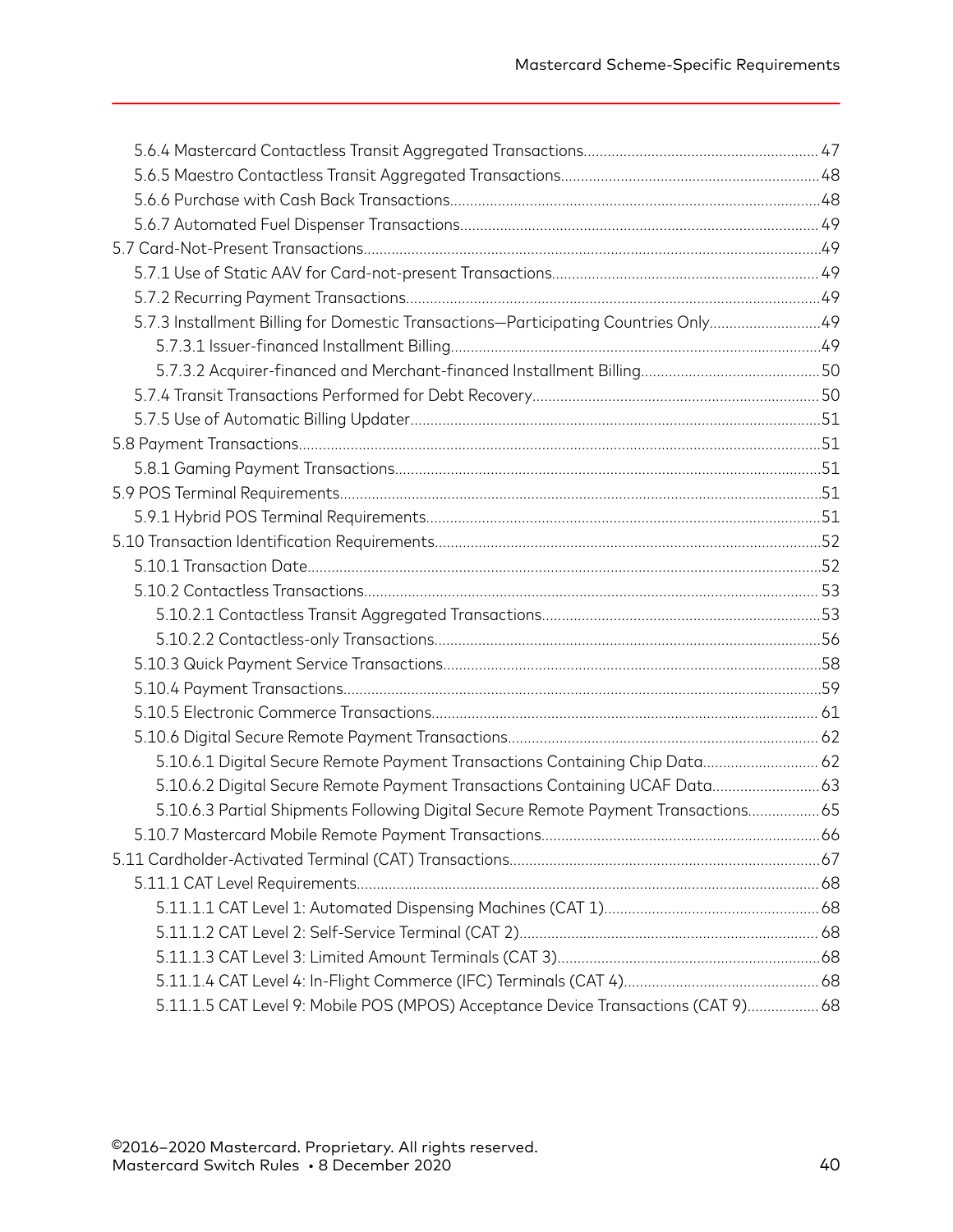5.6.4 Mastercard Contactless Transit Aggregated Transactions........................................................ 47
5.6.5 Maestro Contactless Transit Aggregated Transactions.............................................................. 48
5.6.6 Purchase with Cash Back Transactions.......................................................................................... 48
5.6.7 Automated Fuel Dispenser Transactions........................................................................................ 49
5.7 Card-Not-Present Transactions........................................................................................................... 49
5.7.1 Use of Static AAV for Card-not-present Transactions............................................................... 49
5.7.2 Recurring Payment Transactions....................................................................................................... 49
5.7.3 Installment Billing for Domestic Transactions—Participating Countries Only........................... 49
5.7.3.1 Issuer-financed Installment Billing.............................................................................................. 49
5.7.3.2 Acquirer-financed and Merchant-financed Installment Billing............................................ 50
5.7.4 Transit Transactions Performed for Debt Recovery.................................................................... 50
5.7.5 Use of Automatic Billing Updater....................................................................................................... 51
5.8 Payment Transactions................................................................................................................................ 51
5.8.1 Gaming Payment Transactions............................................................................................................ 51
5.9 POS Terminal Requirements..................................................................................................................... 51
5.9.1 Hybrid POS Terminal Requirements.................................................................................................... 51
5.10 Transaction Identification Requirements............................................................................................. 52
5.10.1 Transaction Date..................................................................................................................................... 52
5.10.2 Contactless Transactions.................................................................................................................... 53
5.10.2.1 Contactless Transit Aggregated Transactions.......................................................................... 53
5.10.2.2 Contactless-only Transactions..................................................................................................... 56
5.10.3 Quick Payment Service Transactions................................................................................................ 58
5.10.4 Payment Transactions.......................................................................................................................... 59
5.10.5 Electronic Commerce Transactions................................................................................................... 61
5.10.6 Digital Secure Remote Payment Transactions.............................................................................. 62
5.10.6.1 Digital Secure Remote Payment Transactions Containing Chip Data.............................. 62
5.10.6.2 Digital Secure Remote Payment Transactions Containing UCAF Data............................. 63
5.10.6.3 Partial Shipments Following Digital Secure Remote Payment Transactions.................. 65
5.10.7 Mastercard Mobile Remote Payment Transactions...................................................................... 66
5.11 Cardholder-Activated Terminal (CAT) Transactions............................................................................ 67
5.11.1 CAT Level Requirements........................................................................................................................ 68
5.11.1.1 CAT Level 1: Automated Dispensing Machines (CAT 1)........................................................ 68
5.11.1.2 CAT Level 2: Self-Service Terminal (CAT 2)................................................................................ 68
5.11.1.3 CAT Level 3: Limited Amount Terminals (CAT 3)...................................................................... 68
5.11.1.4 CAT Level 4: In-Flight Commerce (IFC) Terminals (CAT 4)..................................................... 68
5.11.1.5 CAT Level 9: Mobile POS (MPOS) Acceptance Device Transactions (CAT 9).................. 68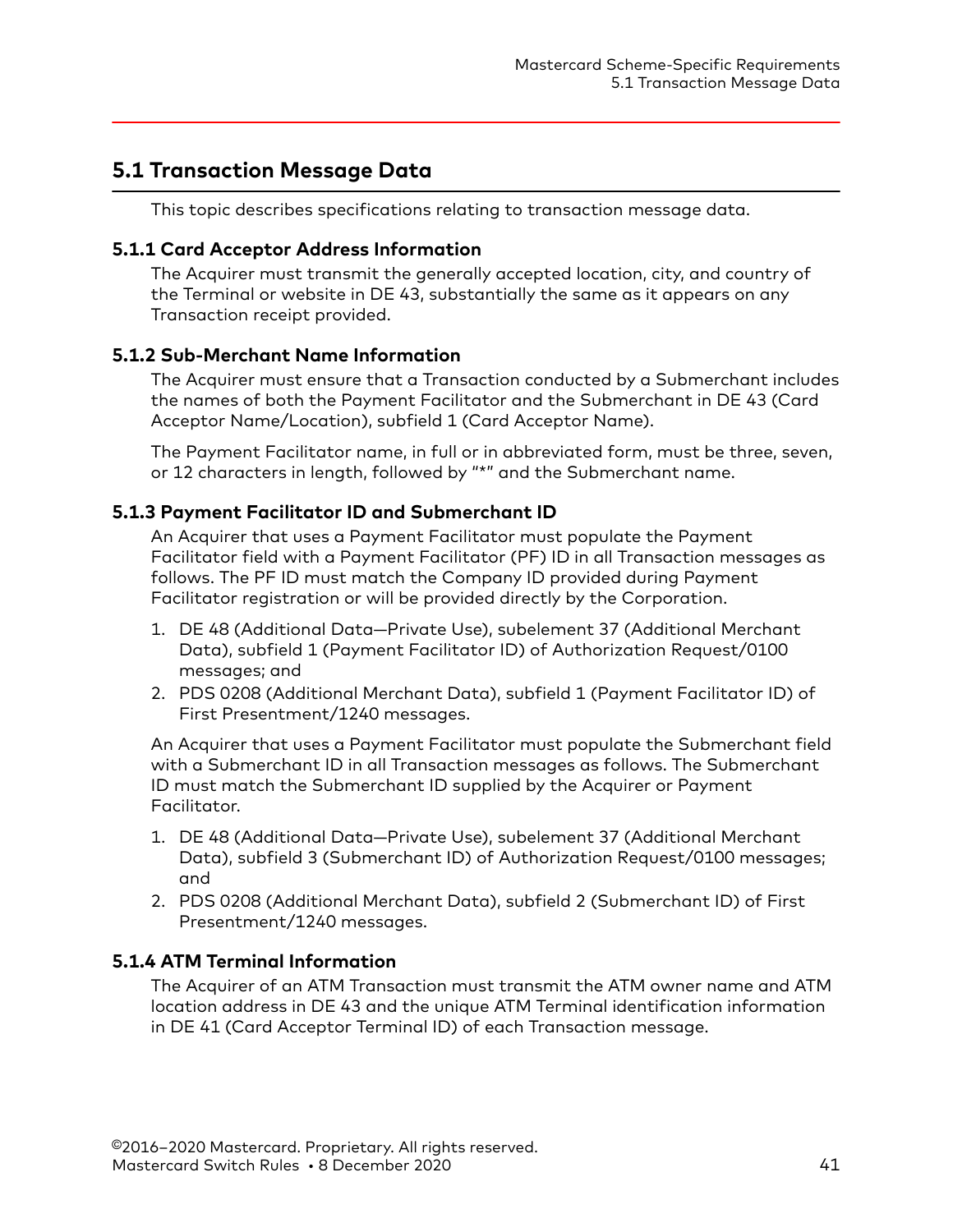## 5.1 Transaction Message Data

This topic describes specifications relating to transaction message data.

### 5.1.1 Card Acceptor Address Information

The Acquirer must transmit the generally accepted location, city, and country of the Terminal or website in DE 43, substantially the same as it appears on any Transaction receipt provided.

### 5.1.2 Sub-Merchant Name Information

The Acquirer must ensure that a Transaction conducted by a Submerchant includes the names of both the Payment Facilitator and the Submerchant in DE 43 (Card Acceptor Name/Location), subfield 1 (Card Acceptor Name).

The Payment Facilitator name, in full or in abbreviated form, must be three, seven, or 12 characters in length, followed by "*" and the Submerchant name.

### 5.1.3 Payment Facilitator ID and Submerchant ID

An Acquirer that uses a Payment Facilitator must populate the Payment Facilitator field with a Payment Facilitator (PF) ID in all Transaction messages as follows. The PF ID must match the Company ID provided during Payment Facilitator registration or will be provided directly by the Corporation.

1. DE 48 (Additional Data—Private Use), subelement 37 (Additional Merchant Data), subfield 1 (Payment Facilitator ID) of Authorization Request/0100 messages; and
2. PDS 0208 (Additional Merchant Data), subfield 1 (Payment Facilitator ID) of First Presentment/1240 messages.

An Acquirer that uses a Payment Facilitator must populate the Submerchant field with a Submerchant ID in all Transaction messages as follows. The Submerchant ID must match the Submerchant ID supplied by the Acquirer or Payment Facilitator.

1. DE 48 (Additional Data—Private Use), subelement 37 (Additional Merchant Data), subfield 3 (Submerchant ID) of Authorization Request/0100 messages; and
2. PDS 0208 (Additional Merchant Data), subfield 2 (Submerchant ID) of First Presentment/1240 messages.

### 5.1.4 ATM Terminal Information

The Acquirer of an ATM Transaction must transmit the ATM owner name and ATM location address in DE 43 and the unique ATM Terminal identification information in DE 41 (Card Acceptor Terminal ID) of each Transaction message.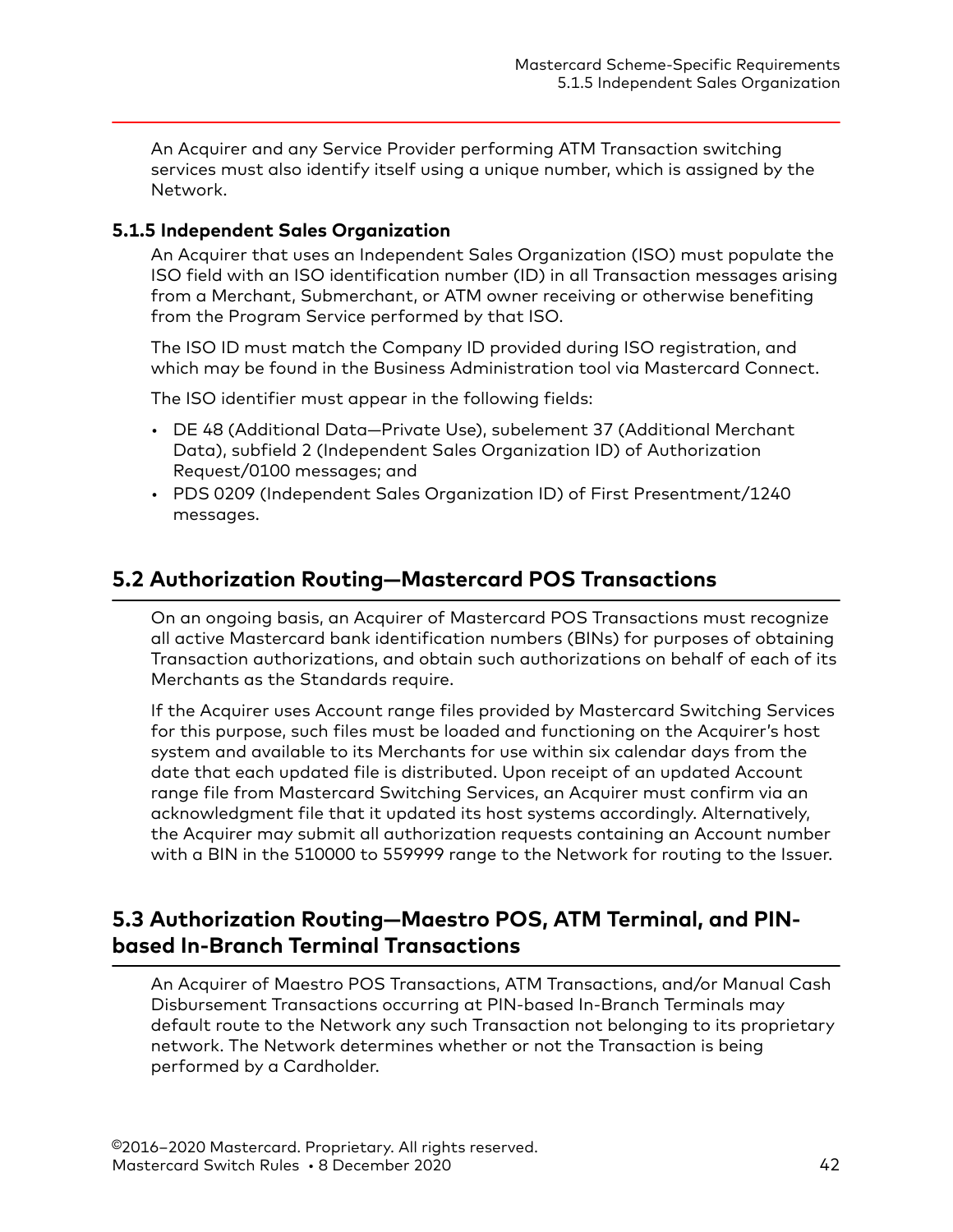An Acquirer and any Service Provider performing ATM Transaction switching services must also identify itself using a unique number, which is assigned by the Network.

### 5.1.5 Independent Sales Organization

An Acquirer that uses an Independent Sales Organization (ISO) must populate the ISO field with an ISO identification number (ID) in all Transaction messages arising from a Merchant, Submerchant, or ATM owner receiving or otherwise benefiting from the Program Service performed by that ISO.

The ISO ID must match the Company ID provided during ISO registration, and which may be found in the Business Administration tool via Mastercard Connect.

The ISO identifier must appear in the following fields:

- DE 48 (Additional Data—Private Use), subelement 37 (Additional Merchant Data), subfield 2 (Independent Sales Organization ID) of Authorization Request/0100 messages; and
- PDS 0209 (Independent Sales Organization ID) of First Presentment/1240 messages.

## 5.2 Authorization Routing—Mastercard POS Transactions

On an ongoing basis, an Acquirer of Mastercard POS Transactions must recognize all active Mastercard bank identification numbers (BINs) for purposes of obtaining Transaction authorizations, and obtain such authorizations on behalf of each of its Merchants as the Standards require.

If the Acquirer uses Account range files provided by Mastercard Switching Services for this purpose, such files must be loaded and functioning on the Acquirer's host system and available to its Merchants for use within six calendar days from the date that each updated file is distributed. Upon receipt of an updated Account range file from Mastercard Switching Services, an Acquirer must confirm via an acknowledgment file that it updated its host systems accordingly. Alternatively, the Acquirer may submit all authorization requests containing an Account number with a BIN in the 510000 to 559999 range to the Network for routing to the Issuer.

## 5.3 Authorization Routing—Maestro POS, ATM Terminal, and PIN-based In-Branch Terminal Transactions

An Acquirer of Maestro POS Transactions, ATM Transactions, and/or Manual Cash Disbursement Transactions occurring at PIN-based In-Branch Terminals may default route to the Network any such Transaction not belonging to its proprietary network. The Network determines whether or not the Transaction is being performed by a Cardholder.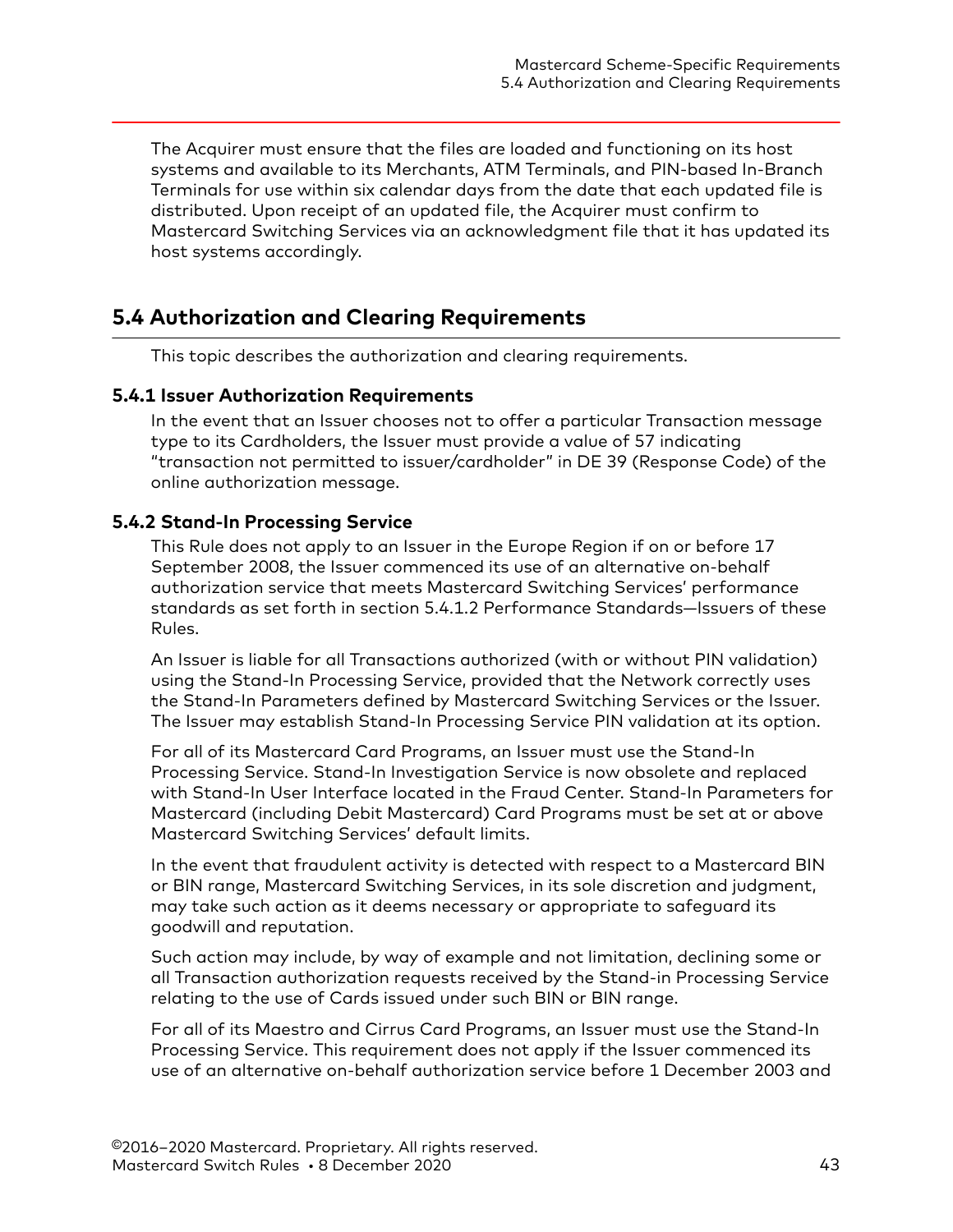The Acquirer must ensure that the files are loaded and functioning on its host systems and available to its Merchants, ATM Terminals, and PIN-based In-Branch Terminals for use within six calendar days from the date that each updated file is distributed. Upon receipt of an updated file, the Acquirer must confirm to Mastercard Switching Services via an acknowledgment file that it has updated its host systems accordingly.

## 5.4 Authorization and Clearing Requirements

This topic describes the authorization and clearing requirements.

### 5.4.1 Issuer Authorization Requirements

In the event that an Issuer chooses not to offer a particular Transaction message type to its Cardholders, the Issuer must provide a value of 57 indicating "transaction not permitted to issuer/cardholder" in DE 39 (Response Code) of the online authorization message.

### 5.4.2 Stand-In Processing Service

This Rule does not apply to an Issuer in the Europe Region if on or before 17 September 2008, the Issuer commenced its use of an alternative on-behalf authorization service that meets Mastercard Switching Services' performance standards as set forth in section 5.4.1.2 Performance Standards—Issuers of these Rules.

An Issuer is liable for all Transactions authorized (with or without PIN validation) using the Stand-In Processing Service, provided that the Network correctly uses the Stand-In Parameters defined by Mastercard Switching Services or the Issuer. The Issuer may establish Stand-In Processing Service PIN validation at its option.

For all of its Mastercard Card Programs, an Issuer must use the Stand-In Processing Service. Stand-In Investigation Service is now obsolete and replaced with Stand-In User Interface located in the Fraud Center. Stand-In Parameters for Mastercard (including Debit Mastercard) Card Programs must be set at or above Mastercard Switching Services' default limits.

In the event that fraudulent activity is detected with respect to a Mastercard BIN or BIN range, Mastercard Switching Services, in its sole discretion and judgment, may take such action as it deems necessary or appropriate to safeguard its goodwill and reputation.

Such action may include, by way of example and not limitation, declining some or all Transaction authorization requests received by the Stand-in Processing Service relating to the use of Cards issued under such BIN or BIN range.

For all of its Maestro and Cirrus Card Programs, an Issuer must use the Stand-In Processing Service. This requirement does not apply if the Issuer commenced its use of an alternative on-behalf authorization service before 1 December 2003 and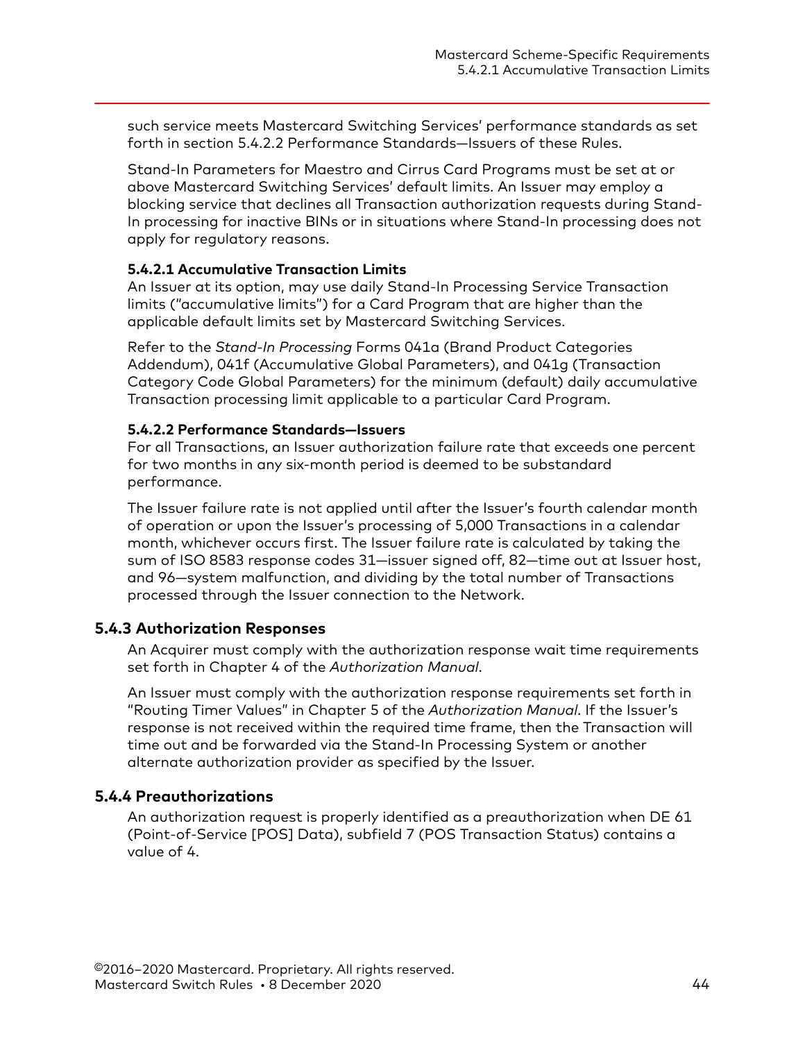such service meets Mastercard Switching Services' performance standards as set forth in section 5.4.2.2 Performance Standards—Issuers of these Rules.

Stand-In Parameters for Maestro and Cirrus Card Programs must be set at or above Mastercard Switching Services' default limits. An Issuer may employ a blocking service that declines all Transaction authorization requests during Stand-In processing for inactive BINs or in situations where Stand-In processing does not apply for regulatory reasons.

#### 5.4.2.1 Accumulative Transaction Limits

An Issuer at its option, may use daily Stand-In Processing Service Transaction limits ("accumulative limits") for a Card Program that are higher than the applicable default limits set by Mastercard Switching Services.

Refer to the *Stand-In Processing* Forms 041a (Brand Product Categories Addendum), 041f (Accumulative Global Parameters), and 041g (Transaction Category Code Global Parameters) for the minimum (default) daily accumulative Transaction processing limit applicable to a particular Card Program.

#### 5.4.2.2 Performance Standards—Issuers

For all Transactions, an Issuer authorization failure rate that exceeds one percent for two months in any six-month period is deemed to be substandard performance.

The Issuer failure rate is not applied until after the Issuer's fourth calendar month of operation or upon the Issuer's processing of 5,000 Transactions in a calendar month, whichever occurs first. The Issuer failure rate is calculated by taking the sum of ISO 8583 response codes 31—issuer signed off, 82—time out at Issuer host, and 96—system malfunction, and dividing by the total number of Transactions processed through the Issuer connection to the Network.

### 5.4.3 Authorization Responses

An Acquirer must comply with the authorization response wait time requirements set forth in Chapter 4 of the *Authorization Manual*.

An Issuer must comply with the authorization response requirements set forth in "Routing Timer Values" in Chapter 5 of the *Authorization Manual*. If the Issuer's response is not received within the required time frame, then the Transaction will time out and be forwarded via the Stand-In Processing System or another alternate authorization provider as specified by the Issuer.

### 5.4.4 Preauthorizations

An authorization request is properly identified as a preauthorization when DE 61 (Point-of-Service [POS] Data), subfield 7 (POS Transaction Status) contains a value of 4.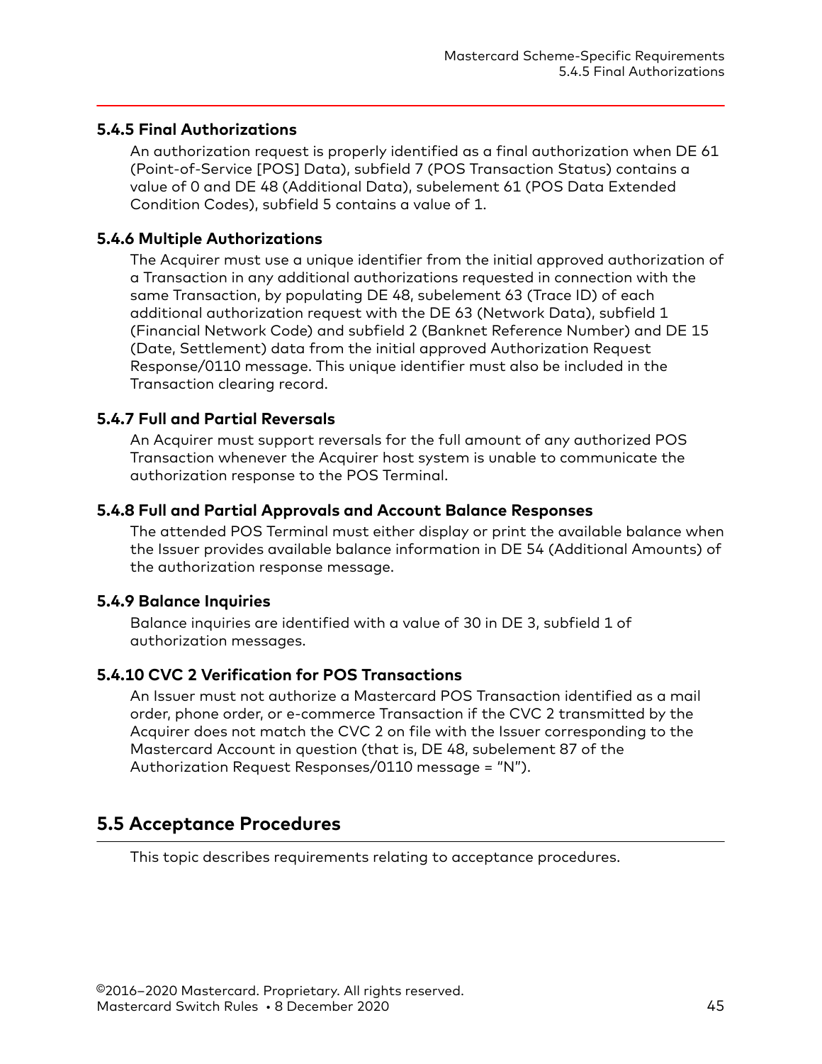### 5.4.5 Final Authorizations

An authorization request is properly identified as a final authorization when DE 61 (Point-of-Service [POS] Data), subfield 7 (POS Transaction Status) contains a value of 0 and DE 48 (Additional Data), subelement 61 (POS Data Extended Condition Codes), subfield 5 contains a value of 1.

### 5.4.6 Multiple Authorizations

The Acquirer must use a unique identifier from the initial approved authorization of a Transaction in any additional authorizations requested in connection with the same Transaction, by populating DE 48, subelement 63 (Trace ID) of each additional authorization request with the DE 63 (Network Data), subfield 1 (Financial Network Code) and subfield 2 (Banknet Reference Number) and DE 15 (Date, Settlement) data from the initial approved Authorization Request Response/0110 message. This unique identifier must also be included in the Transaction clearing record.

### 5.4.7 Full and Partial Reversals

An Acquirer must support reversals for the full amount of any authorized POS Transaction whenever the Acquirer host system is unable to communicate the authorization response to the POS Terminal.

### 5.4.8 Full and Partial Approvals and Account Balance Responses

The attended POS Terminal must either display or print the available balance when the Issuer provides available balance information in DE 54 (Additional Amounts) of the authorization response message.

### 5.4.9 Balance Inquiries

Balance inquiries are identified with a value of 30 in DE 3, subfield 1 of authorization messages.

### 5.4.10 CVC 2 Verification for POS Transactions

An Issuer must not authorize a Mastercard POS Transaction identified as a mail order, phone order, or e-commerce Transaction if the CVC 2 transmitted by the Acquirer does not match the CVC 2 on file with the Issuer corresponding to the Mastercard Account in question (that is, DE 48, subelement 87 of the Authorization Request Responses/0110 message = "N").

## 5.5 Acceptance Procedures

This topic describes requirements relating to acceptance procedures.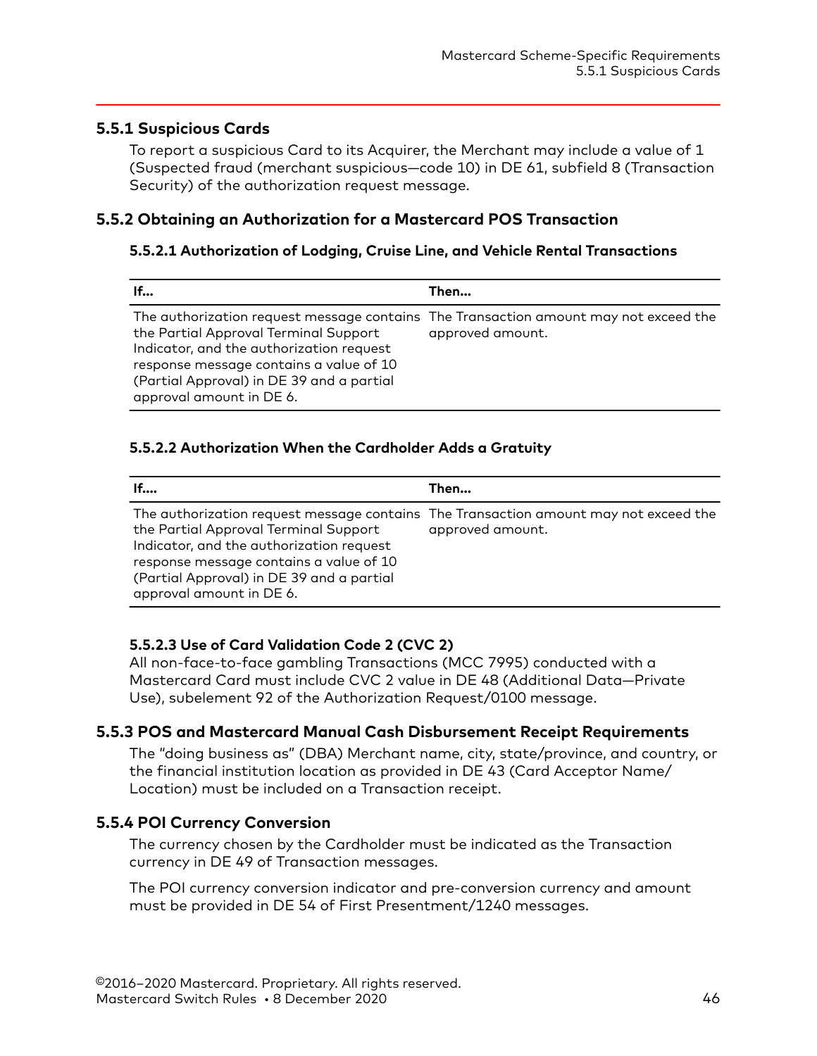### 5.5.1 Suspicious Cards

To report a suspicious Card to its Acquirer, the Merchant may include a value of 1 (Suspected fraud (merchant suspicious—code 10) in DE 61, subfield 8 (Transaction Security) of the authorization request message.

### 5.5.2 Obtaining an Authorization for a Mastercard POS Transaction

#### 5.5.2.1 Authorization of Lodging, Cruise Line, and Vehicle Rental Transactions

| If... | Then... |
|---|---|
| The authorization request message contains the Partial Approval Terminal Support Indicator, and the authorization request response message contains a value of 10 (Partial Approval) in DE 39 and a partial approval amount in DE 6. | The Transaction amount may not exceed the approved amount. |

#### 5.5.2.2 Authorization When the Cardholder Adds a Gratuity

| If.... | Then... |
|---|---|
| The authorization request message contains the Partial Approval Terminal Support Indicator, and the authorization request response message contains a value of 10 (Partial Approval) in DE 39 and a partial approval amount in DE 6. | The Transaction amount may not exceed the approved amount. |

#### 5.5.2.3 Use of Card Validation Code 2 (CVC 2)

All non-face-to-face gambling Transactions (MCC 7995) conducted with a Mastercard Card must include CVC 2 value in DE 48 (Additional Data—Private Use), subelement 92 of the Authorization Request/0100 message.

### 5.5.3 POS and Mastercard Manual Cash Disbursement Receipt Requirements

The "doing business as" (DBA) Merchant name, city, state/province, and country, or the financial institution location as provided in DE 43 (Card Acceptor Name/ Location) must be included on a Transaction receipt.

### 5.5.4 POI Currency Conversion

The currency chosen by the Cardholder must be indicated as the Transaction currency in DE 49 of Transaction messages.

The POI currency conversion indicator and pre-conversion currency and amount must be provided in DE 54 of First Presentment/1240 messages.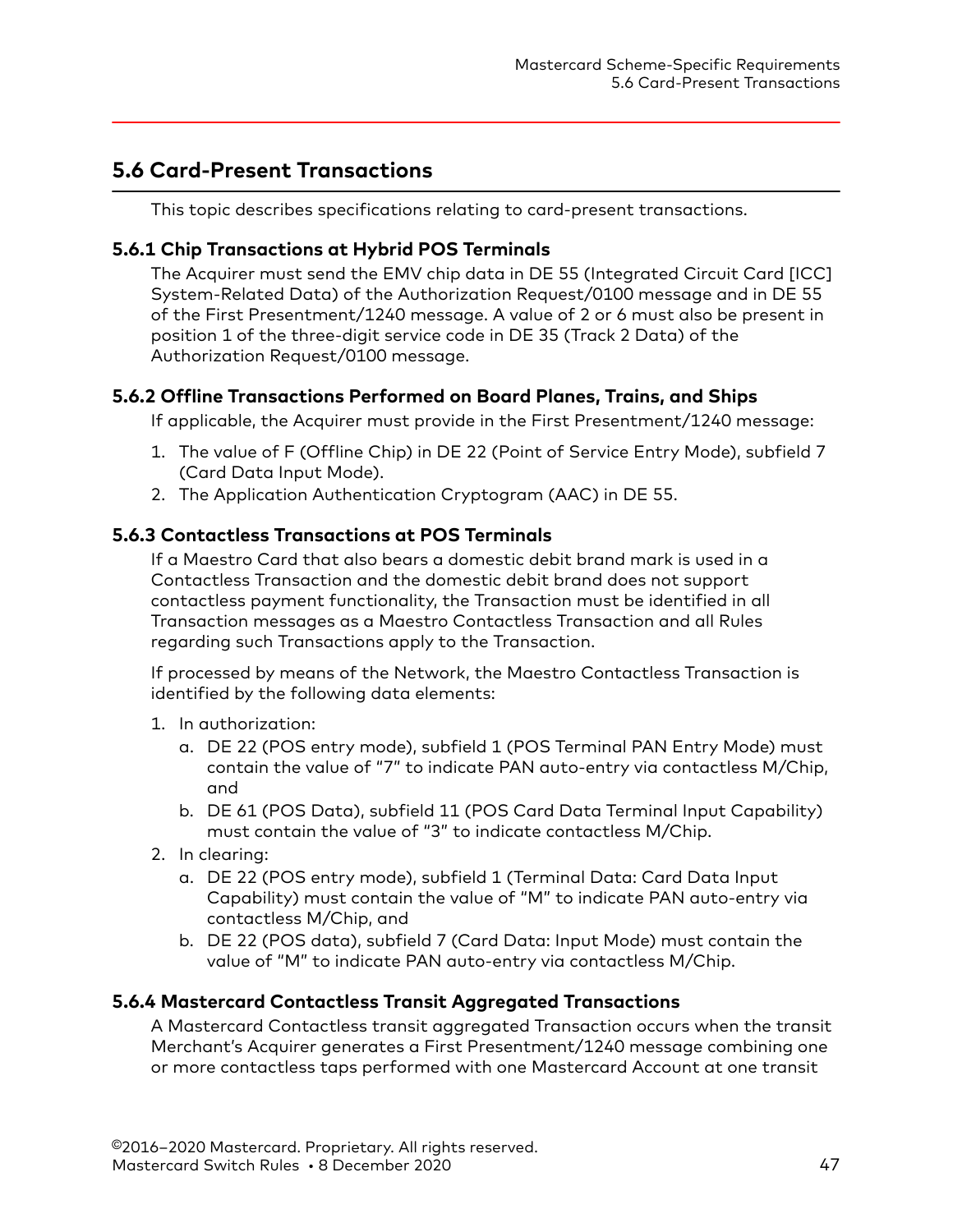## 5.6 Card-Present Transactions

This topic describes specifications relating to card-present transactions.

### 5.6.1 Chip Transactions at Hybrid POS Terminals

The Acquirer must send the EMV chip data in DE 55 (Integrated Circuit Card [ICC] System-Related Data) of the Authorization Request/0100 message and in DE 55 of the First Presentment/1240 message. A value of 2 or 6 must also be present in position 1 of the three-digit service code in DE 35 (Track 2 Data) of the Authorization Request/0100 message.

### 5.6.2 Offline Transactions Performed on Board Planes, Trains, and Ships

If applicable, the Acquirer must provide in the First Presentment/1240 message:

1. The value of F (Offline Chip) in DE 22 (Point of Service Entry Mode), subfield 7 (Card Data Input Mode).
2. The Application Authentication Cryptogram (AAC) in DE 55.

### 5.6.3 Contactless Transactions at POS Terminals

If a Maestro Card that also bears a domestic debit brand mark is used in a Contactless Transaction and the domestic debit brand does not support contactless payment functionality, the Transaction must be identified in all Transaction messages as a Maestro Contactless Transaction and all Rules regarding such Transactions apply to the Transaction.

If processed by means of the Network, the Maestro Contactless Transaction is identified by the following data elements:

1. In authorization:
   a. DE 22 (POS entry mode), subfield 1 (POS Terminal PAN Entry Mode) must contain the value of "7" to indicate PAN auto-entry via contactless M/Chip, and
   b. DE 61 (POS Data), subfield 11 (POS Card Data Terminal Input Capability) must contain the value of "3" to indicate contactless M/Chip.
2. In clearing:
   a. DE 22 (POS entry mode), subfield 1 (Terminal Data: Card Data Input Capability) must contain the value of "M" to indicate PAN auto-entry via contactless M/Chip, and
   b. DE 22 (POS data), subfield 7 (Card Data: Input Mode) must contain the value of "M" to indicate PAN auto-entry via contactless M/Chip.

### 5.6.4 Mastercard Contactless Transit Aggregated Transactions

A Mastercard Contactless transit aggregated Transaction occurs when the transit Merchant's Acquirer generates a First Presentment/1240 message combining one or more contactless taps performed with one Mastercard Account at one transit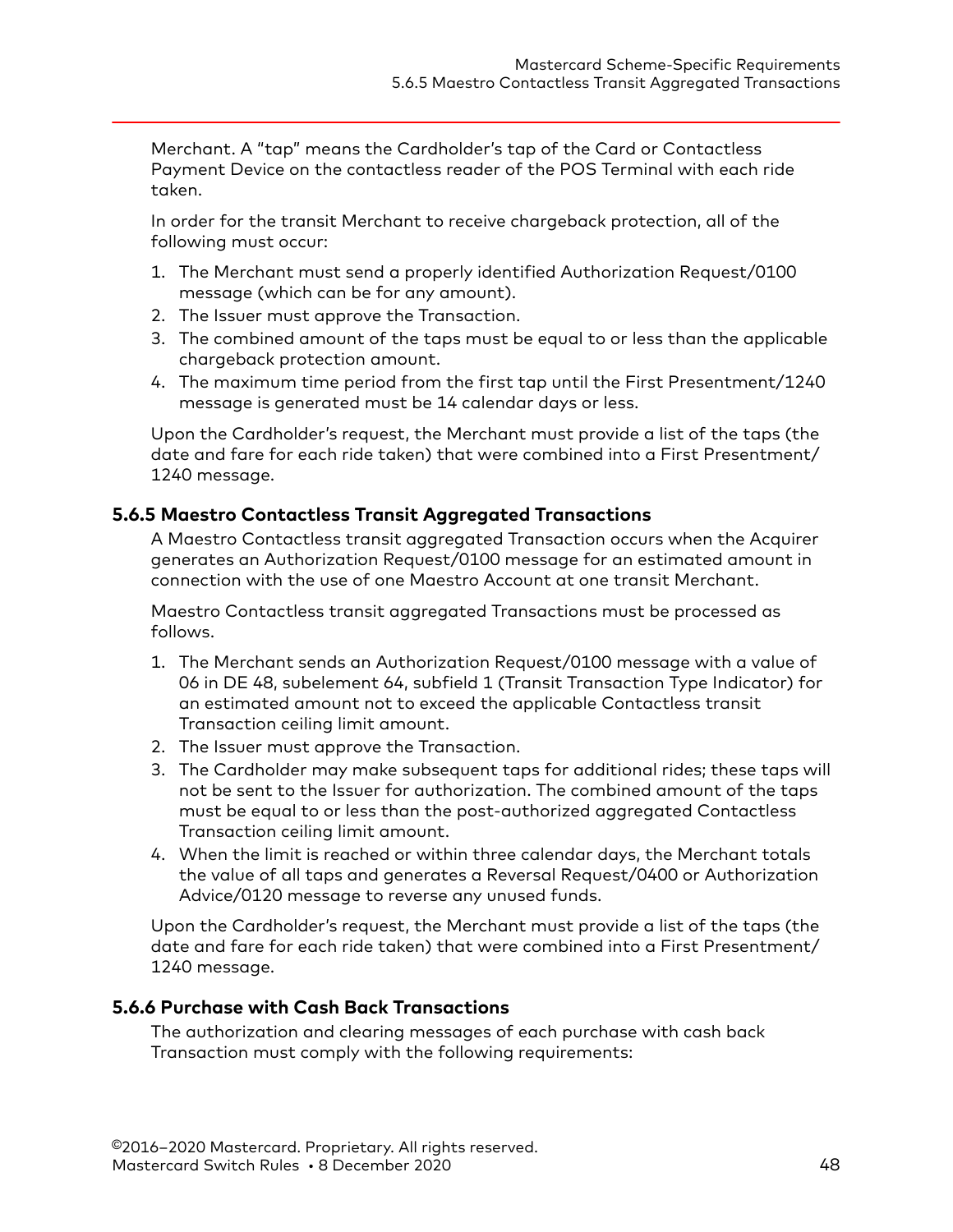Merchant. A "tap" means the Cardholder's tap of the Card or Contactless Payment Device on the contactless reader of the POS Terminal with each ride taken.

In order for the transit Merchant to receive chargeback protection, all of the following must occur:

1. The Merchant must send a properly identified Authorization Request/0100 message (which can be for any amount).
2. The Issuer must approve the Transaction.
3. The combined amount of the taps must be equal to or less than the applicable chargeback protection amount.
4. The maximum time period from the first tap until the First Presentment/1240 message is generated must be 14 calendar days or less.

Upon the Cardholder's request, the Merchant must provide a list of the taps (the date and fare for each ride taken) that were combined into a First Presentment/1240 message.

### 5.6.5 Maestro Contactless Transit Aggregated Transactions

A Maestro Contactless transit aggregated Transaction occurs when the Acquirer generates an Authorization Request/0100 message for an estimated amount in connection with the use of one Maestro Account at one transit Merchant.

Maestro Contactless transit aggregated Transactions must be processed as follows.

1. The Merchant sends an Authorization Request/0100 message with a value of 06 in DE 48, subelement 64, subfield 1 (Transit Transaction Type Indicator) for an estimated amount not to exceed the applicable Contactless transit Transaction ceiling limit amount.
2. The Issuer must approve the Transaction.
3. The Cardholder may make subsequent taps for additional rides; these taps will not be sent to the Issuer for authorization. The combined amount of the taps must be equal to or less than the post-authorized aggregated Contactless Transaction ceiling limit amount.
4. When the limit is reached or within three calendar days, the Merchant totals the value of all taps and generates a Reversal Request/0400 or Authorization Advice/0120 message to reverse any unused funds.

Upon the Cardholder's request, the Merchant must provide a list of the taps (the date and fare for each ride taken) that were combined into a First Presentment/1240 message.

### 5.6.6 Purchase with Cash Back Transactions

The authorization and clearing messages of each purchase with cash back Transaction must comply with the following requirements: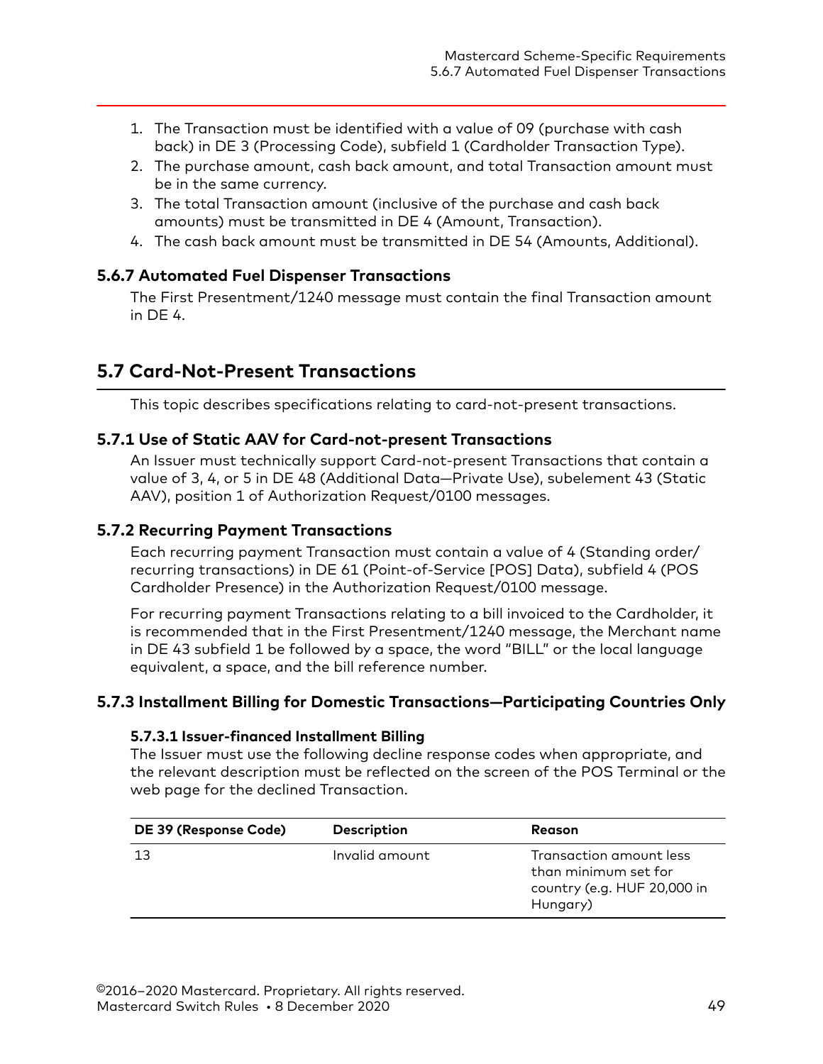1. The Transaction must be identified with a value of 09 (purchase with cash back) in DE 3 (Processing Code), subfield 1 (Cardholder Transaction Type).
2. The purchase amount, cash back amount, and total Transaction amount must be in the same currency.
3. The total Transaction amount (inclusive of the purchase and cash back amounts) must be transmitted in DE 4 (Amount, Transaction).
4. The cash back amount must be transmitted in DE 54 (Amounts, Additional).

### 5.6.7 Automated Fuel Dispenser Transactions

The First Presentment/1240 message must contain the final Transaction amount in DE 4.

## 5.7 Card-Not-Present Transactions

This topic describes specifications relating to card-not-present transactions.

### 5.7.1 Use of Static AAV for Card-not-present Transactions

An Issuer must technically support Card-not-present Transactions that contain a value of 3, 4, or 5 in DE 48 (Additional Data—Private Use), subelement 43 (Static AAV), position 1 of Authorization Request/0100 messages.

### 5.7.2 Recurring Payment Transactions

Each recurring payment Transaction must contain a value of 4 (Standing order/recurring transactions) in DE 61 (Point-of-Service [POS] Data), subfield 4 (POS Cardholder Presence) in the Authorization Request/0100 message.

For recurring payment Transactions relating to a bill invoiced to the Cardholder, it is recommended that in the First Presentment/1240 message, the Merchant name in DE 43 subfield 1 be followed by a space, the word "BILL" or the local language equivalent, a space, and the bill reference number.

### 5.7.3 Installment Billing for Domestic Transactions—Participating Countries Only

#### 5.7.3.1 Issuer-financed Installment Billing

The Issuer must use the following decline response codes when appropriate, and the relevant description must be reflected on the screen of the POS Terminal or the web page for the declined Transaction.

| DE 39 (Response Code) | Description | Reason |
|---|---|---|
| 13 | Invalid amount | Transaction amount less than minimum set for country (e.g. HUF 20,000 in Hungary) |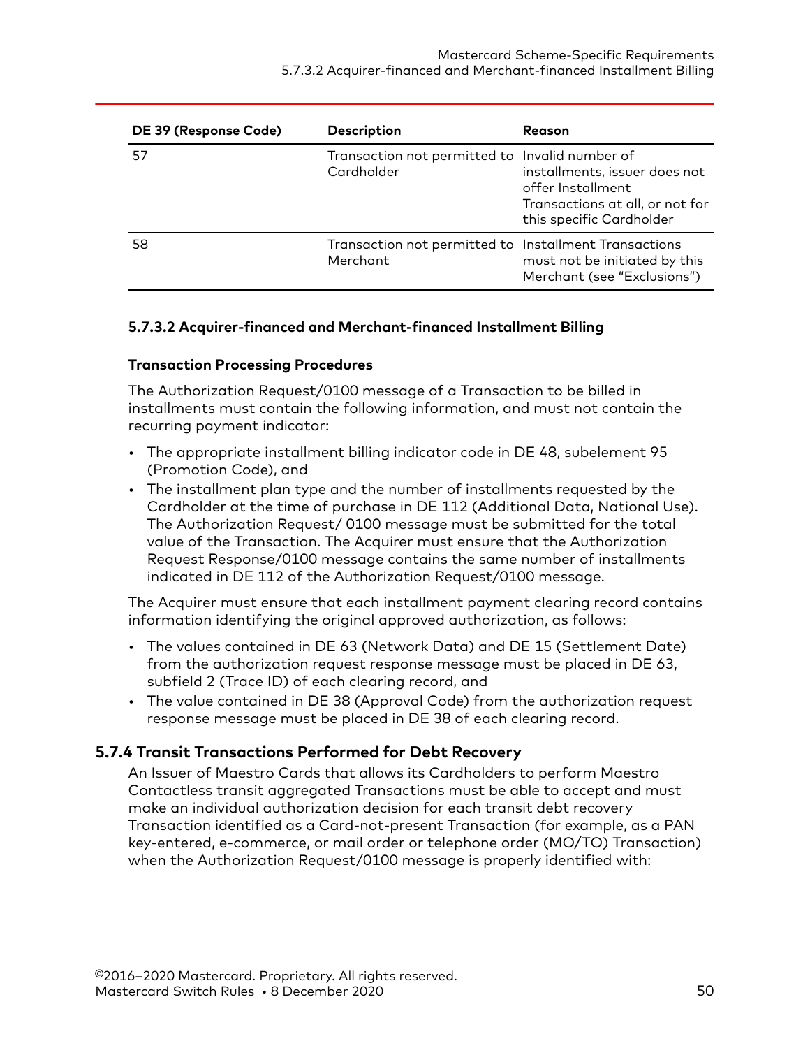| DE 39 (Response Code) | Description | Reason |
| --- | --- | --- |
| 57 | Transaction not permitted to Cardholder | Invalid number of installments, issuer does not offer Installment Transactions at all, or not for this specific Cardholder |
| 58 | Transaction not permitted to Merchant | Installment Transactions must not be initiated by this Merchant (see "Exclusions") |

#### 5.7.3.2 Acquirer-financed and Merchant-financed Installment Billing

**Transaction Processing Procedures**

The Authorization Request/0100 message of a Transaction to be billed in installments must contain the following information, and must not contain the recurring payment indicator:

- The appropriate installment billing indicator code in DE 48, subelement 95 (Promotion Code), and
- The installment plan type and the number of installments requested by the Cardholder at the time of purchase in DE 112 (Additional Data, National Use). The Authorization Request/ 0100 message must be submitted for the total value of the Transaction. The Acquirer must ensure that the Authorization Request Response/0100 message contains the same number of installments indicated in DE 112 of the Authorization Request/0100 message.

The Acquirer must ensure that each installment payment clearing record contains information identifying the original approved authorization, as follows:

- The values contained in DE 63 (Network Data) and DE 15 (Settlement Date) from the authorization request response message must be placed in DE 63, subfield 2 (Trace ID) of each clearing record, and
- The value contained in DE 38 (Approval Code) from the authorization request response message must be placed in DE 38 of each clearing record.

### 5.7.4 Transit Transactions Performed for Debt Recovery

An Issuer of Maestro Cards that allows its Cardholders to perform Maestro Contactless transit aggregated Transactions must be able to accept and must make an individual authorization decision for each transit debt recovery Transaction identified as a Card-not-present Transaction (for example, as a PAN key-entered, e-commerce, or mail order or telephone order (MO/TO) Transaction) when the Authorization Request/0100 message is properly identified with: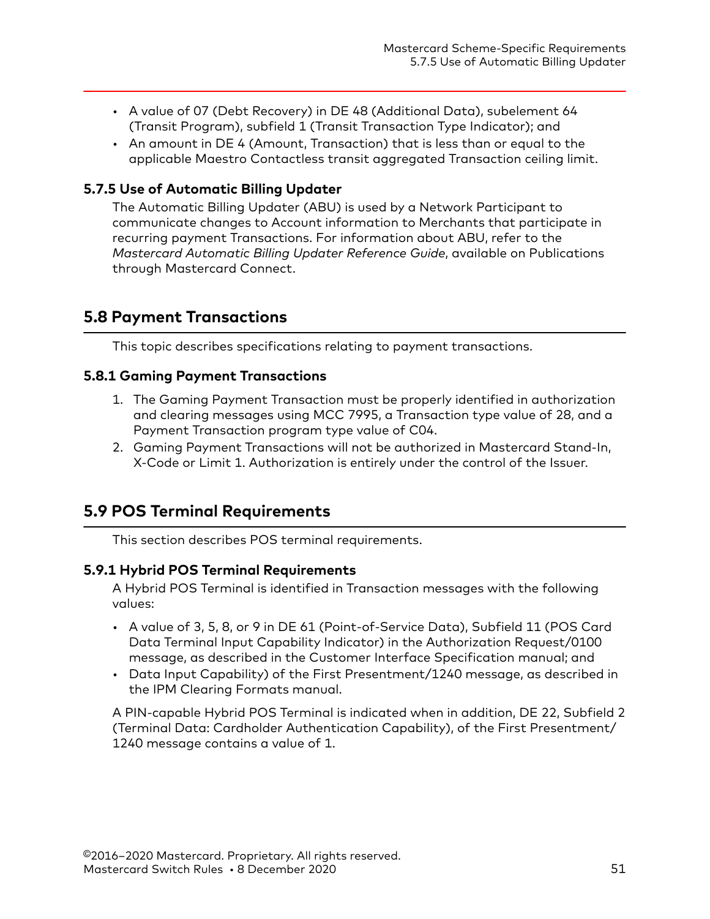- A value of 07 (Debt Recovery) in DE 48 (Additional Data), subelement 64 (Transit Program), subfield 1 (Transit Transaction Type Indicator); and
- An amount in DE 4 (Amount, Transaction) that is less than or equal to the applicable Maestro Contactless transit aggregated Transaction ceiling limit.

### 5.7.5 Use of Automatic Billing Updater

The Automatic Billing Updater (ABU) is used by a Network Participant to communicate changes to Account information to Merchants that participate in recurring payment Transactions. For information about ABU, refer to the *Mastercard Automatic Billing Updater Reference Guide*, available on Publications through Mastercard Connect.

## 5.8 Payment Transactions

This topic describes specifications relating to payment transactions.

### 5.8.1 Gaming Payment Transactions

1. The Gaming Payment Transaction must be properly identified in authorization and clearing messages using MCC 7995, a Transaction type value of 28, and a Payment Transaction program type value of C04.
2. Gaming Payment Transactions will not be authorized in Mastercard Stand-In, X-Code or Limit 1. Authorization is entirely under the control of the Issuer.

## 5.9 POS Terminal Requirements

This section describes POS terminal requirements.

### 5.9.1 Hybrid POS Terminal Requirements

A Hybrid POS Terminal is identified in Transaction messages with the following values:

- A value of 3, 5, 8, or 9 in DE 61 (Point-of-Service Data), Subfield 11 (POS Card Data Terminal Input Capability Indicator) in the Authorization Request/0100 message, as described in the Customer Interface Specification manual; and
- Data Input Capability) of the First Presentment/1240 message, as described in the IPM Clearing Formats manual.

A PIN-capable Hybrid POS Terminal is indicated when in addition, DE 22, Subfield 2 (Terminal Data: Cardholder Authentication Capability), of the First Presentment/1240 message contains a value of 1.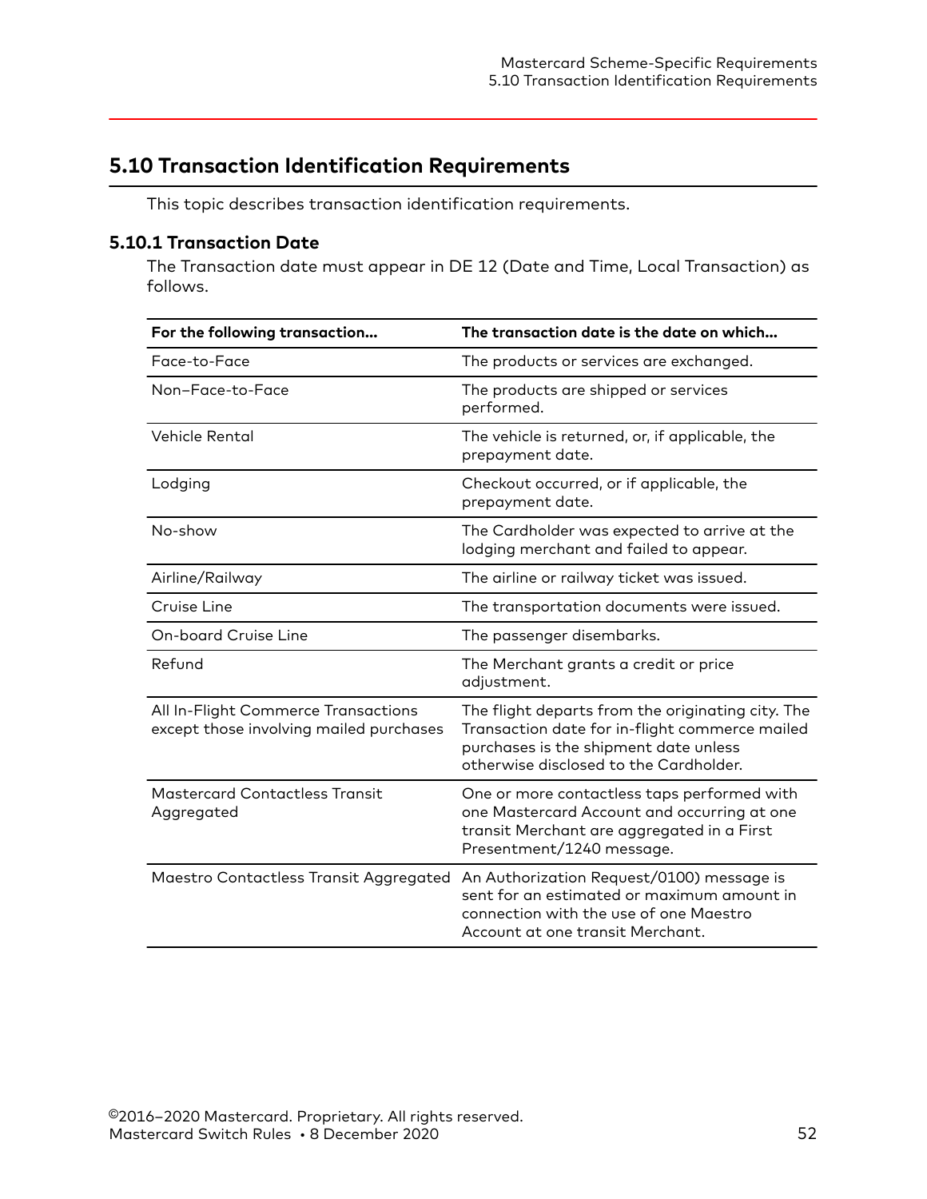## 5.10 Transaction Identification Requirements

This topic describes transaction identification requirements.

### 5.10.1 Transaction Date

The Transaction date must appear in DE 12 (Date and Time, Local Transaction) as follows.

| For the following transaction... | The transaction date is the date on which... |
|---|---|
| Face-to-Face | The products or services are exchanged. |
| Non–Face-to-Face | The products are shipped or services performed. |
| Vehicle Rental | The vehicle is returned, or, if applicable, the prepayment date. |
| Lodging | Checkout occurred, or if applicable, the prepayment date. |
| No-show | The Cardholder was expected to arrive at the lodging merchant and failed to appear. |
| Airline/Railway | The airline or railway ticket was issued. |
| Cruise Line | The transportation documents were issued. |
| On-board Cruise Line | The passenger disembarks. |
| Refund | The Merchant grants a credit or price adjustment. |
| All In-Flight Commerce Transactions except those involving mailed purchases | The flight departs from the originating city. The Transaction date for in-flight commerce mailed purchases is the shipment date unless otherwise disclosed to the Cardholder. |
| Mastercard Contactless Transit Aggregated | One or more contactless taps performed with one Mastercard Account and occurring at one transit Merchant are aggregated in a First Presentment/1240 message. |
| Maestro Contactless Transit Aggregated | An Authorization Request/0100) message is sent for an estimated or maximum amount in connection with the use of one Maestro Account at one transit Merchant. |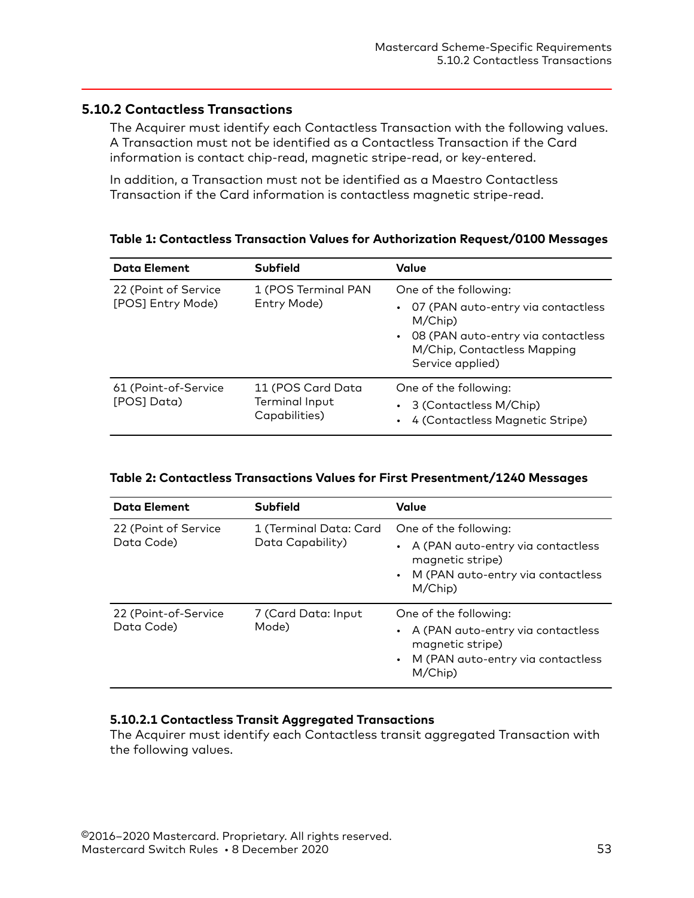## 5.10.2 Contactless Transactions

The Acquirer must identify each Contactless Transaction with the following values. A Transaction must not be identified as a Contactless Transaction if the Card information is contact chip-read, magnetic stripe-read, or key-entered.

In addition, a Transaction must not be identified as a Maestro Contactless Transaction if the Card information is contactless magnetic stripe-read.

**Table 1: Contactless Transaction Values for Authorization Request/0100 Messages**

| Data Element | Subfield | Value |
|---|---|---|
| 22 (Point of Service [POS] Entry Mode) | 1 (POS Terminal PAN Entry Mode) | One of the following: <br>• 07 (PAN auto-entry via contactless M/Chip)<br>• 08 (PAN auto-entry via contactless M/Chip, Contactless Mapping Service applied) |
| 61 (Point-of-Service [POS] Data) | 11 (POS Card Data Terminal Input Capabilities) | One of the following: <br>• 3 (Contactless M/Chip)<br>• 4 (Contactless Magnetic Stripe) |

**Table 2: Contactless Transactions Values for First Presentment/1240 Messages**

| Data Element | Subfield | Value |
|---|---|---|
| 22 (Point of Service Data Code) | 1 (Terminal Data: Card Data Capability) | One of the following: <br>• A (PAN auto-entry via contactless magnetic stripe)<br>• M (PAN auto-entry via contactless M/Chip) |
| 22 (Point-of-Service Data Code) | 7 (Card Data: Input Mode) | One of the following: <br>• A (PAN auto-entry via contactless magnetic stripe)<br>• M (PAN auto-entry via contactless M/Chip) |

### 5.10.2.1 Contactless Transit Aggregated Transactions

The Acquirer must identify each Contactless transit aggregated Transaction with the following values.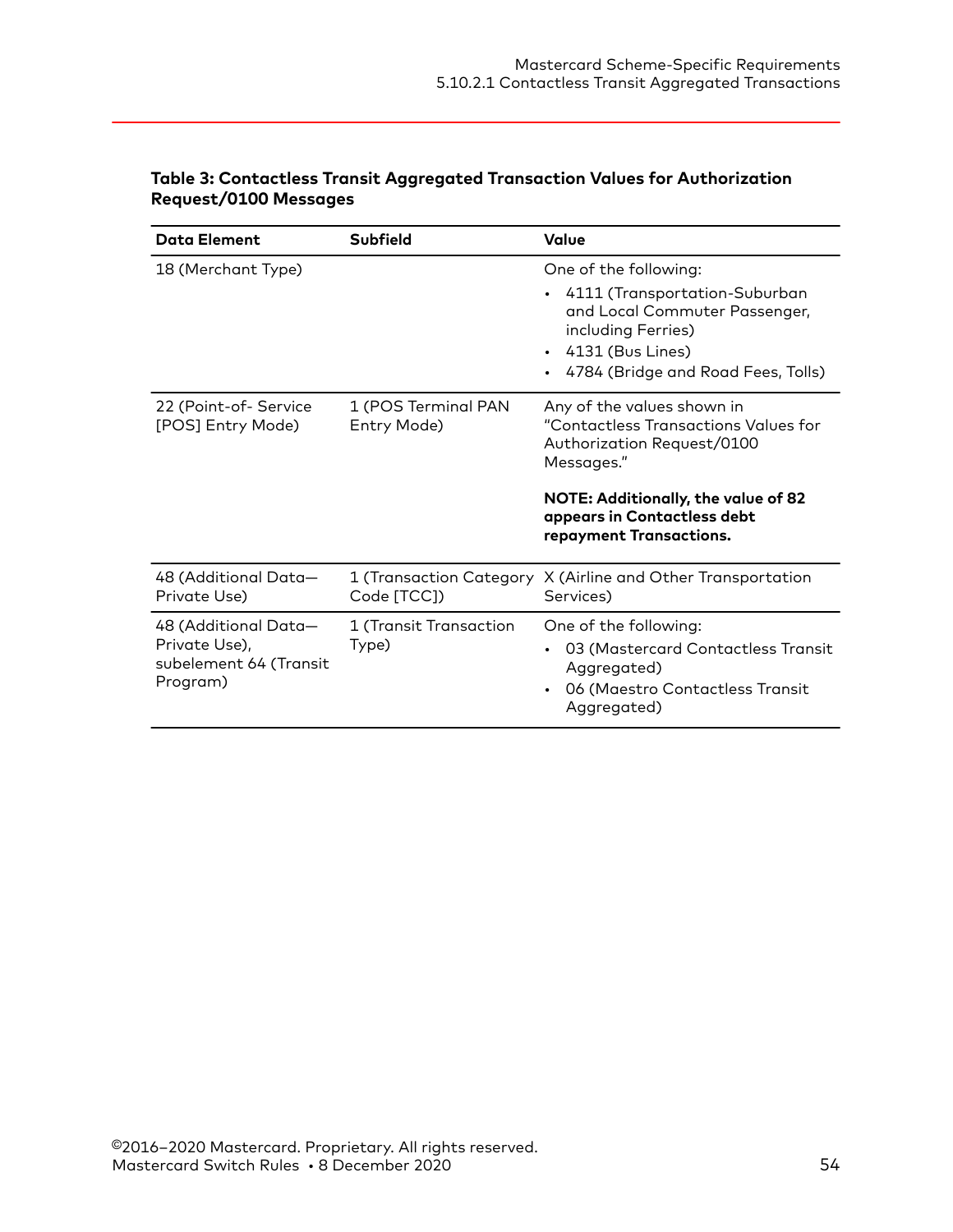**Table 3: Contactless Transit Aggregated Transaction Values for Authorization Request/0100 Messages**

| Data Element | Subfield | Value |
|---|---|---|
| 18 (Merchant Type) | | One of the following:<br>• 4111 (Transportation-Suburban and Local Commuter Passenger, including Ferries)<br>• 4131 (Bus Lines)<br>• 4784 (Bridge and Road Fees, Tolls) |
| 22 (Point-of- Service [POS] Entry Mode) | 1 (POS Terminal PAN Entry Mode) | Any of the values shown in "Contactless Transactions Values for Authorization Request/0100 Messages."<br><br>**NOTE: Additionally, the value of 82 appears in Contactless debt repayment Transactions.** |
| 48 (Additional Data—Private Use) | 1 (Transaction Category Code [TCC]) | X (Airline and Other Transportation Services) |
| 48 (Additional Data—Private Use), subelement 64 (Transit Program) | 1 (Transit Transaction Type) | One of the following:<br>• 03 (Mastercard Contactless Transit Aggregated)<br>• 06 (Maestro Contactless Transit Aggregated) |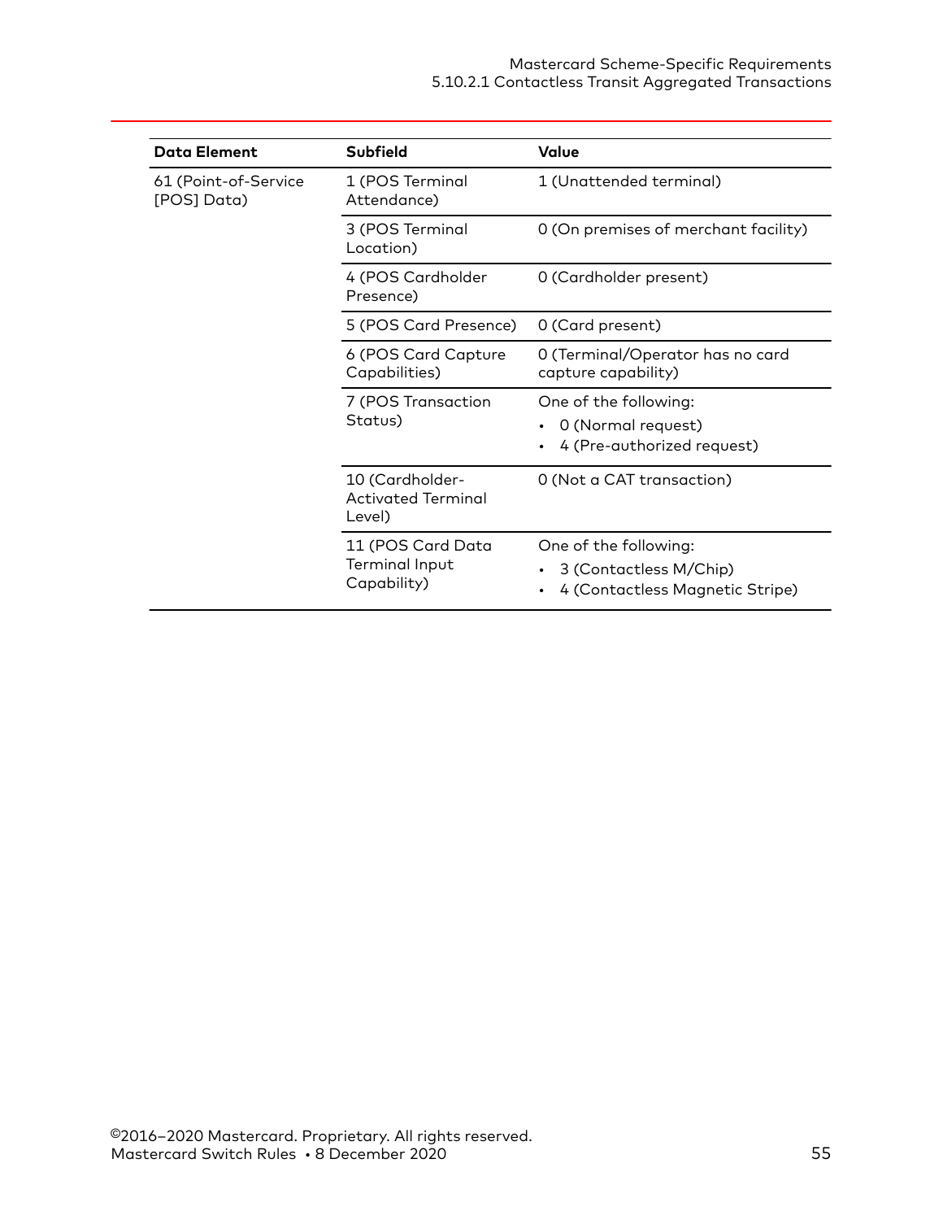| Data Element | Subfield | Value |
|---|---|---|
| 61 (Point-of-Service [POS] Data) | 1 (POS Terminal Attendance) | 1 (Unattended terminal) |
| | 3 (POS Terminal Location) | 0 (On premises of merchant facility) |
| | 4 (POS Cardholder Presence) | 0 (Cardholder present) |
| | 5 (POS Card Presence) | 0 (Card present) |
| | 6 (POS Card Capture Capabilities) | 0 (Terminal/Operator has no card capture capability) |
| | 7 (POS Transaction Status) | One of the following:<br>• 0 (Normal request)<br>• 4 (Pre-authorized request) |
| | 10 (Cardholder-Activated Terminal Level) | 0 (Not a CAT transaction) |
| | 11 (POS Card Data Terminal Input Capability) | One of the following:<br>• 3 (Contactless M/Chip)<br>• 4 (Contactless Magnetic Stripe) |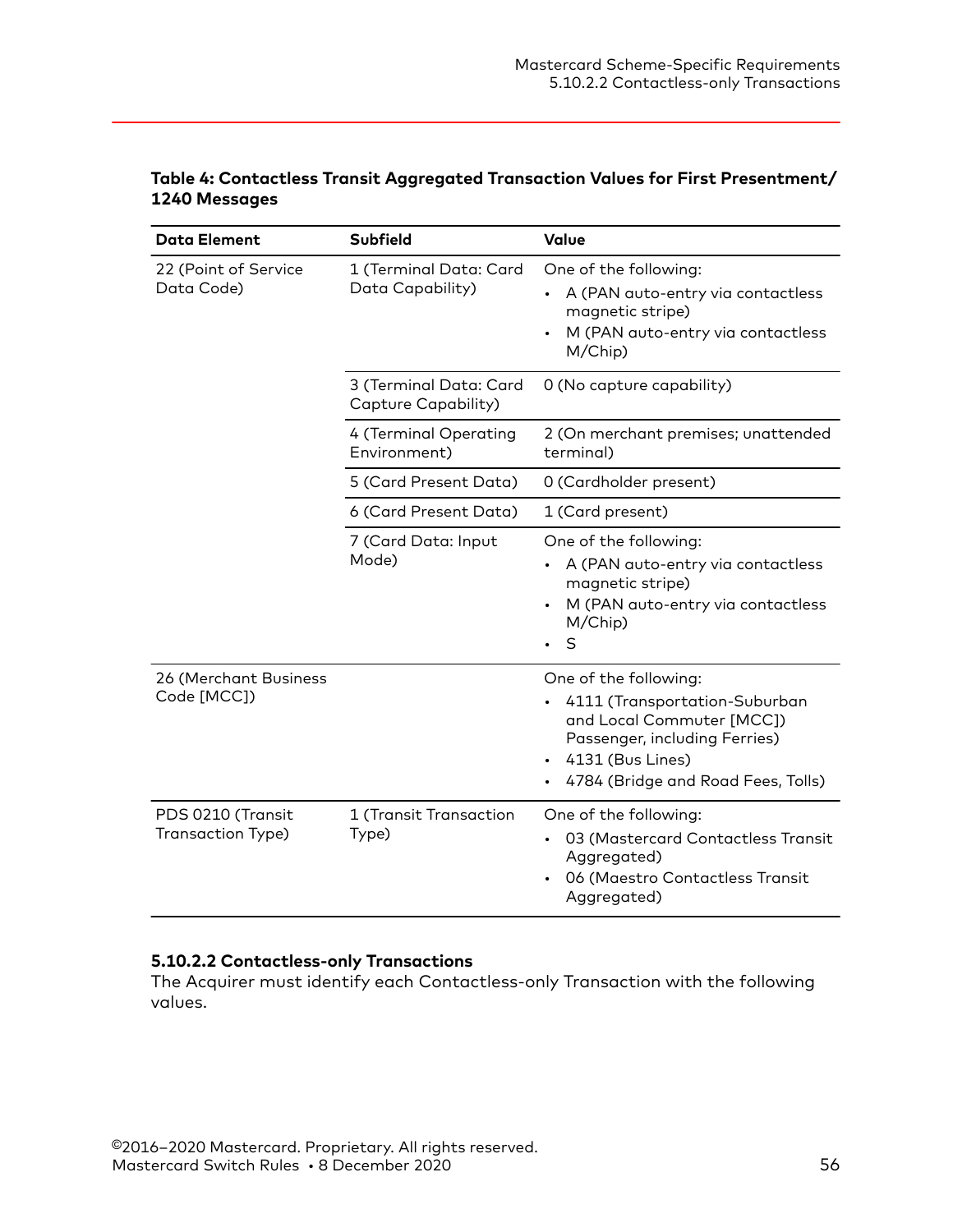**Table 4: Contactless Transit Aggregated Transaction Values for First Presentment/ 1240 Messages**

| Data Element | Subfield | Value |
|---|---|---|
| 22 (Point of Service Data Code) | 1 (Terminal Data: Card Data Capability) | One of the following:<br>• A (PAN auto-entry via contactless magnetic stripe)<br>• M (PAN auto-entry via contactless M/Chip) |
| | 3 (Terminal Data: Card Capture Capability) | 0 (No capture capability) |
| | 4 (Terminal Operating Environment) | 2 (On merchant premises; unattended terminal) |
| | 5 (Card Present Data) | 0 (Cardholder present) |
| | 6 (Card Present Data) | 1 (Card present) |
| | 7 (Card Data: Input Mode) | One of the following:<br>• A (PAN auto-entry via contactless magnetic stripe)<br>• M (PAN auto-entry via contactless M/Chip)<br>• S |
| 26 (Merchant Business Code [MCC]) | | One of the following:<br>• 4111 (Transportation-Suburban and Local Commuter [MCC]) Passenger, including Ferries)<br>• 4131 (Bus Lines)<br>• 4784 (Bridge and Road Fees, Tolls) |
| PDS 0210 (Transit Transaction Type) | 1 (Transit Transaction Type) | One of the following:<br>• 03 (Mastercard Contactless Transit Aggregated)<br>• 06 (Maestro Contactless Transit Aggregated) |

#### 5.10.2.2 Contactless-only Transactions

The Acquirer must identify each Contactless-only Transaction with the following values.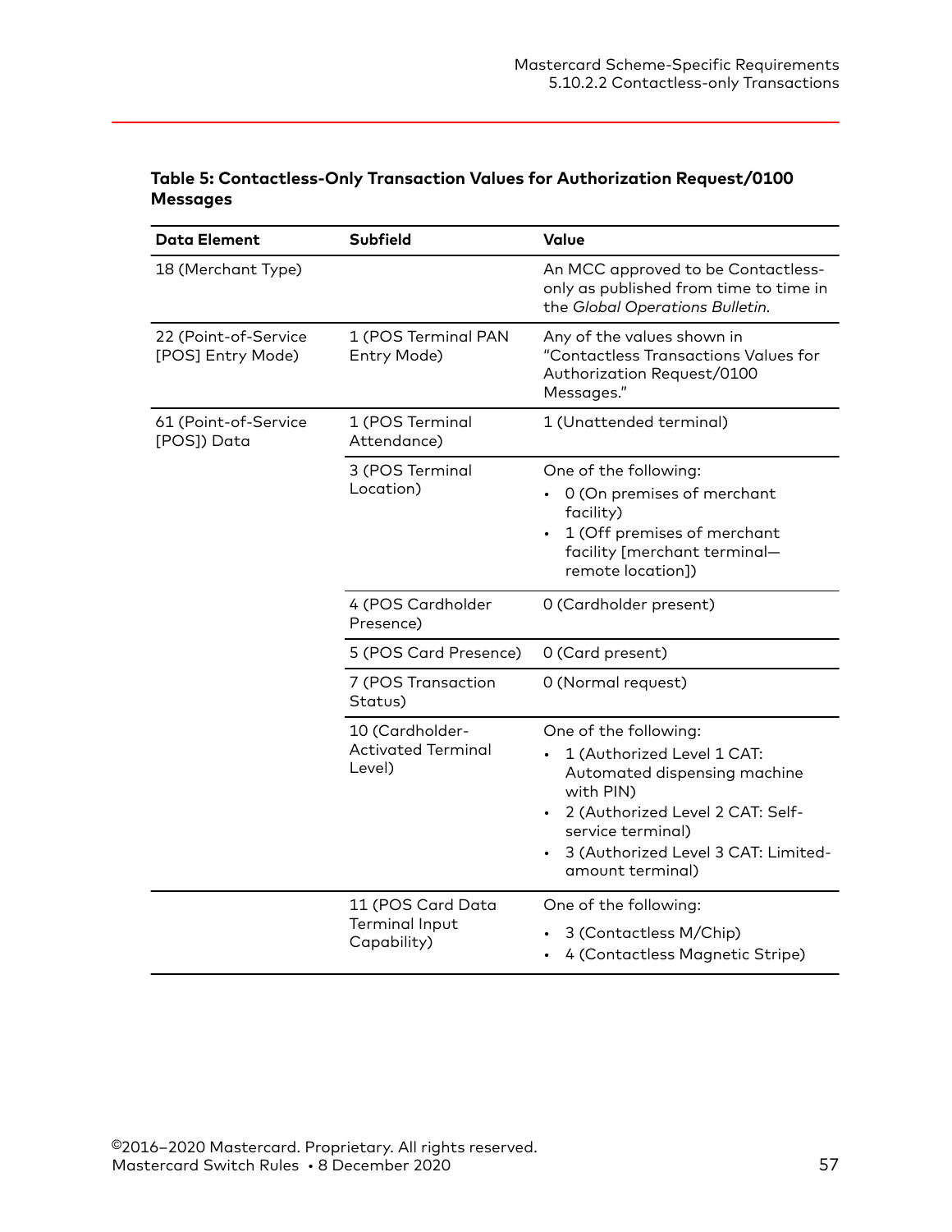**Table 5: Contactless-Only Transaction Values for Authorization Request/0100 Messages**

| Data Element | Subfield | Value |
|---|---|---|
| 18 (Merchant Type) | | An MCC approved to be Contactless-only as published from time to time in the *Global Operations Bulletin*. |
| 22 (Point-of-Service [POS] Entry Mode) | 1 (POS Terminal PAN Entry Mode) | Any of the values shown in "Contactless Transactions Values for Authorization Request/0100 Messages." |
| 61 (Point-of-Service [POS]) Data | 1 (POS Terminal Attendance) | 1 (Unattended terminal) |
| | 3 (POS Terminal Location) | One of the following:<br>• 0 (On premises of merchant facility)<br>• 1 (Off premises of merchant facility [merchant terminal—remote location]) |
| | 4 (POS Cardholder Presence) | 0 (Cardholder present) |
| | 5 (POS Card Presence) | 0 (Card present) |
| | 7 (POS Transaction Status) | 0 (Normal request) |
| | 10 (Cardholder-Activated Terminal Level) | One of the following:<br>• 1 (Authorized Level 1 CAT: Automated dispensing machine with PIN)<br>• 2 (Authorized Level 2 CAT: Self-service terminal)<br>• 3 (Authorized Level 3 CAT: Limited-amount terminal) |
| | 11 (POS Card Data Terminal Input Capability) | One of the following:<br>• 3 (Contactless M/Chip)<br>• 4 (Contactless Magnetic Stripe) |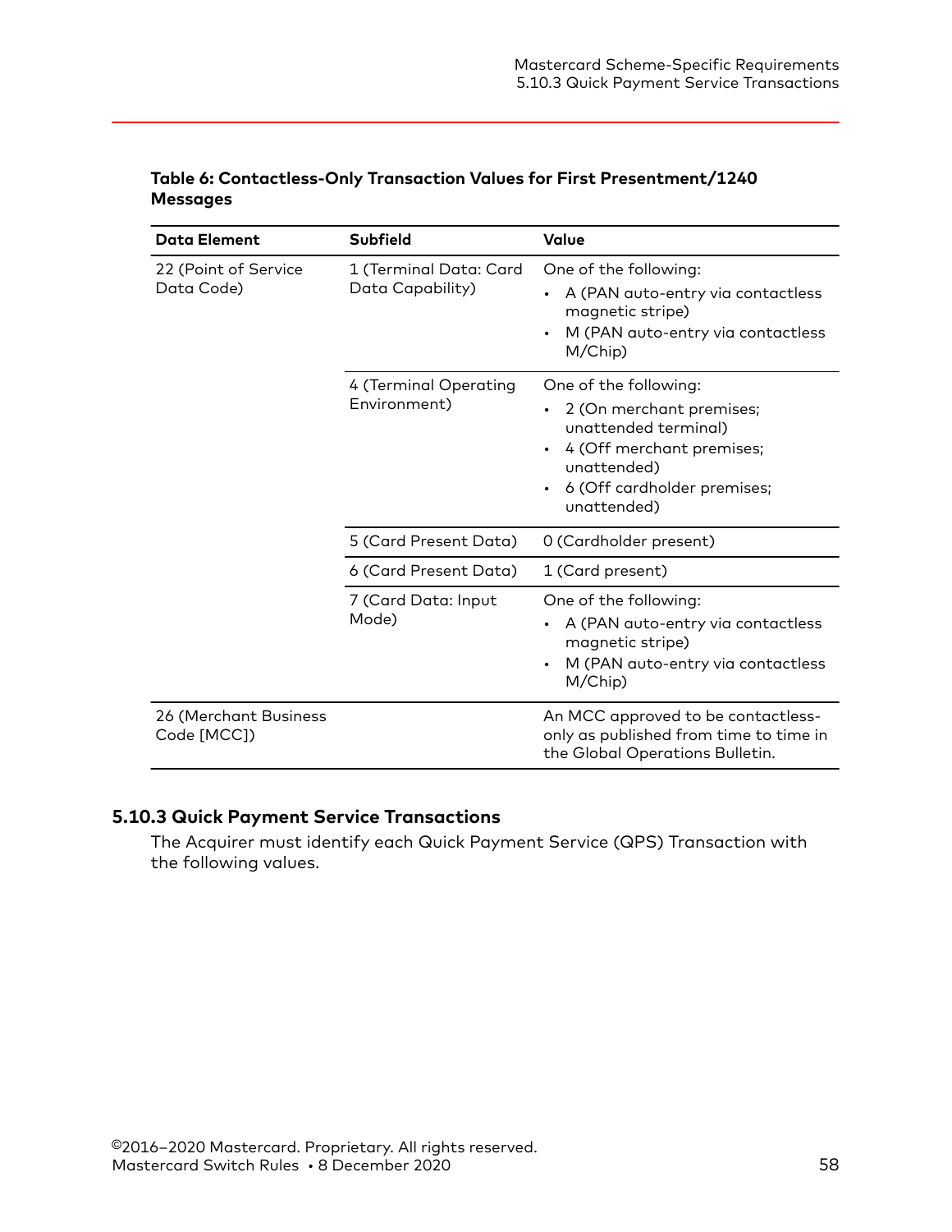**Table 6: Contactless-Only Transaction Values for First Presentment/1240 Messages**

| Data Element | Subfield | Value |
|---|---|---|
| 22 (Point of Service Data Code) | 1 (Terminal Data: Card Data Capability) | One of the following:<br>• A (PAN auto-entry via contactless magnetic stripe)<br>• M (PAN auto-entry via contactless M/Chip) |
| | 4 (Terminal Operating Environment) | One of the following:<br>• 2 (On merchant premises; unattended terminal)<br>• 4 (Off merchant premises; unattended)<br>• 6 (Off cardholder premises; unattended) |
| | 5 (Card Present Data) | 0 (Cardholder present) |
| | 6 (Card Present Data) | 1 (Card present) |
| | 7 (Card Data: Input Mode) | One of the following:<br>• A (PAN auto-entry via contactless magnetic stripe)<br>• M (PAN auto-entry via contactless M/Chip) |
| 26 (Merchant Business Code [MCC]) | | An MCC approved to be contactless-only as published from time to time in the Global Operations Bulletin. |

### 5.10.3 Quick Payment Service Transactions

The Acquirer must identify each Quick Payment Service (QPS) Transaction with the following values.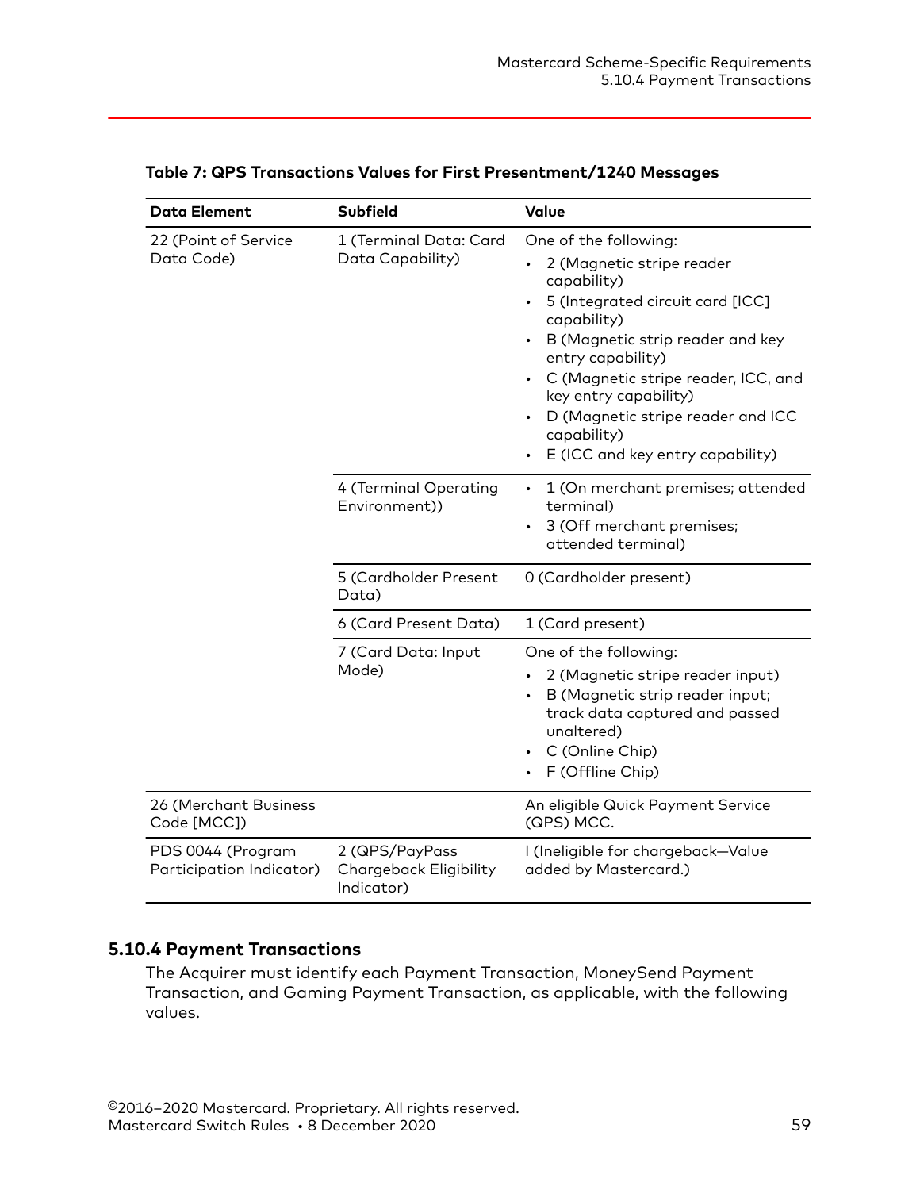**Table 7: QPS Transactions Values for First Presentment/1240 Messages**

| Data Element | Subfield | Value |
|---|---|---|
| 22 (Point of Service Data Code) | 1 (Terminal Data: Card Data Capability) | One of the following:<br>• 2 (Magnetic stripe reader capability)<br>• 5 (Integrated circuit card [ICC] capability)<br>• B (Magnetic strip reader and key entry capability)<br>• C (Magnetic stripe reader, ICC, and key entry capability)<br>• D (Magnetic stripe reader and ICC capability)<br>• E (ICC and key entry capability) |
| | 4 (Terminal Operating Environment)) | • 1 (On merchant premises; attended terminal)<br>• 3 (Off merchant premises; attended terminal) |
| | 5 (Cardholder Present Data) | 0 (Cardholder present) |
| | 6 (Card Present Data) | 1 (Card present) |
| | 7 (Card Data: Input Mode) | One of the following:<br>• 2 (Magnetic stripe reader input)<br>• B (Magnetic strip reader input; track data captured and passed unaltered)<br>• C (Online Chip)<br>• F (Offline Chip) |
| 26 (Merchant Business Code [MCC]) | | An eligible Quick Payment Service (QPS) MCC. |
| PDS 0044 (Program Participation Indicator) | 2 (QPS/PayPass Chargeback Eligibility Indicator) | I (Ineligible for chargeback—Value added by Mastercard.) |

### 5.10.4 Payment Transactions

The Acquirer must identify each Payment Transaction, MoneySend Payment Transaction, and Gaming Payment Transaction, as applicable, with the following values.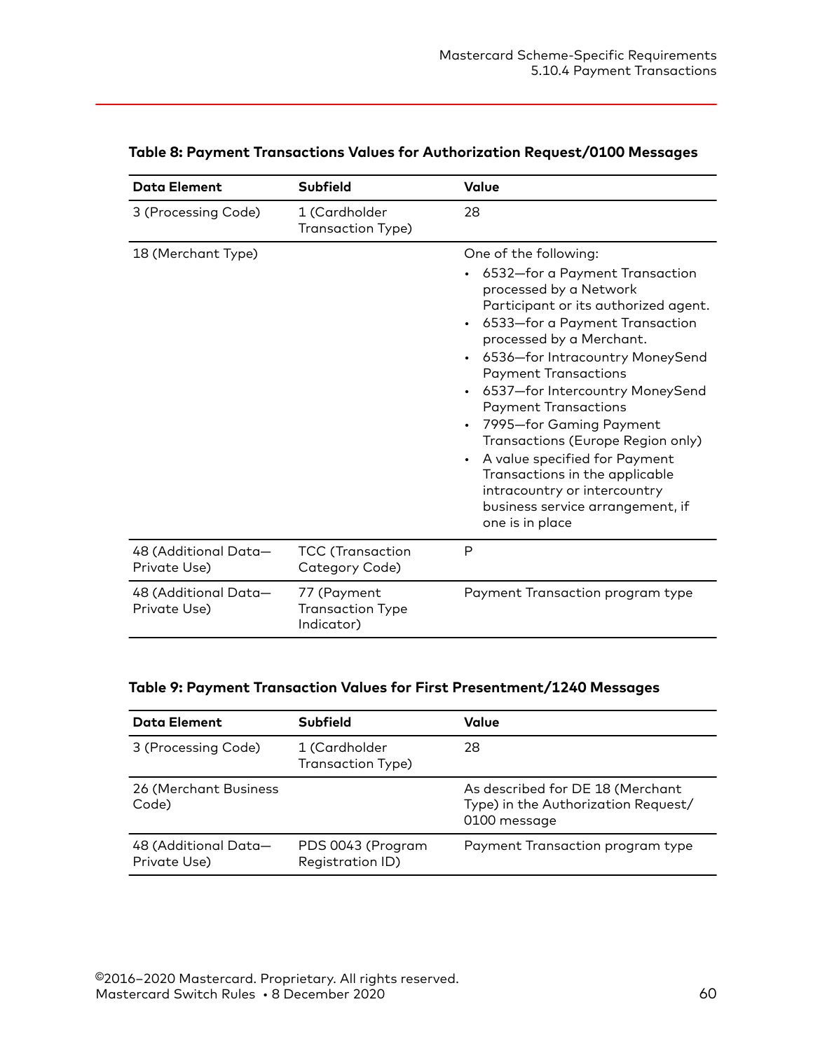**Table 8: Payment Transactions Values for Authorization Request/0100 Messages**

| Data Element | Subfield | Value |
|---|---|---|
| 3 (Processing Code) | 1 (Cardholder Transaction Type) | 28 |
| 18 (Merchant Type) | | One of the following:<br>• 6532—for a Payment Transaction processed by a Network Participant or its authorized agent.<br>• 6533—for a Payment Transaction processed by a Merchant.<br>• 6536—for Intracountry MoneySend Payment Transactions<br>• 6537—for Intercountry MoneySend Payment Transactions<br>• 7995—for Gaming Payment Transactions (Europe Region only)<br>• A value specified for Payment Transactions in the applicable intracountry or intercountry business service arrangement, if one is in place |
| 48 (Additional Data—Private Use) | TCC (Transaction Category Code) | P |
| 48 (Additional Data—Private Use) | 77 (Payment Transaction Type Indicator) | Payment Transaction program type |

**Table 9: Payment Transaction Values for First Presentment/1240 Messages**

| Data Element | Subfield | Value |
|---|---|---|
| 3 (Processing Code) | 1 (Cardholder Transaction Type) | 28 |
| 26 (Merchant Business Code) | | As described for DE 18 (Merchant Type) in the Authorization Request/0100 message |
| 48 (Additional Data—Private Use) | PDS 0043 (Program Registration ID) | Payment Transaction program type |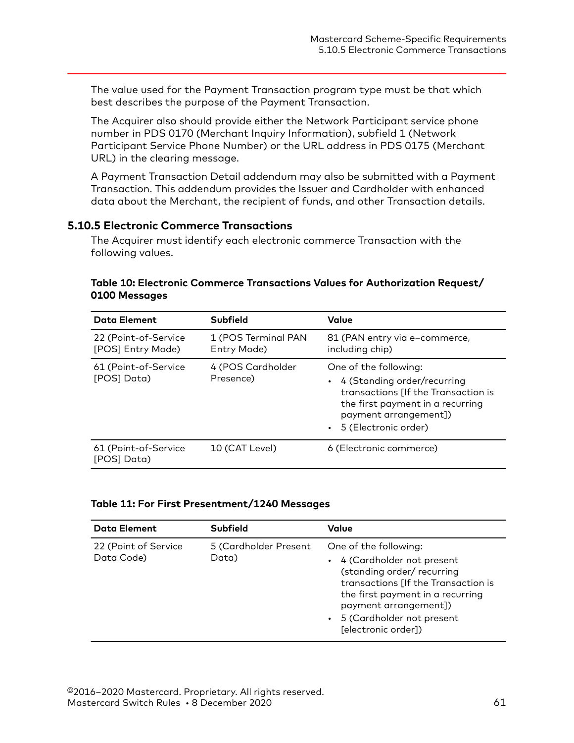The value used for the Payment Transaction program type must be that which best describes the purpose of the Payment Transaction.

The Acquirer also should provide either the Network Participant service phone number in PDS 0170 (Merchant Inquiry Information), subfield 1 (Network Participant Service Phone Number) or the URL address in PDS 0175 (Merchant URL) in the clearing message.

A Payment Transaction Detail addendum may also be submitted with a Payment Transaction. This addendum provides the Issuer and Cardholder with enhanced data about the Merchant, the recipient of funds, and other Transaction details.

### 5.10.5 Electronic Commerce Transactions

The Acquirer must identify each electronic commerce Transaction with the following values.

**Table 10: Electronic Commerce Transactions Values for Authorization Request/ 0100 Messages**

| Data Element | Subfield | Value |
|---|---|---|
| 22 (Point-of-Service [POS] Entry Mode) | 1 (POS Terminal PAN Entry Mode) | 81 (PAN entry via e–commerce, including chip) |
| 61 (Point-of-Service [POS] Data) | 4 (POS Cardholder Presence) | One of the following:<br>• 4 (Standing order/recurring transactions [If the Transaction is the first payment in a recurring payment arrangement])<br>• 5 (Electronic order) |
| 61 (Point-of-Service [POS] Data) | 10 (CAT Level) | 6 (Electronic commerce) |

**Table 11: For First Presentment/1240 Messages**

| Data Element | Subfield | Value |
|---|---|---|
| 22 (Point of Service Data Code) | 5 (Cardholder Present Data) | One of the following:<br>• 4 (Cardholder not present (standing order/ recurring transactions [If the Transaction is the first payment in a recurring payment arrangement])<br>• 5 (Cardholder not present [electronic order]) |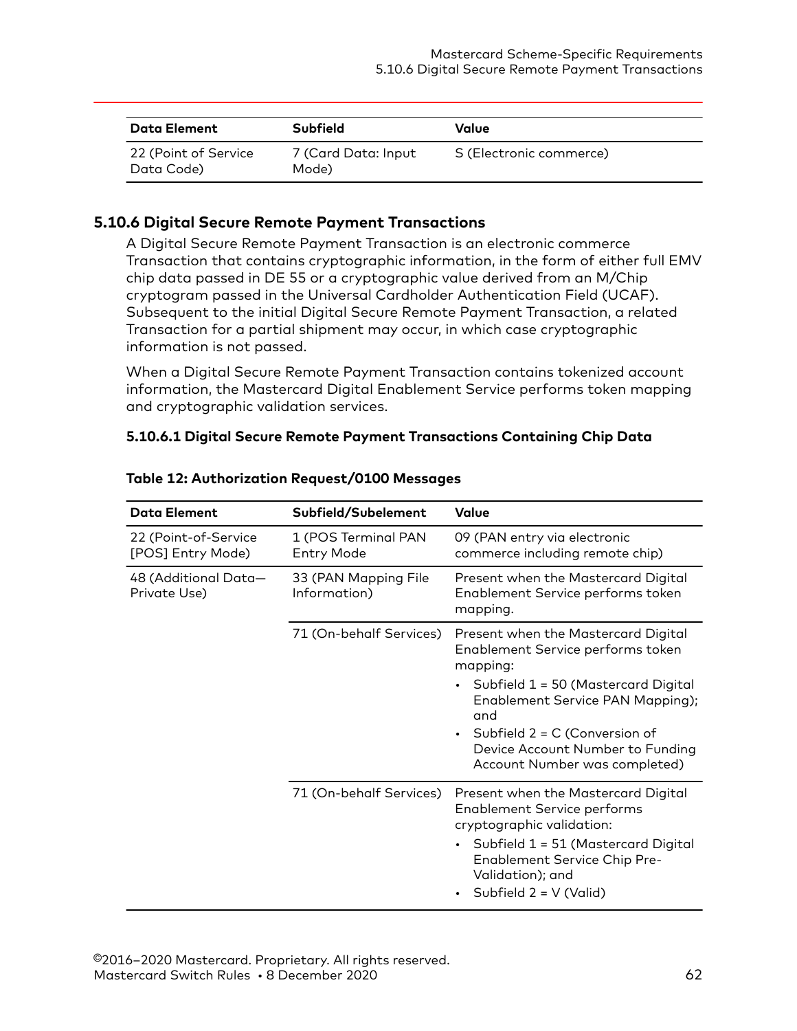| Data Element | Subfield | Value |
| --- | --- | --- |
| 22 (Point of Service Data Code) | 7 (Card Data: Input Mode) | S (Electronic commerce) |

### 5.10.6 Digital Secure Remote Payment Transactions

A Digital Secure Remote Payment Transaction is an electronic commerce Transaction that contains cryptographic information, in the form of either full EMV chip data passed in DE 55 or a cryptographic value derived from an M/Chip cryptogram passed in the Universal Cardholder Authentication Field (UCAF). Subsequent to the initial Digital Secure Remote Payment Transaction, a related Transaction for a partial shipment may occur, in which case cryptographic information is not passed.

When a Digital Secure Remote Payment Transaction contains tokenized account information, the Mastercard Digital Enablement Service performs token mapping and cryptographic validation services.

#### 5.10.6.1 Digital Secure Remote Payment Transactions Containing Chip Data

**Table 12: Authorization Request/0100 Messages**

| Data Element | Subfield/Subelement | Value |
| --- | --- | --- |
| 22 (Point-of-Service [POS] Entry Mode) | 1 (POS Terminal PAN Entry Mode | 09 (PAN entry via electronic commerce including remote chip) |
| 48 (Additional Data—Private Use) | 33 (PAN Mapping File Information) | Present when the Mastercard Digital Enablement Service performs token mapping. |
| | 71 (On-behalf Services) | Present when the Mastercard Digital Enablement Service performs token mapping:<br>• Subfield 1 = 50 (Mastercard Digital Enablement Service PAN Mapping); and<br>• Subfield 2 = C (Conversion of Device Account Number to Funding Account Number was completed) |
| | 71 (On-behalf Services) | Present when the Mastercard Digital Enablement Service performs cryptographic validation:<br>• Subfield 1 = 51 (Mastercard Digital Enablement Service Chip Pre-Validation); and<br>• Subfield 2 = V (Valid) |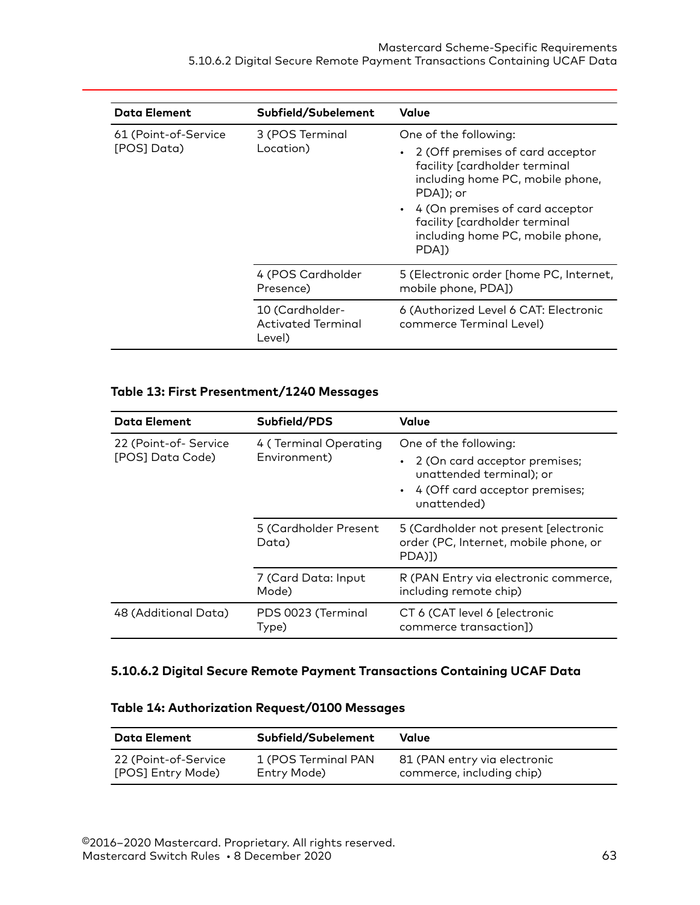| Data Element | Subfield/Subelement | Value |
| --- | --- | --- |
| 61 (Point-of-Service [POS] Data) | 3 (POS Terminal Location) | One of the following:<br>• 2 (Off premises of card acceptor facility [cardholder terminal including home PC, mobile phone, PDA]); or<br>• 4 (On premises of card acceptor facility [cardholder terminal including home PC, mobile phone, PDA]) |
| | 4 (POS Cardholder Presence) | 5 (Electronic order [home PC, Internet, mobile phone, PDA]) |
| | 10 (Cardholder-Activated Terminal Level) | 6 (Authorized Level 6 CAT: Electronic commerce Terminal Level) |

**Table 13: First Presentment/1240 Messages**

| Data Element | Subfield/PDS | Value |
| --- | --- | --- |
| 22 (Point-of- Service [POS] Data Code) | 4 ( Terminal Operating Environment) | One of the following:<br>• 2 (On card acceptor premises; unattended terminal); or<br>• 4 (Off card acceptor premises; unattended) |
| | 5 (Cardholder Present Data) | 5 (Cardholder not present [electronic order (PC, Internet, mobile phone, or PDA)]) |
| | 7 (Card Data: Input Mode) | R (PAN Entry via electronic commerce, including remote chip) |
| 48 (Additional Data) | PDS 0023 (Terminal Type) | CT 6 (CAT level 6 [electronic commerce transaction]) |

### 5.10.6.2 Digital Secure Remote Payment Transactions Containing UCAF Data

**Table 14: Authorization Request/0100 Messages**

| Data Element | Subfield/Subelement | Value |
| --- | --- | --- |
| 22 (Point-of-Service [POS] Entry Mode) | 1 (POS Terminal PAN Entry Mode) | 81 (PAN entry via electronic commerce, including chip) |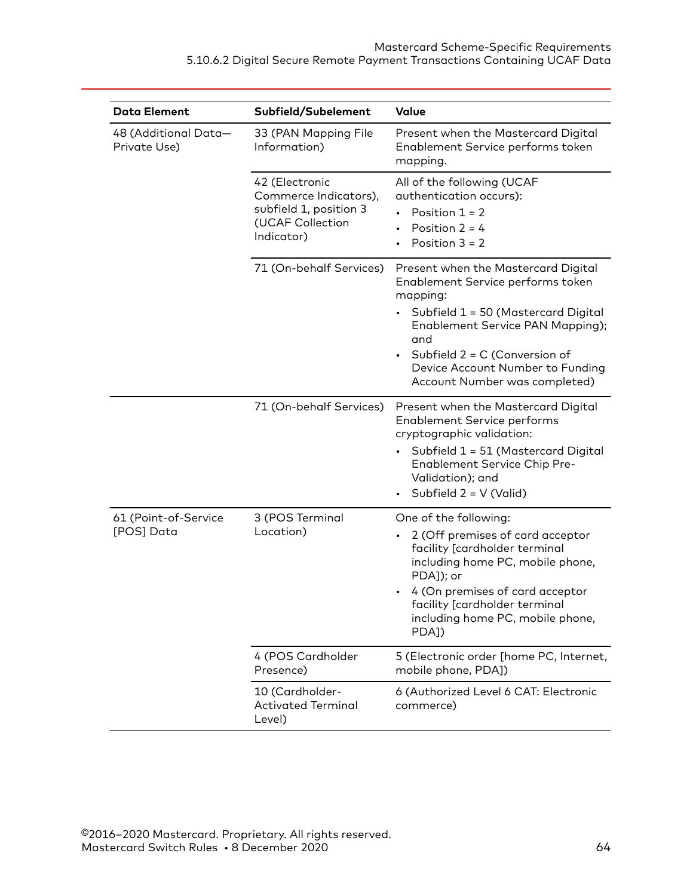| Data Element | Subfield/Subelement | Value |
|---|---|---|
| 48 (Additional Data—Private Use) | 33 (PAN Mapping File Information) | Present when the Mastercard Digital Enablement Service performs token mapping. |
| | 42 (Electronic Commerce Indicators), subfield 1, position 3 (UCAF Collection Indicator) | All of the following (UCAF authentication occurs):<br>• Position 1 = 2<br>• Position 2 = 4<br>• Position 3 = 2 |
| | 71 (On-behalf Services) | Present when the Mastercard Digital Enablement Service performs token mapping:<br>• Subfield 1 = 50 (Mastercard Digital Enablement Service PAN Mapping); and<br>• Subfield 2 = C (Conversion of Device Account Number to Funding Account Number was completed) |
| | 71 (On-behalf Services) | Present when the Mastercard Digital Enablement Service performs cryptographic validation:<br>• Subfield 1 = 51 (Mastercard Digital Enablement Service Chip Pre-Validation); and<br>• Subfield 2 = V (Valid) |
| 61 (Point-of-Service [POS] Data | 3 (POS Terminal Location) | One of the following:<br>• 2 (Off premises of card acceptor facility [cardholder terminal including home PC, mobile phone, PDA]); or<br>• 4 (On premises of card acceptor facility [cardholder terminal including home PC, mobile phone, PDA]) |
| | 4 (POS Cardholder Presence) | 5 (Electronic order [home PC, Internet, mobile phone, PDA]) |
| | 10 (Cardholder-Activated Terminal Level) | 6 (Authorized Level 6 CAT: Electronic commerce) |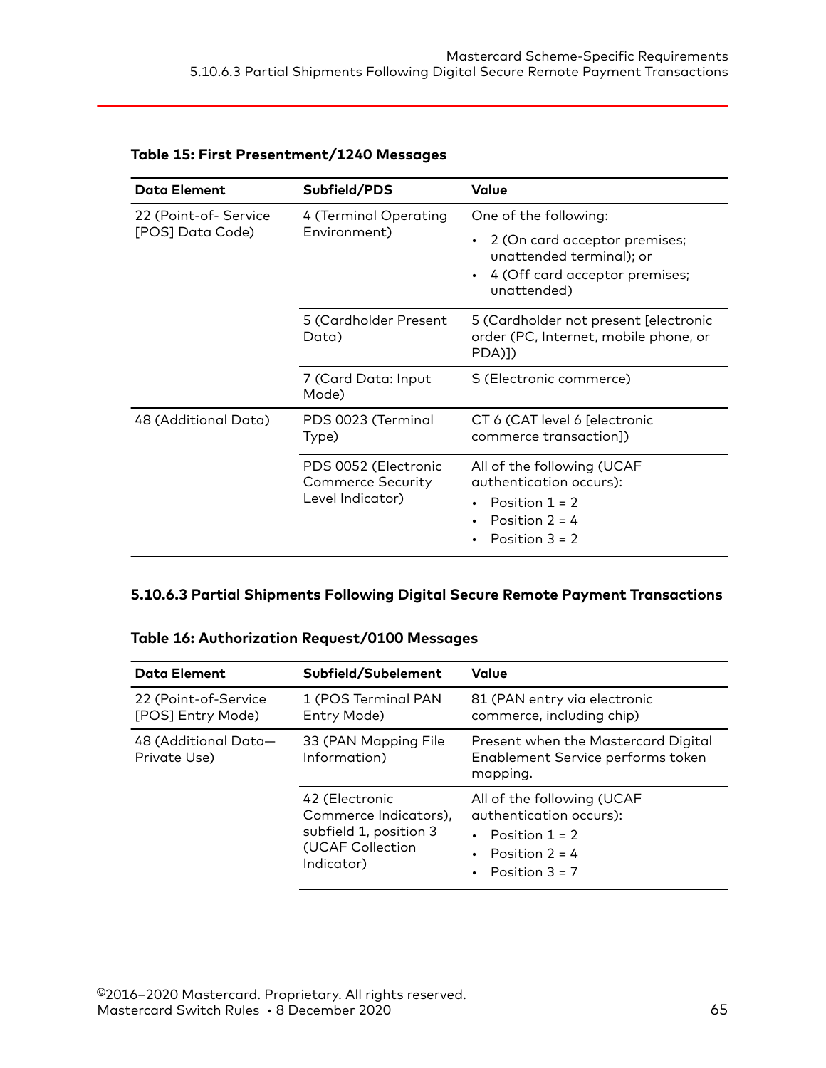**Table 15: First Presentment/1240 Messages**

| Data Element | Subfield/PDS | Value |
|---|---|---|
| 22 (Point-of- Service [POS] Data Code) | 4 (Terminal Operating Environment) | One of the following:<br>• 2 (On card acceptor premises; unattended terminal); or<br>• 4 (Off card acceptor premises; unattended) |
| | 5 (Cardholder Present Data) | 5 (Cardholder not present [electronic order (PC, Internet, mobile phone, or PDA)]) |
| | 7 (Card Data: Input Mode) | S (Electronic commerce) |
| 48 (Additional Data) | PDS 0023 (Terminal Type) | CT 6 (CAT level 6 [electronic commerce transaction]) |
| | PDS 0052 (Electronic Commerce Security Level Indicator) | All of the following (UCAF authentication occurs):<br>• Position 1 = 2<br>• Position 2 = 4<br>• Position 3 = 2 |

### 5.10.6.3 Partial Shipments Following Digital Secure Remote Payment Transactions

**Table 16: Authorization Request/0100 Messages**

| Data Element | Subfield/Subelement | Value |
|---|---|---|
| 22 (Point-of-Service [POS] Entry Mode) | 1 (POS Terminal PAN Entry Mode) | 81 (PAN entry via electronic commerce, including chip) |
| 48 (Additional Data—Private Use) | 33 (PAN Mapping File Information) | Present when the Mastercard Digital Enablement Service performs token mapping. |
| | 42 (Electronic Commerce Indicators), subfield 1, position 3 (UCAF Collection Indicator) | All of the following (UCAF authentication occurs):<br>• Position 1 = 2<br>• Position 2 = 4<br>• Position 3 = 7 |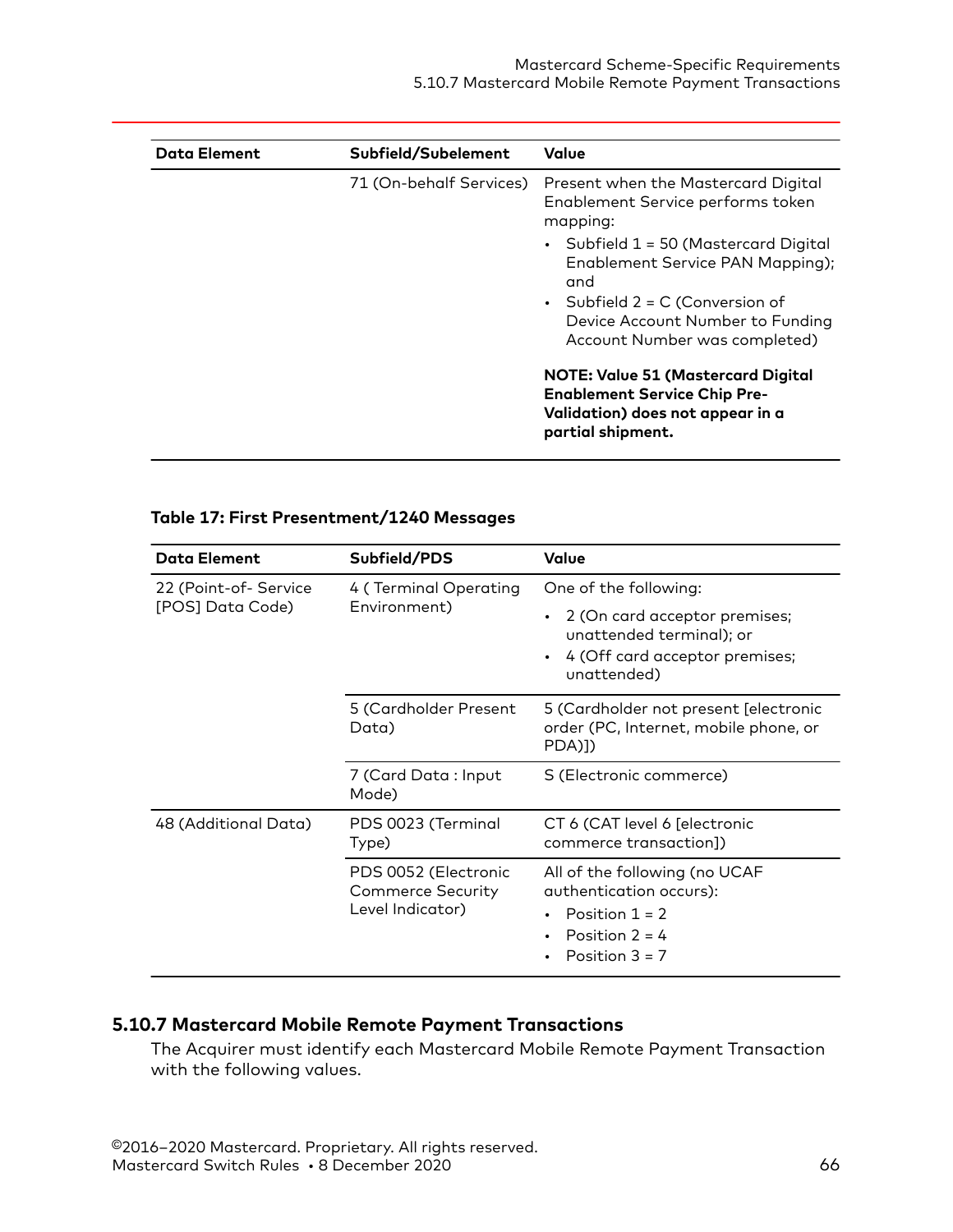| Data Element | Subfield/Subelement | Value |
|---|---|---|
| | 71 (On-behalf Services) | Present when the Mastercard Digital Enablement Service performs token mapping:<br>• Subfield 1 = 50 (Mastercard Digital Enablement Service PAN Mapping); and<br>• Subfield 2 = C (Conversion of Device Account Number to Funding Account Number was completed)<br><br>**NOTE: Value 51 (Mastercard Digital Enablement Service Chip Pre-Validation) does not appear in a partial shipment.** |

**Table 17: First Presentment/1240 Messages**

| Data Element | Subfield/PDS | Value |
|---|---|---|
| 22 (Point-of- Service [POS] Data Code) | 4 ( Terminal Operating Environment) | One of the following:<br>• 2 (On card acceptor premises; unattended terminal); or<br>• 4 (Off card acceptor premises; unattended) |
| | 5 (Cardholder Present Data) | 5 (Cardholder not present [electronic order (PC, Internet, mobile phone, or PDA)]) |
| | 7 (Card Data : Input Mode) | S (Electronic commerce) |
| 48 (Additional Data) | PDS 0023 (Terminal Type) | CT 6 (CAT level 6 [electronic commerce transaction]) |
| | PDS 0052 (Electronic Commerce Security Level Indicator) | All of the following (no UCAF authentication occurs):<br>• Position 1 = 2<br>• Position 2 = 4<br>• Position 3 = 7 |

### 5.10.7 Mastercard Mobile Remote Payment Transactions

The Acquirer must identify each Mastercard Mobile Remote Payment Transaction with the following values.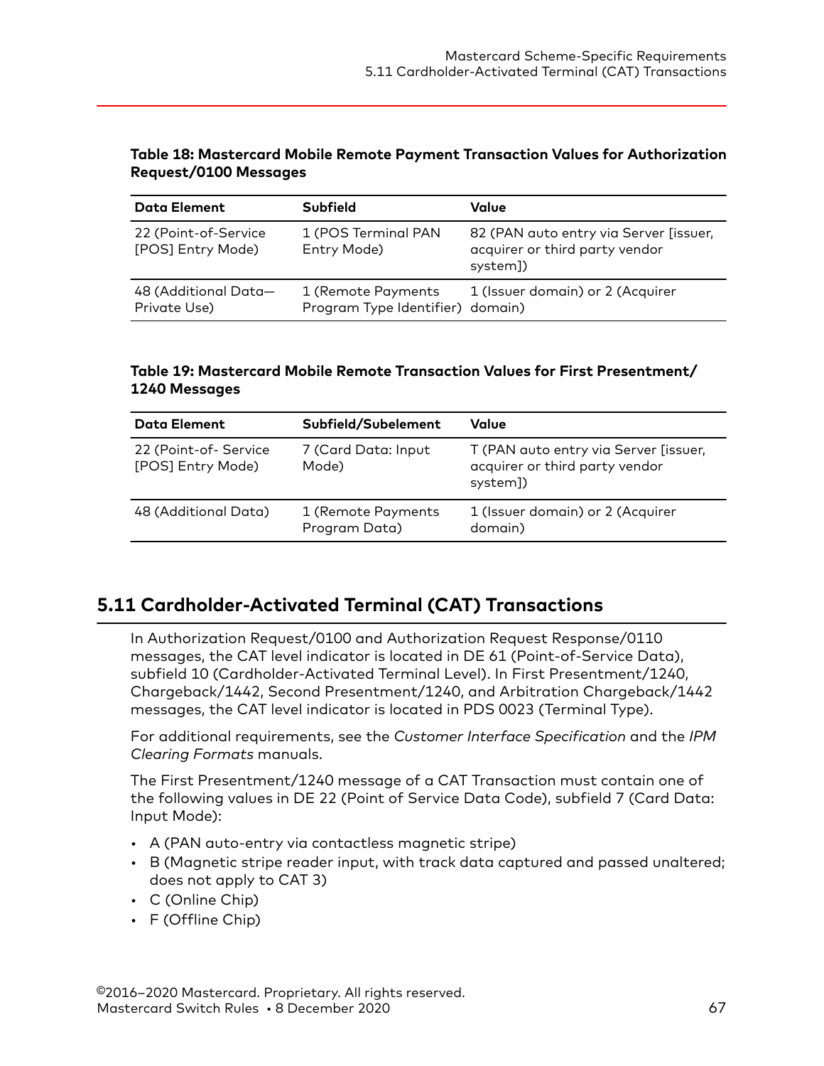**Table 18: Mastercard Mobile Remote Payment Transaction Values for Authorization Request/0100 Messages**

| Data Element | Subfield | Value |
|---|---|---|
| 22 (Point-of-Service [POS] Entry Mode) | 1 (POS Terminal PAN Entry Mode) | 82 (PAN auto entry via Server [issuer, acquirer or third party vendor system]) |
| 48 (Additional Data—Private Use) | 1 (Remote Payments Program Type Identifier) | 1 (Issuer domain) or 2 (Acquirer domain) |

**Table 19: Mastercard Mobile Remote Transaction Values for First Presentment/ 1240 Messages**

| Data Element | Subfield/Subelement | Value |
|---|---|---|
| 22 (Point-of- Service [POS] Entry Mode) | 7 (Card Data: Input Mode) | T (PAN auto entry via Server [issuer, acquirer or third party vendor system]) |
| 48 (Additional Data) | 1 (Remote Payments Program Data) | 1 (Issuer domain) or 2 (Acquirer domain) |

## 5.11 Cardholder-Activated Terminal (CAT) Transactions

In Authorization Request/0100 and Authorization Request Response/0110 messages, the CAT level indicator is located in DE 61 (Point-of-Service Data), subfield 10 (Cardholder-Activated Terminal Level). In First Presentment/1240, Chargeback/1442, Second Presentment/1240, and Arbitration Chargeback/1442 messages, the CAT level indicator is located in PDS 0023 (Terminal Type).

For additional requirements, see the *Customer Interface Specification* and the *IPM Clearing Formats* manuals.

The First Presentment/1240 message of a CAT Transaction must contain one of the following values in DE 22 (Point of Service Data Code), subfield 7 (Card Data: Input Mode):

- A (PAN auto-entry via contactless magnetic stripe)
- B (Magnetic stripe reader input, with track data captured and passed unaltered; does not apply to CAT 3)
- C (Online Chip)
- F (Offline Chip)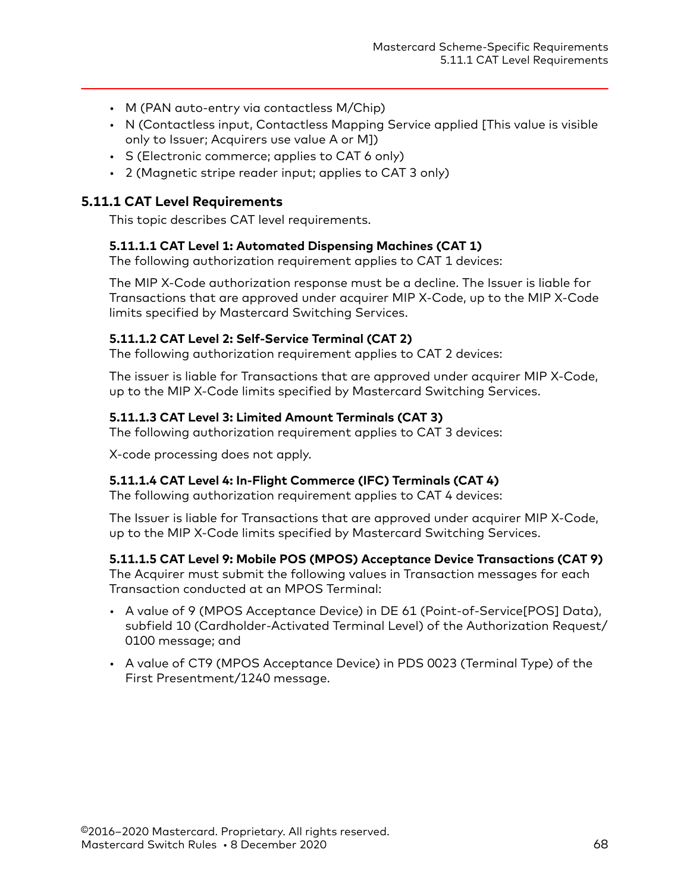- M (PAN auto-entry via contactless M/Chip)
- N (Contactless input, Contactless Mapping Service applied [This value is visible only to Issuer; Acquirers use value A or M])
- S (Electronic commerce; applies to CAT 6 only)
- 2 (Magnetic stripe reader input; applies to CAT 3 only)

## 5.11.1 CAT Level Requirements

This topic describes CAT level requirements.

### 5.11.1.1 CAT Level 1: Automated Dispensing Machines (CAT 1)

The following authorization requirement applies to CAT 1 devices:

The MIP X-Code authorization response must be a decline. The Issuer is liable for Transactions that are approved under acquirer MIP X-Code, up to the MIP X-Code limits specified by Mastercard Switching Services.

### 5.11.1.2 CAT Level 2: Self-Service Terminal (CAT 2)

The following authorization requirement applies to CAT 2 devices:

The issuer is liable for Transactions that are approved under acquirer MIP X-Code, up to the MIP X-Code limits specified by Mastercard Switching Services.

### 5.11.1.3 CAT Level 3: Limited Amount Terminals (CAT 3)

The following authorization requirement applies to CAT 3 devices:

X-code processing does not apply.

### 5.11.1.4 CAT Level 4: In-Flight Commerce (IFC) Terminals (CAT 4)

The following authorization requirement applies to CAT 4 devices:

The Issuer is liable for Transactions that are approved under acquirer MIP X-Code, up to the MIP X-Code limits specified by Mastercard Switching Services.

### 5.11.1.5 CAT Level 9: Mobile POS (MPOS) Acceptance Device Transactions (CAT 9)

The Acquirer must submit the following values in Transaction messages for each Transaction conducted at an MPOS Terminal:

- A value of 9 (MPOS Acceptance Device) in DE 61 (Point-of-Service[POS] Data), subfield 10 (Cardholder-Activated Terminal Level) of the Authorization Request/0100 message; and
- A value of CT9 (MPOS Acceptance Device) in PDS 0023 (Terminal Type) of the First Presentment/1240 message.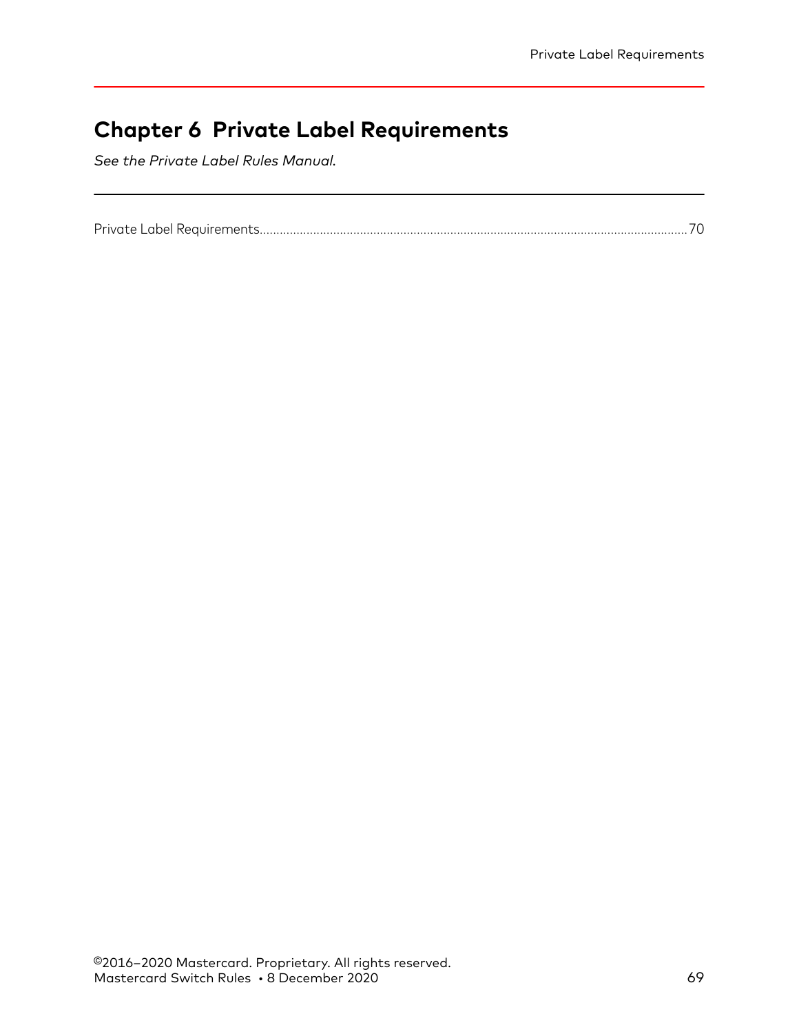# Chapter 6 Private Label Requirements

*See the Private Label Rules Manual.*

Private Label Requirements............................................................................................................................70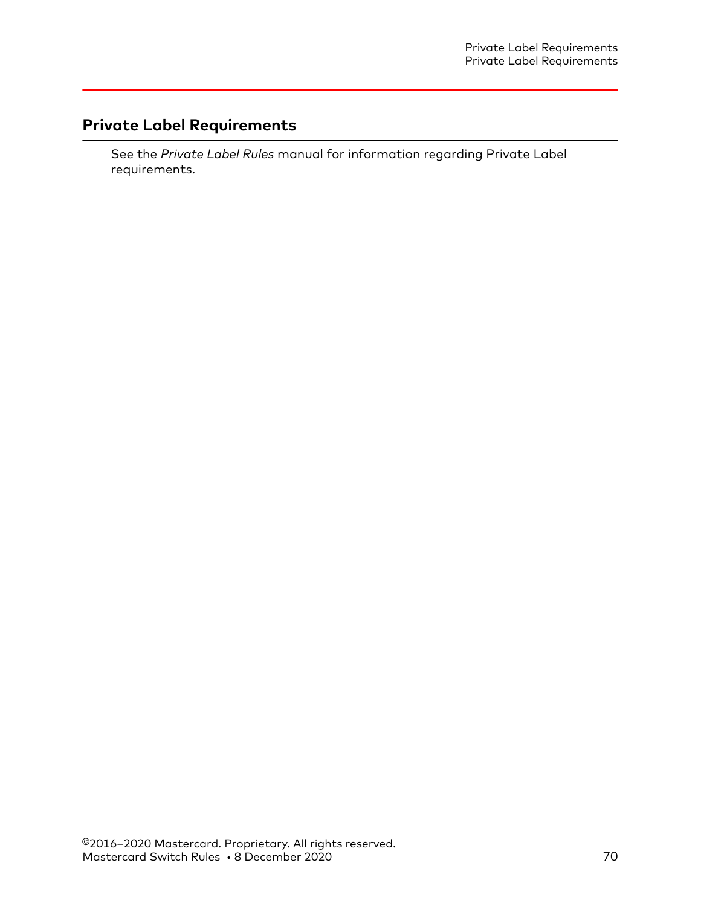## Private Label Requirements

See the *Private Label Rules* manual for information regarding Private Label requirements.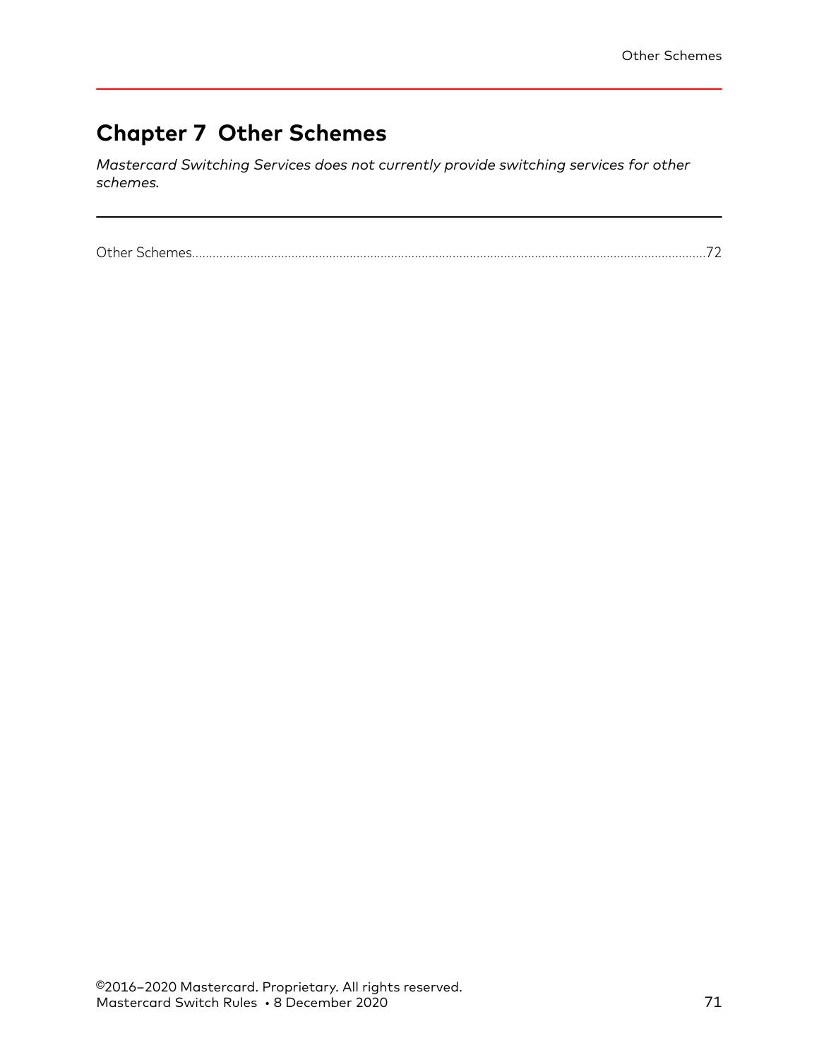# Chapter 7 Other Schemes

*Mastercard Switching Services does not currently provide switching services for other schemes.*

---

Other Schemes....................................................................................................................................................72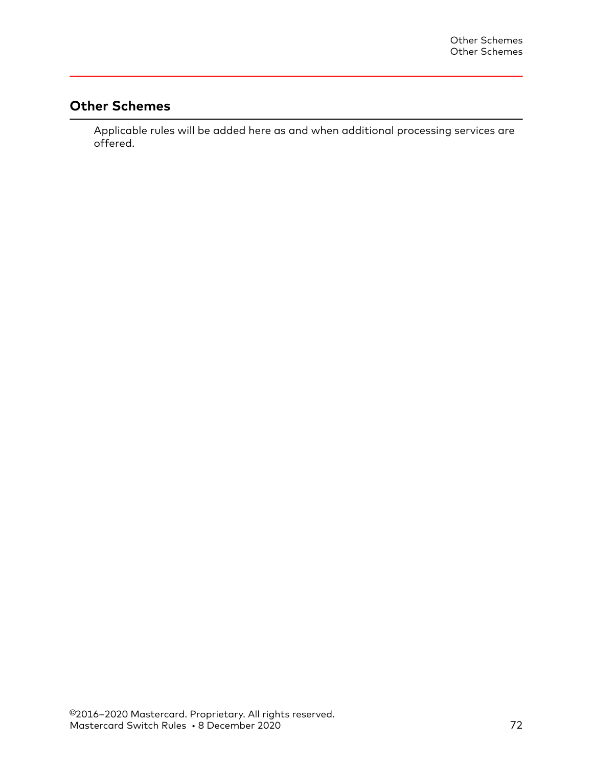## Other Schemes

Applicable rules will be added here as and when additional processing services are offered.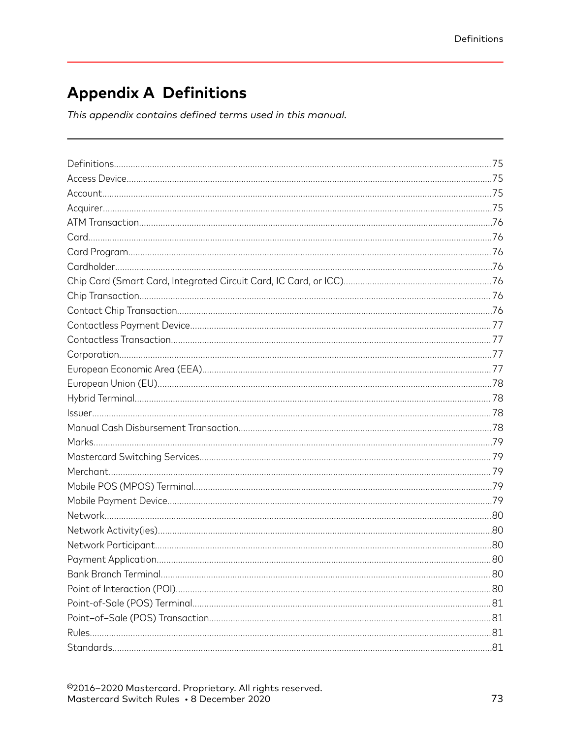# Appendix A Definitions

*This appendix contains defined terms used in this manual.*

Definitions.....75
Access Device.....75
Account.....75
Acquirer.....75
ATM Transaction.....76
Card.....76
Card Program.....76
Cardholder.....76
Chip Card (Smart Card, Integrated Circuit Card, IC Card, or ICC).....76
Chip Transaction.....76
Contact Chip Transaction.....76
Contactless Payment Device.....77
Contactless Transaction.....77
Corporation.....77
European Economic Area (EEA).....77
European Union (EU).....78
Hybrid Terminal.....78
Issuer.....78
Manual Cash Disbursement Transaction.....78
Marks.....79
Mastercard Switching Services.....79
Merchant.....79
Mobile POS (MPOS) Terminal.....79
Mobile Payment Device.....79
Network.....80
Network Activity(ies).....80
Network Participant.....80
Payment Application.....80
Bank Branch Terminal.....80
Point of Interaction (POI).....80
Point-of-Sale (POS) Terminal.....81
Point–of–Sale (POS) Transaction.....81
Rules.....81
Standards.....81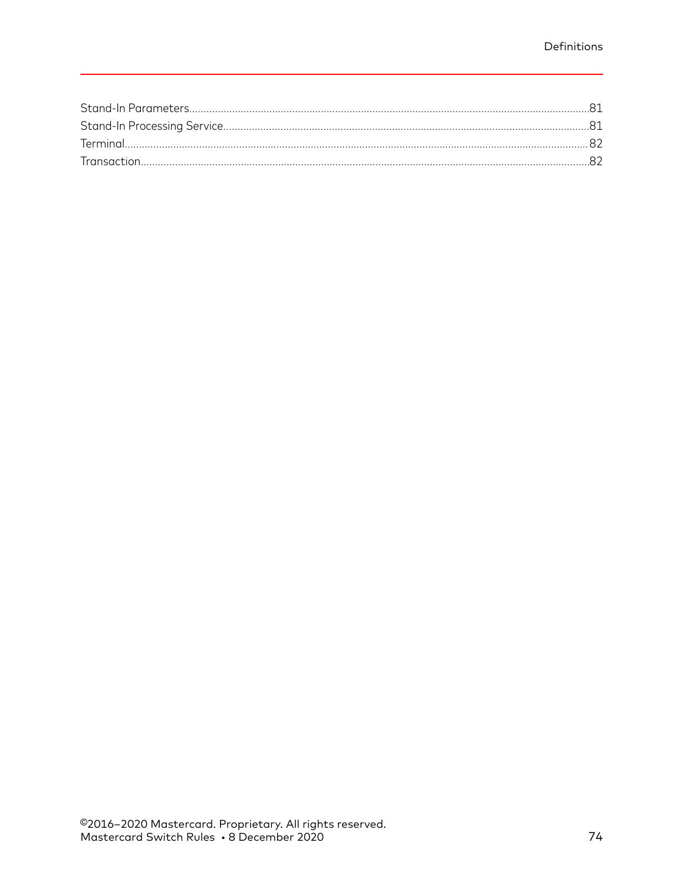Stand-In Parameters.......................................................................................................................................81
Stand-In Processing Service...........................................................................................................................81
Terminal...........................................................................................................................................................82
Transaction......................................................................................................................................................82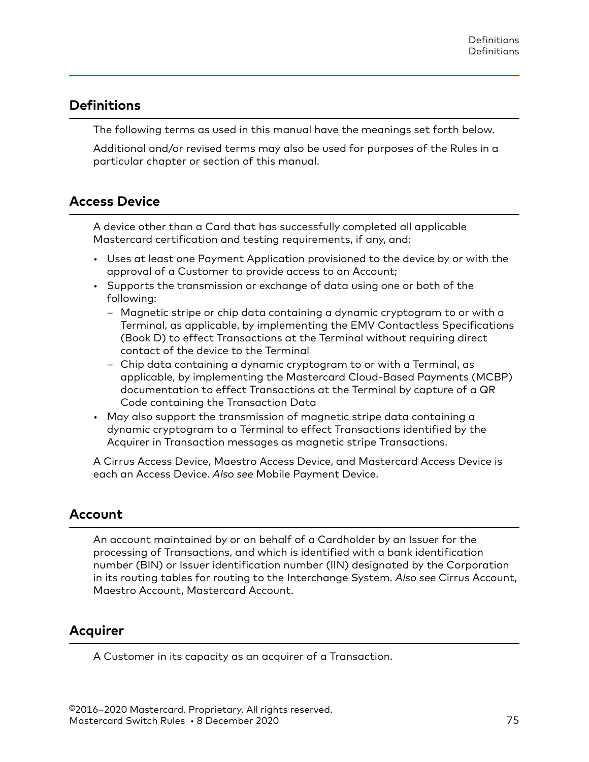## Definitions

The following terms as used in this manual have the meanings set forth below.

Additional and/or revised terms may also be used for purposes of the Rules in a particular chapter or section of this manual.

## Access Device

A device other than a Card that has successfully completed all applicable Mastercard certification and testing requirements, if any, and:

- Uses at least one Payment Application provisioned to the device by or with the approval of a Customer to provide access to an Account;
- Supports the transmission or exchange of data using one or both of the following:
  - Magnetic stripe or chip data containing a dynamic cryptogram to or with a Terminal, as applicable, by implementing the EMV Contactless Specifications (Book D) to effect Transactions at the Terminal without requiring direct contact of the device to the Terminal
  - Chip data containing a dynamic cryptogram to or with a Terminal, as applicable, by implementing the Mastercard Cloud-Based Payments (MCBP) documentation to effect Transactions at the Terminal by capture of a QR Code containing the Transaction Data
- May also support the transmission of magnetic stripe data containing a dynamic cryptogram to a Terminal to effect Transactions identified by the Acquirer in Transaction messages as magnetic stripe Transactions.

A Cirrus Access Device, Maestro Access Device, and Mastercard Access Device is each an Access Device. *Also see* Mobile Payment Device.

## Account

An account maintained by or on behalf of a Cardholder by an Issuer for the processing of Transactions, and which is identified with a bank identification number (BIN) or Issuer identification number (IIN) designated by the Corporation in its routing tables for routing to the Interchange System. *Also see* Cirrus Account, Maestro Account, Mastercard Account.

## Acquirer

A Customer in its capacity as an acquirer of a Transaction.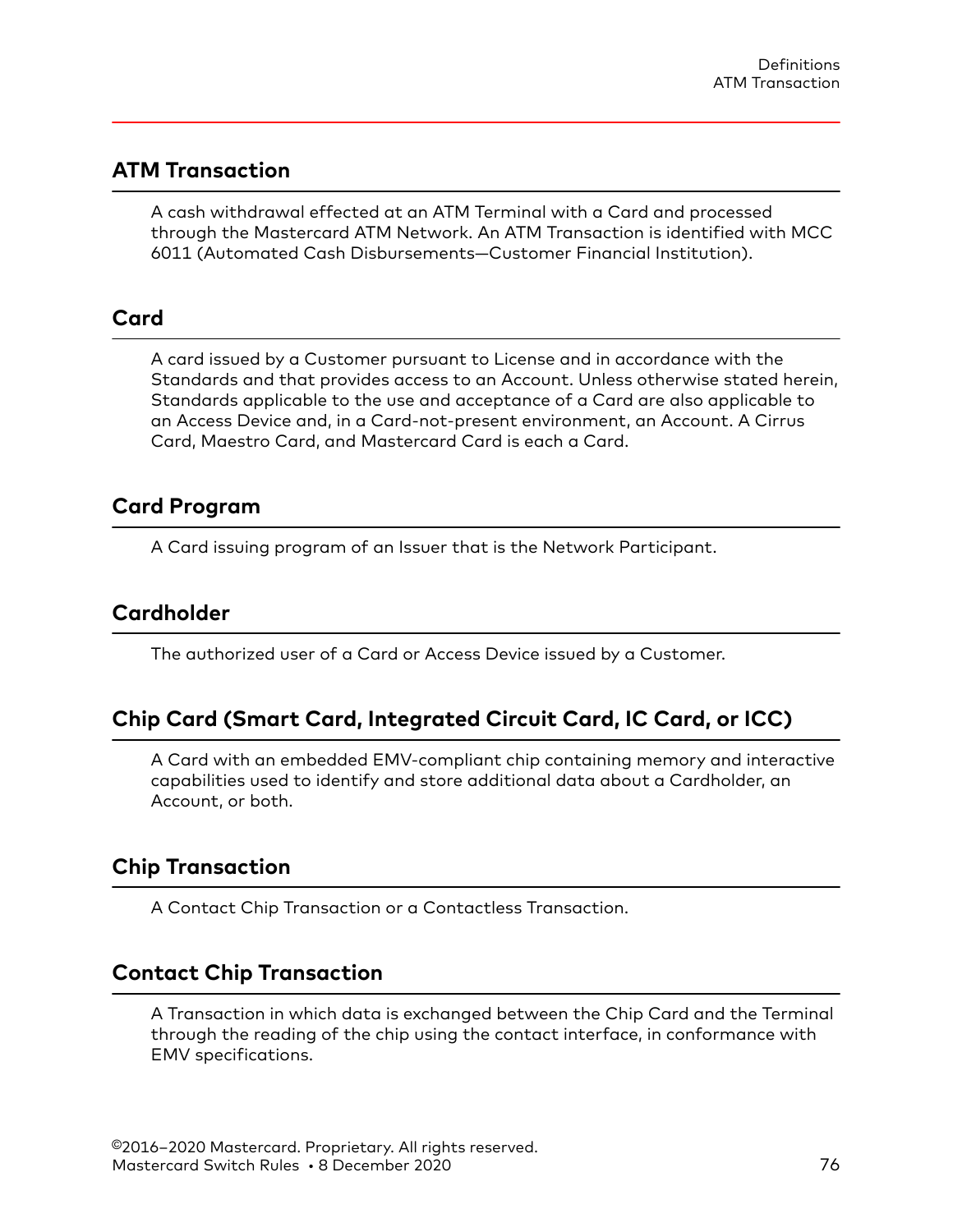## ATM Transaction

A cash withdrawal effected at an ATM Terminal with a Card and processed through the Mastercard ATM Network. An ATM Transaction is identified with MCC 6011 (Automated Cash Disbursements—Customer Financial Institution).

## Card

A card issued by a Customer pursuant to License and in accordance with the Standards and that provides access to an Account. Unless otherwise stated herein, Standards applicable to the use and acceptance of a Card are also applicable to an Access Device and, in a Card-not-present environment, an Account. A Cirrus Card, Maestro Card, and Mastercard Card is each a Card.

## Card Program

A Card issuing program of an Issuer that is the Network Participant.

## Cardholder

The authorized user of a Card or Access Device issued by a Customer.

## Chip Card (Smart Card, Integrated Circuit Card, IC Card, or ICC)

A Card with an embedded EMV-compliant chip containing memory and interactive capabilities used to identify and store additional data about a Cardholder, an Account, or both.

## Chip Transaction

A Contact Chip Transaction or a Contactless Transaction.

## Contact Chip Transaction

A Transaction in which data is exchanged between the Chip Card and the Terminal through the reading of the chip using the contact interface, in conformance with EMV specifications.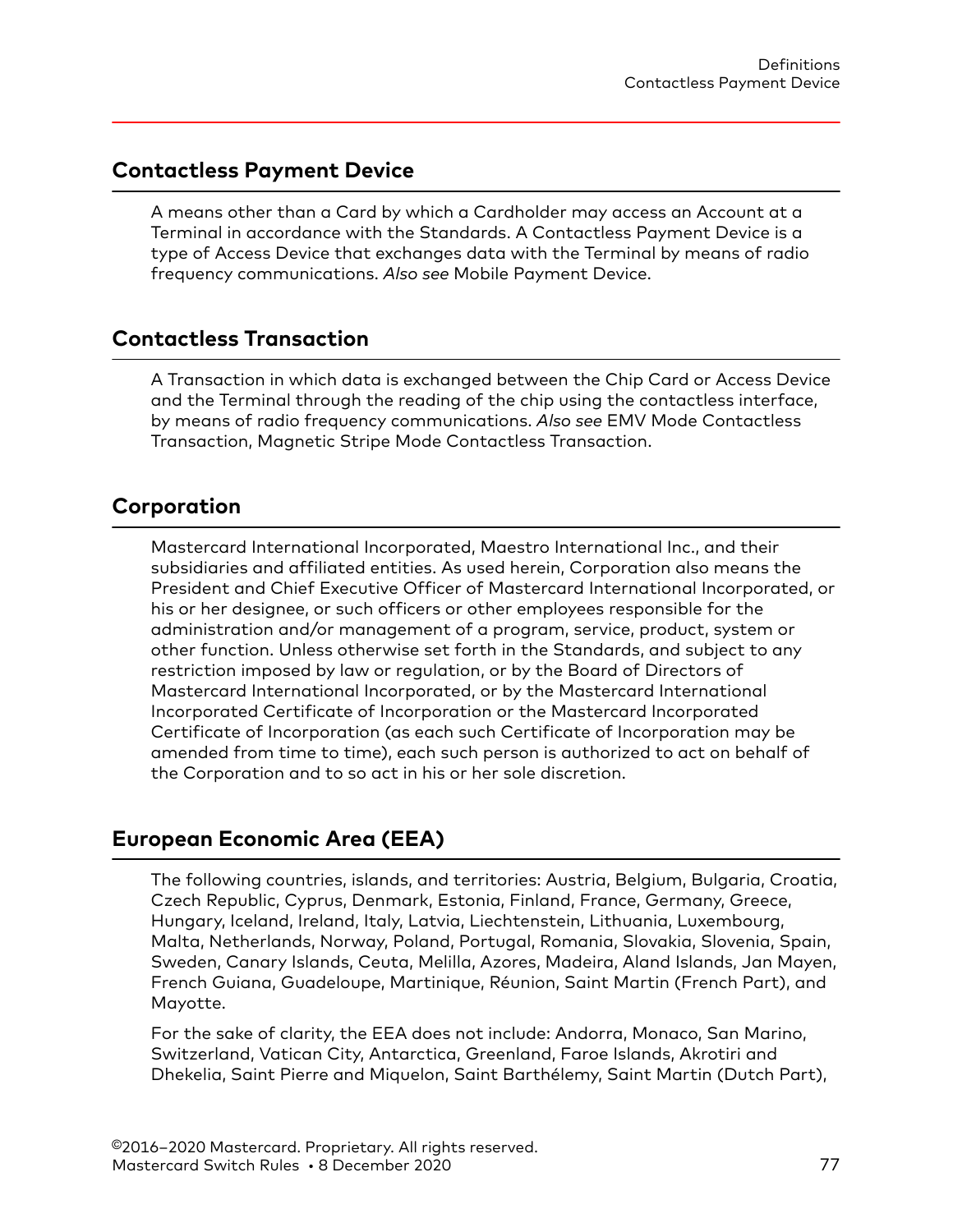## Contactless Payment Device

A means other than a Card by which a Cardholder may access an Account at a Terminal in accordance with the Standards. A Contactless Payment Device is a type of Access Device that exchanges data with the Terminal by means of radio frequency communications. *Also see* Mobile Payment Device.

## Contactless Transaction

A Transaction in which data is exchanged between the Chip Card or Access Device and the Terminal through the reading of the chip using the contactless interface, by means of radio frequency communications. *Also see* EMV Mode Contactless Transaction, Magnetic Stripe Mode Contactless Transaction.

## Corporation

Mastercard International Incorporated, Maestro International Inc., and their subsidiaries and affiliated entities. As used herein, Corporation also means the President and Chief Executive Officer of Mastercard International Incorporated, or his or her designee, or such officers or other employees responsible for the administration and/or management of a program, service, product, system or other function. Unless otherwise set forth in the Standards, and subject to any restriction imposed by law or regulation, or by the Board of Directors of Mastercard International Incorporated, or by the Mastercard International Incorporated Certificate of Incorporation or the Mastercard Incorporated Certificate of Incorporation (as each such Certificate of Incorporation may be amended from time to time), each such person is authorized to act on behalf of the Corporation and to so act in his or her sole discretion.

## European Economic Area (EEA)

The following countries, islands, and territories: Austria, Belgium, Bulgaria, Croatia, Czech Republic, Cyprus, Denmark, Estonia, Finland, France, Germany, Greece, Hungary, Iceland, Ireland, Italy, Latvia, Liechtenstein, Lithuania, Luxembourg, Malta, Netherlands, Norway, Poland, Portugal, Romania, Slovakia, Slovenia, Spain, Sweden, Canary Islands, Ceuta, Melilla, Azores, Madeira, Aland Islands, Jan Mayen, French Guiana, Guadeloupe, Martinique, Réunion, Saint Martin (French Part), and Mayotte.

For the sake of clarity, the EEA does not include: Andorra, Monaco, San Marino, Switzerland, Vatican City, Antarctica, Greenland, Faroe Islands, Akrotiri and Dhekelia, Saint Pierre and Miquelon, Saint Barthélemy, Saint Martin (Dutch Part),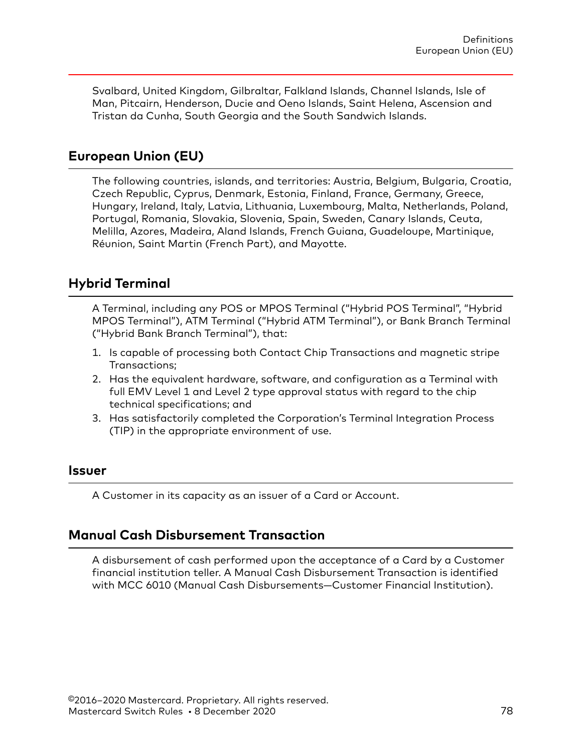Svalbard, United Kingdom, Gilbraltar, Falkland Islands, Channel Islands, Isle of Man, Pitcairn, Henderson, Ducie and Oeno Islands, Saint Helena, Ascension and Tristan da Cunha, South Georgia and the South Sandwich Islands.

## European Union (EU)

The following countries, islands, and territories: Austria, Belgium, Bulgaria, Croatia, Czech Republic, Cyprus, Denmark, Estonia, Finland, France, Germany, Greece, Hungary, Ireland, Italy, Latvia, Lithuania, Luxembourg, Malta, Netherlands, Poland, Portugal, Romania, Slovakia, Slovenia, Spain, Sweden, Canary Islands, Ceuta, Melilla, Azores, Madeira, Aland Islands, French Guiana, Guadeloupe, Martinique, Réunion, Saint Martin (French Part), and Mayotte.

## Hybrid Terminal

A Terminal, including any POS or MPOS Terminal ("Hybrid POS Terminal", "Hybrid MPOS Terminal"), ATM Terminal ("Hybrid ATM Terminal"), or Bank Branch Terminal ("Hybrid Bank Branch Terminal"), that:

1. Is capable of processing both Contact Chip Transactions and magnetic stripe Transactions;
2. Has the equivalent hardware, software, and configuration as a Terminal with full EMV Level 1 and Level 2 type approval status with regard to the chip technical specifications; and
3. Has satisfactorily completed the Corporation's Terminal Integration Process (TIP) in the appropriate environment of use.

## Issuer

A Customer in its capacity as an issuer of a Card or Account.

## Manual Cash Disbursement Transaction

A disbursement of cash performed upon the acceptance of a Card by a Customer financial institution teller. A Manual Cash Disbursement Transaction is identified with MCC 6010 (Manual Cash Disbursements—Customer Financial Institution).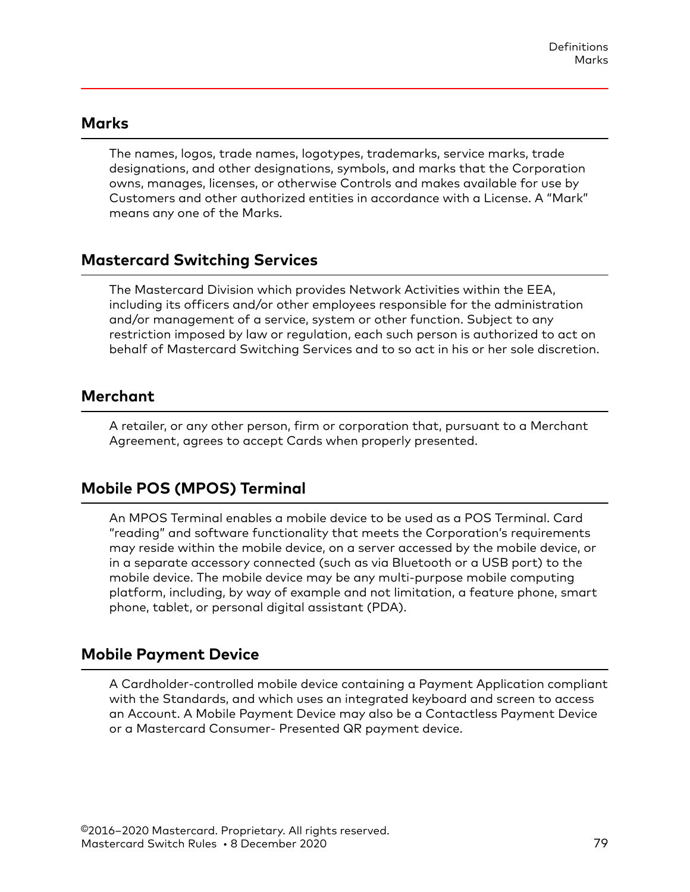## Marks

The names, logos, trade names, logotypes, trademarks, service marks, trade designations, and other designations, symbols, and marks that the Corporation owns, manages, licenses, or otherwise Controls and makes available for use by Customers and other authorized entities in accordance with a License. A "Mark" means any one of the Marks.

## Mastercard Switching Services

The Mastercard Division which provides Network Activities within the EEA, including its officers and/or other employees responsible for the administration and/or management of a service, system or other function. Subject to any restriction imposed by law or regulation, each such person is authorized to act on behalf of Mastercard Switching Services and to so act in his or her sole discretion.

## Merchant

A retailer, or any other person, firm or corporation that, pursuant to a Merchant Agreement, agrees to accept Cards when properly presented.

## Mobile POS (MPOS) Terminal

An MPOS Terminal enables a mobile device to be used as a POS Terminal. Card "reading" and software functionality that meets the Corporation's requirements may reside within the mobile device, on a server accessed by the mobile device, or in a separate accessory connected (such as via Bluetooth or a USB port) to the mobile device. The mobile device may be any multi-purpose mobile computing platform, including, by way of example and not limitation, a feature phone, smart phone, tablet, or personal digital assistant (PDA).

## Mobile Payment Device

A Cardholder-controlled mobile device containing a Payment Application compliant with the Standards, and which uses an integrated keyboard and screen to access an Account. A Mobile Payment Device may also be a Contactless Payment Device or a Mastercard Consumer- Presented QR payment device.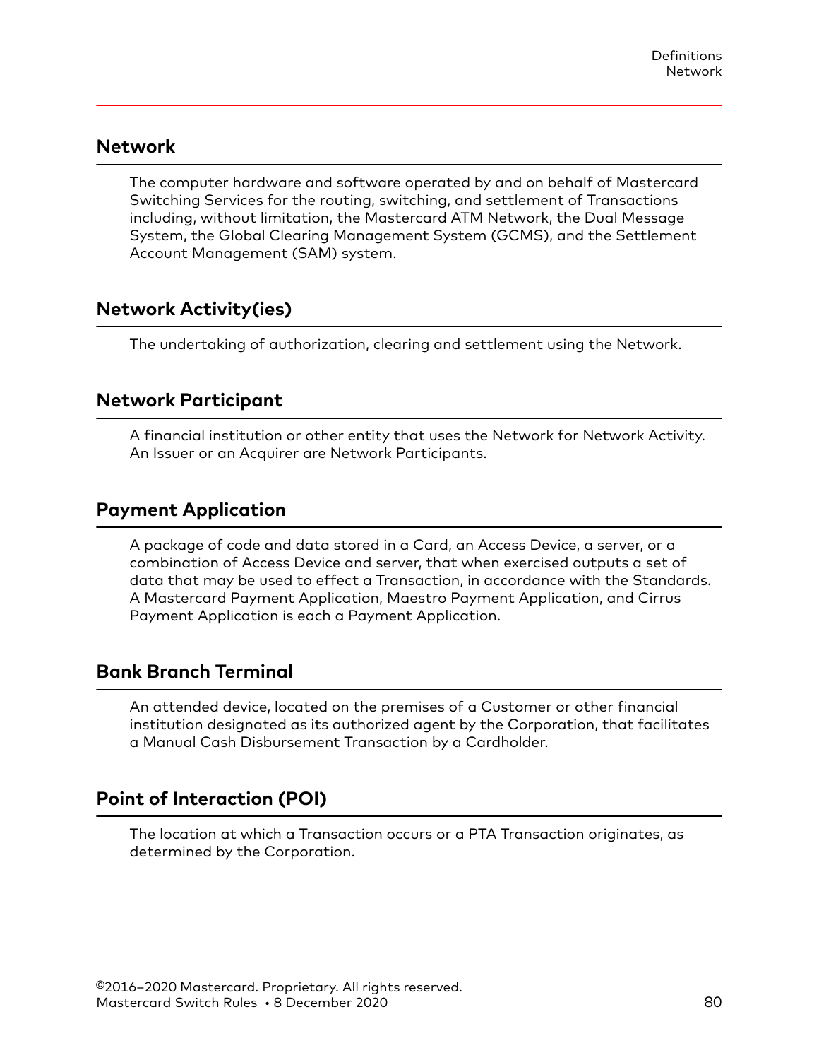## Network

The computer hardware and software operated by and on behalf of Mastercard Switching Services for the routing, switching, and settlement of Transactions including, without limitation, the Mastercard ATM Network, the Dual Message System, the Global Clearing Management System (GCMS), and the Settlement Account Management (SAM) system.

## Network Activity(ies)

The undertaking of authorization, clearing and settlement using the Network.

## Network Participant

A financial institution or other entity that uses the Network for Network Activity. An Issuer or an Acquirer are Network Participants.

## Payment Application

A package of code and data stored in a Card, an Access Device, a server, or a combination of Access Device and server, that when exercised outputs a set of data that may be used to effect a Transaction, in accordance with the Standards. A Mastercard Payment Application, Maestro Payment Application, and Cirrus Payment Application is each a Payment Application.

## Bank Branch Terminal

An attended device, located on the premises of a Customer or other financial institution designated as its authorized agent by the Corporation, that facilitates a Manual Cash Disbursement Transaction by a Cardholder.

## Point of Interaction (POI)

The location at which a Transaction occurs or a PTA Transaction originates, as determined by the Corporation.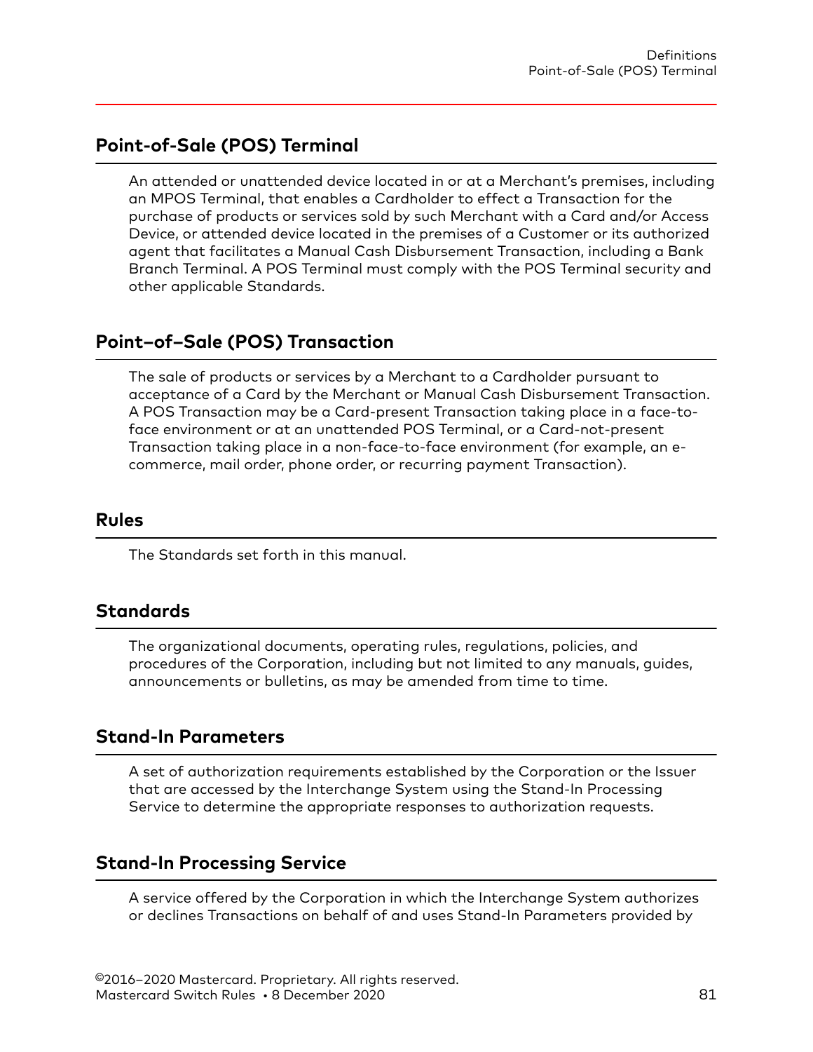## Point-of-Sale (POS) Terminal

An attended or unattended device located in or at a Merchant's premises, including an MPOS Terminal, that enables a Cardholder to effect a Transaction for the purchase of products or services sold by such Merchant with a Card and/or Access Device, or attended device located in the premises of a Customer or its authorized agent that facilitates a Manual Cash Disbursement Transaction, including a Bank Branch Terminal. A POS Terminal must comply with the POS Terminal security and other applicable Standards.

## Point–of–Sale (POS) Transaction

The sale of products or services by a Merchant to a Cardholder pursuant to acceptance of a Card by the Merchant or Manual Cash Disbursement Transaction. A POS Transaction may be a Card-present Transaction taking place in a face-to-face environment or at an unattended POS Terminal, or a Card-not-present Transaction taking place in a non-face-to-face environment (for example, an e-commerce, mail order, phone order, or recurring payment Transaction).

## Rules

The Standards set forth in this manual.

## Standards

The organizational documents, operating rules, regulations, policies, and procedures of the Corporation, including but not limited to any manuals, guides, announcements or bulletins, as may be amended from time to time.

## Stand-In Parameters

A set of authorization requirements established by the Corporation or the Issuer that are accessed by the Interchange System using the Stand-In Processing Service to determine the appropriate responses to authorization requests.

## Stand-In Processing Service

A service offered by the Corporation in which the Interchange System authorizes or declines Transactions on behalf of and uses Stand-In Parameters provided by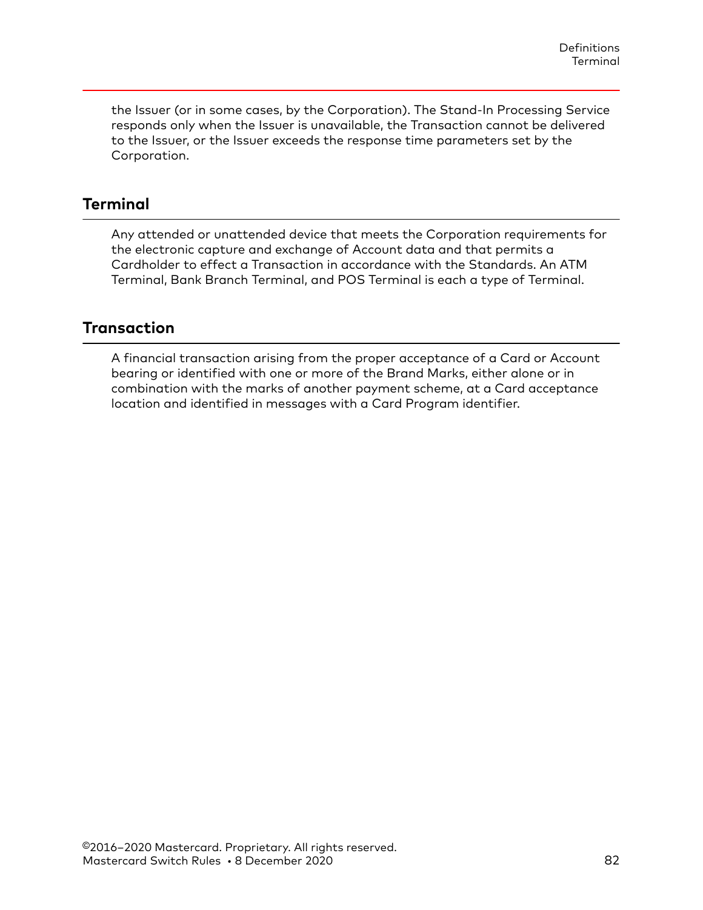the Issuer (or in some cases, by the Corporation). The Stand-In Processing Service responds only when the Issuer is unavailable, the Transaction cannot be delivered to the Issuer, or the Issuer exceeds the response time parameters set by the Corporation.

## Terminal

Any attended or unattended device that meets the Corporation requirements for the electronic capture and exchange of Account data and that permits a Cardholder to effect a Transaction in accordance with the Standards. An ATM Terminal, Bank Branch Terminal, and POS Terminal is each a type of Terminal.

## Transaction

A financial transaction arising from the proper acceptance of a Card or Account bearing or identified with one or more of the Brand Marks, either alone or in combination with the marks of another payment scheme, at a Card acceptance location and identified in messages with a Card Program identifier.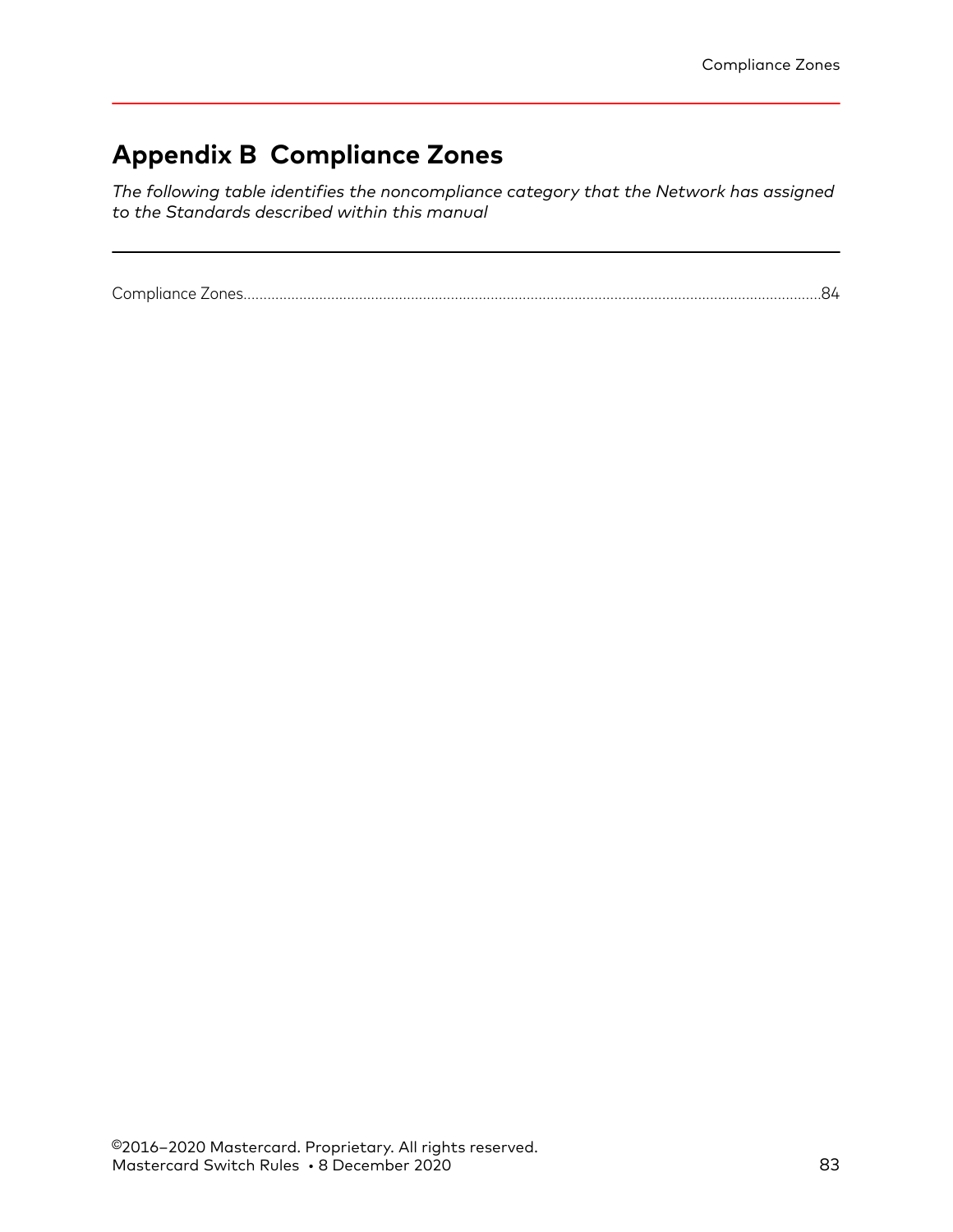# Appendix B Compliance Zones

*The following table identifies the noncompliance category that the Network has assigned to the Standards described within this manual*

Compliance Zones.......................................................................................................................................84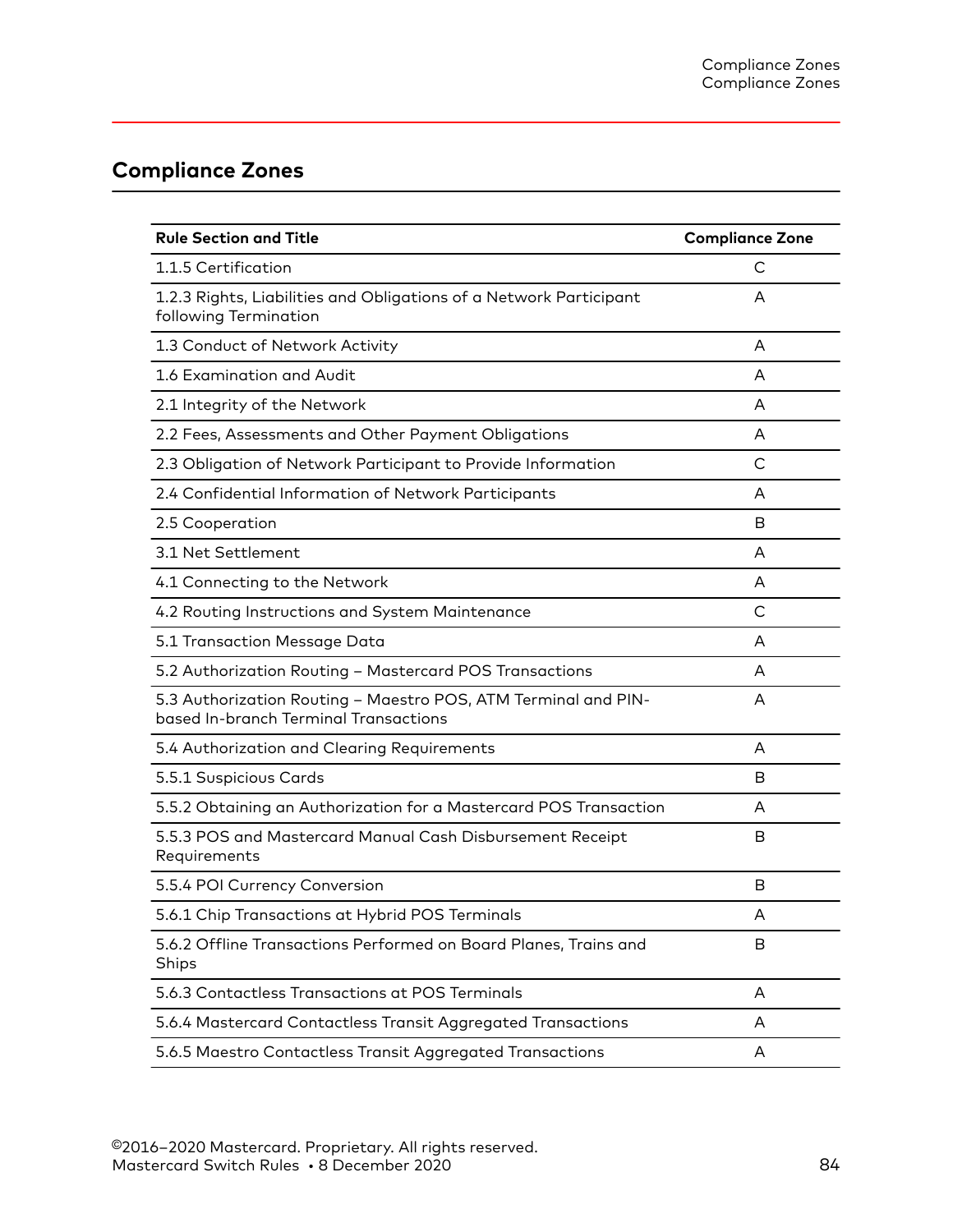## Compliance Zones

| Rule Section and Title | Compliance Zone |
| --- | --- |
| 1.1.5 Certification | C |
| 1.2.3 Rights, Liabilities and Obligations of a Network Participant following Termination | A |
| 1.3 Conduct of Network Activity | A |
| 1.6 Examination and Audit | A |
| 2.1 Integrity of the Network | A |
| 2.2 Fees, Assessments and Other Payment Obligations | A |
| 2.3 Obligation of Network Participant to Provide Information | C |
| 2.4 Confidential Information of Network Participants | A |
| 2.5 Cooperation | B |
| 3.1 Net Settlement | A |
| 4.1 Connecting to the Network | A |
| 4.2 Routing Instructions and System Maintenance | C |
| 5.1 Transaction Message Data | A |
| 5.2 Authorization Routing – Mastercard POS Transactions | A |
| 5.3 Authorization Routing – Maestro POS, ATM Terminal and PIN-based In-branch Terminal Transactions | A |
| 5.4 Authorization and Clearing Requirements | A |
| 5.5.1 Suspicious Cards | B |
| 5.5.2 Obtaining an Authorization for a Mastercard POS Transaction | A |
| 5.5.3 POS and Mastercard Manual Cash Disbursement Receipt Requirements | B |
| 5.5.4 POI Currency Conversion | B |
| 5.6.1 Chip Transactions at Hybrid POS Terminals | A |
| 5.6.2 Offline Transactions Performed on Board Planes, Trains and Ships | B |
| 5.6.3 Contactless Transactions at POS Terminals | A |
| 5.6.4 Mastercard Contactless Transit Aggregated Transactions | A |
| 5.6.5 Maestro Contactless Transit Aggregated Transactions | A |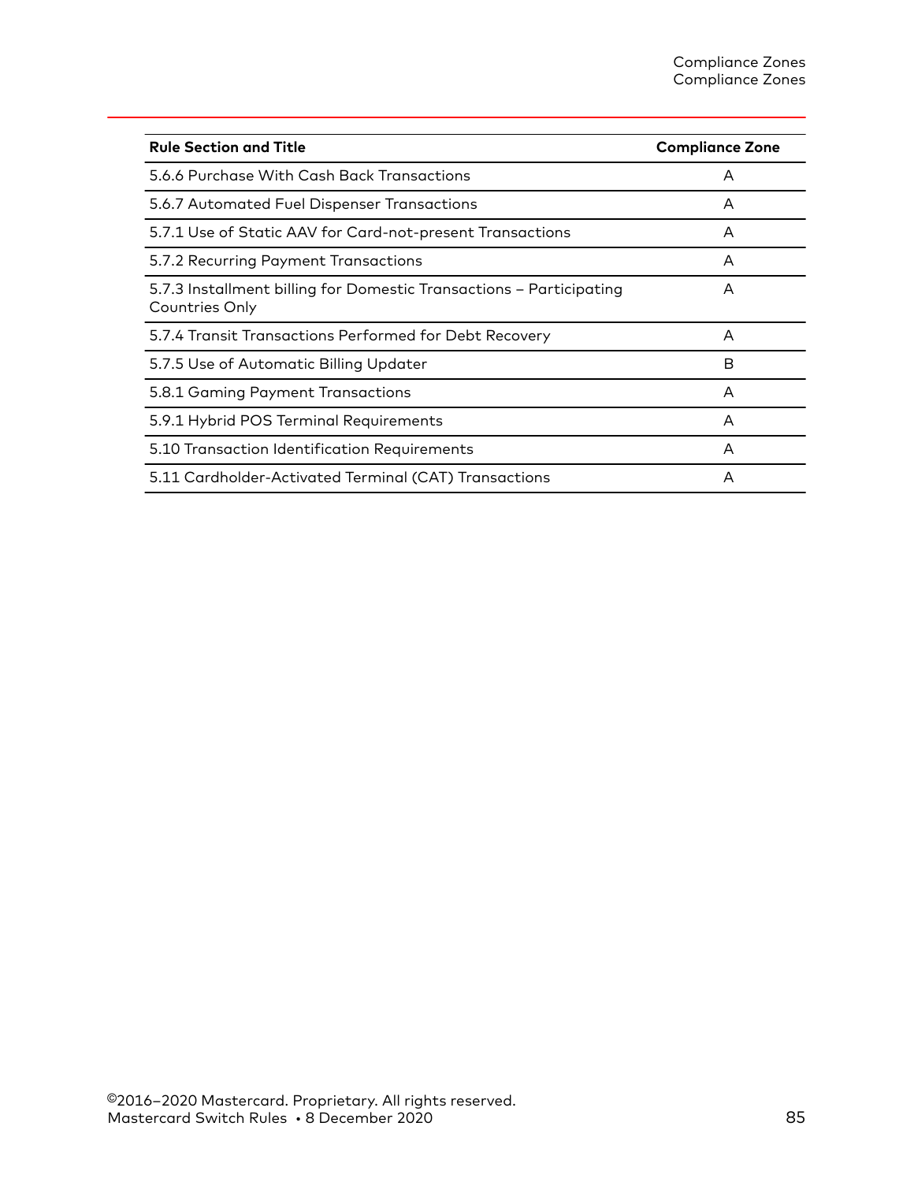| Rule Section and Title | Compliance Zone |
| --- | --- |
| 5.6.6 Purchase With Cash Back Transactions | A |
| 5.6.7 Automated Fuel Dispenser Transactions | A |
| 5.7.1 Use of Static AAV for Card-not-present Transactions | A |
| 5.7.2 Recurring Payment Transactions | A |
| 5.7.3 Installment billing for Domestic Transactions – Participating Countries Only | A |
| 5.7.4 Transit Transactions Performed for Debt Recovery | A |
| 5.7.5 Use of Automatic Billing Updater | B |
| 5.8.1 Gaming Payment Transactions | A |
| 5.9.1 Hybrid POS Terminal Requirements | A |
| 5.10 Transaction Identification Requirements | A |
| 5.11 Cardholder-Activated Terminal (CAT) Transactions | A |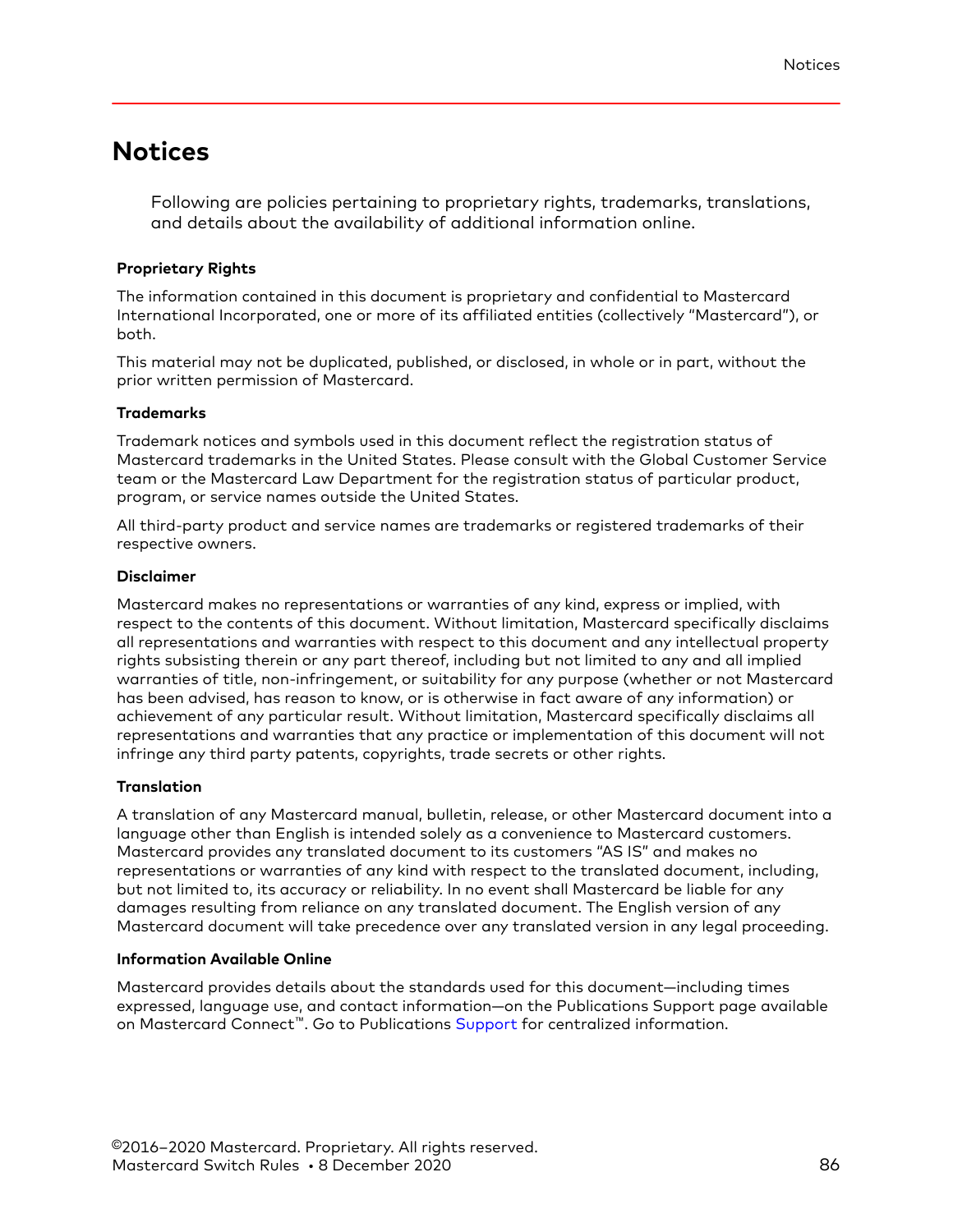# Notices

Following are policies pertaining to proprietary rights, trademarks, translations, and details about the availability of additional information online.

**Proprietary Rights**

The information contained in this document is proprietary and confidential to Mastercard International Incorporated, one or more of its affiliated entities (collectively "Mastercard"), or both.

This material may not be duplicated, published, or disclosed, in whole or in part, without the prior written permission of Mastercard.

**Trademarks**

Trademark notices and symbols used in this document reflect the registration status of Mastercard trademarks in the United States. Please consult with the Global Customer Service team or the Mastercard Law Department for the registration status of particular product, program, or service names outside the United States.

All third-party product and service names are trademarks or registered trademarks of their respective owners.

**Disclaimer**

Mastercard makes no representations or warranties of any kind, express or implied, with respect to the contents of this document. Without limitation, Mastercard specifically disclaims all representations and warranties with respect to this document and any intellectual property rights subsisting therein or any part thereof, including but not limited to any and all implied warranties of title, non-infringement, or suitability for any purpose (whether or not Mastercard has been advised, has reason to know, or is otherwise in fact aware of any information) or achievement of any particular result. Without limitation, Mastercard specifically disclaims all representations and warranties that any practice or implementation of this document will not infringe any third party patents, copyrights, trade secrets or other rights.

**Translation**

A translation of any Mastercard manual, bulletin, release, or other Mastercard document into a language other than English is intended solely as a convenience to Mastercard customers. Mastercard provides any translated document to its customers "AS IS" and makes no representations or warranties of any kind with respect to the translated document, including, but not limited to, its accuracy or reliability. In no event shall Mastercard be liable for any damages resulting from reliance on any translated document. The English version of any Mastercard document will take precedence over any translated version in any legal proceeding.

**Information Available Online**

Mastercard provides details about the standards used for this document—including times expressed, language use, and contact information—on the Publications Support page available on Mastercard Connect™. Go to Publications Support for centralized information.